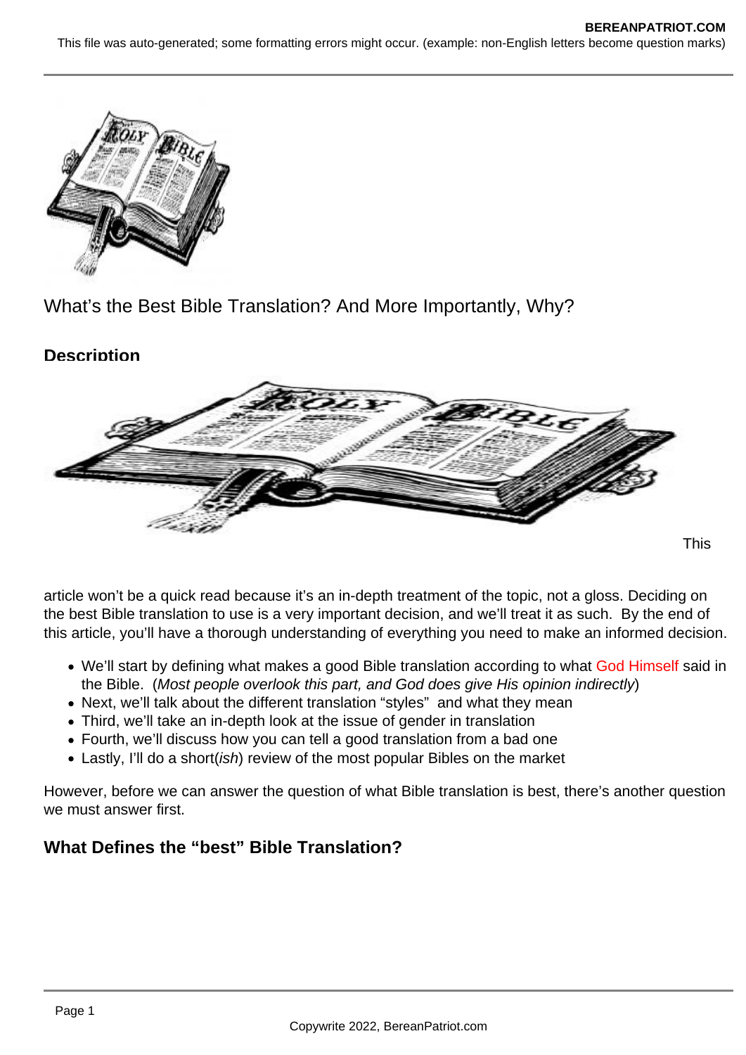# What's the Best Bible Translation? And More Importantly, Why?

## Description

This article won't be a quick read because it's an in-depth treatment of the topic, not a gloss. Deciding on the best Bible translation to use is a very important decision, and we'll treat it as such. By the end of this article, you'll have a thorough understanding of everything you need to make an informed decision.

- We'll start by defining what makes a good Bible translation according to what God Himself said in the Bible. (*Most people overlook this part, and God does give His opinion indirectly*)
- Next, we'll talk about the different translation "styles" and what they mean
- Third, we'll take an in-depth look at the issue of gender in translation
- Fourth, we'll discuss how you can tell a good translation from a bad one
- Lastly, I'll do a short(*ish*) review of the most popular Bibles on the market

However, before we can answer the question of what Bible translation is best, there's another question we must answer first.

## What Defines the "best" Bible Translation?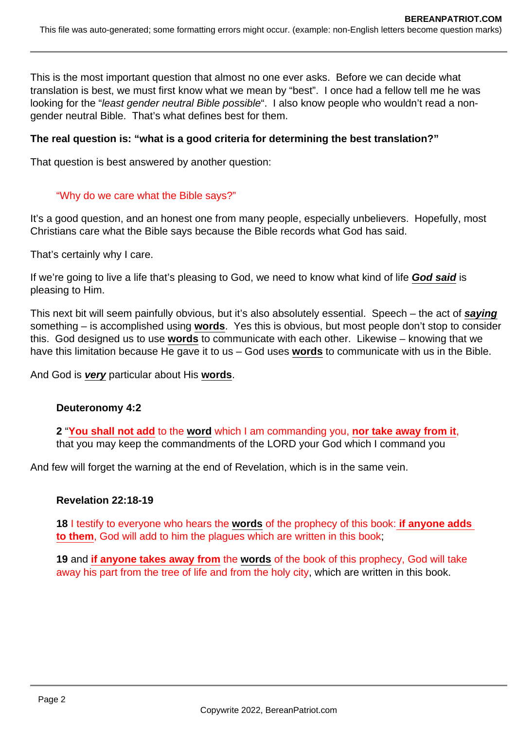This is the most important question that almost no one ever asks. Before we can decide what translation is best, we must first know what we mean by “best”. I once had a fellow tell me he was looking for the “*least gender neutral Bible possible*“. I also know people who wouldn’t read a non-gender neutral Bible. That’s what defines best for them.

**The real question is: “what is a good criteria for determining the best translation?”**

That question is best answered by another question:

> “Why do we care what the Bible says?”

It’s a good question, and an honest one from many people, especially unbelievers. Hopefully, most Christians care what the Bible says because the Bible records what God has said.

That’s certainly why I care.

If we’re going to live a life that’s pleasing to God, we need to know what kind of life ***God said*** is pleasing to Him.

This next bit will seem painfully obvious, but it’s also absolutely essential. Speech – the act of ***saying*** something – is accomplished using **words**. Yes this is obvious, but most people don’t stop to consider this. God designed us to use **words** to communicate with each other. Likewise – knowing that we have this limitation because He gave it to us – God uses **words** to communicate with us in the Bible.

And God is ***very*** particular about His **words**.

> **Deuteronomy 4:2**
>
> **2** “**You shall not add** to the **word** which I am commanding you, **nor take away from it**, that you may keep the commandments of the LORD your God which I command you

And few will forget the warning at the end of Revelation, which is in the same vein.

> **Revelation 22:18-19**
>
> **18** I testify to everyone who hears the **words** of the prophecy of this book: **if anyone adds to them**, God will add to him the plagues which are written in this book;
>
> **19** and **if anyone takes away from** the **words** of the book of this prophecy, God will take away his part from the tree of life and from the holy city, which are written in this book.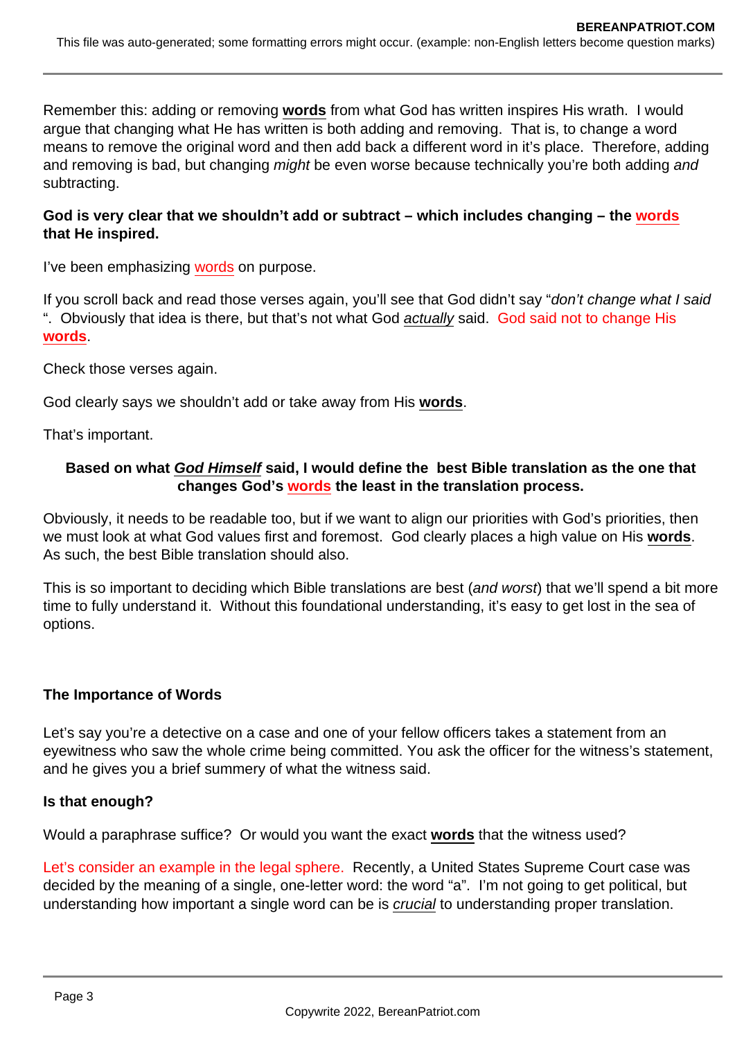Remember this: adding or removing **words** from what God has written inspires His wrath. I would argue that changing what He has written is both adding and removing. That is, to change a word means to remove the original word and then add back a different word in it's place. Therefore, adding and removing is bad, but changing *might* be even worse because technically you're both adding *and* subtracting.

**God is very clear that we shouldn't add or subtract – which includes changing – the words that He inspired.**

I've been emphasizing words on purpose.

If you scroll back and read those verses again, you'll see that God didn't say "*don't change what I said* ". Obviously that idea is there, but that's not what God *actually* said. God said not to change His **words**.

Check those verses again.

God clearly says we shouldn't add or take away from His **words**.

That's important.

**Based on what *God Himself* said, I would define the best Bible translation as the one that changes God's words the least in the translation process.**

Obviously, it needs to be readable too, but if we want to align our priorities with God's priorities, then we must look at what God values first and foremost. God clearly places a high value on His **words**. As such, the best Bible translation should also.

This is so important to deciding which Bible translations are best (*and worst*) that we'll spend a bit more time to fully understand it. Without this foundational understanding, it's easy to get lost in the sea of options.

**The Importance of Words**

Let's say you're a detective on a case and one of your fellow officers takes a statement from an eyewitness who saw the whole crime being committed. You ask the officer for the witness's statement, and he gives you a brief summery of what the witness said.

**Is that enough?**

Would a paraphrase suffice? Or would you want the exact **words** that the witness used?

Let's consider an example in the legal sphere. Recently, a United States Supreme Court case was decided by the meaning of a single, one-letter word: the word "a". I'm not going to get political, but understanding how important a single word can be is *crucial* to understanding proper translation.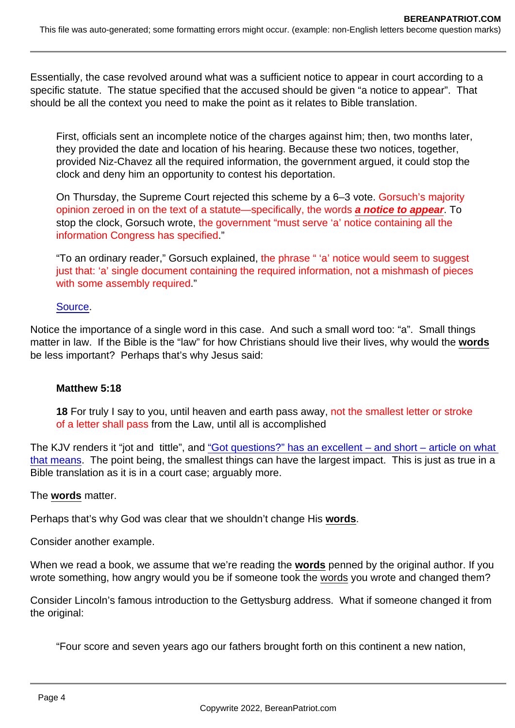Essentially, the case revolved around what was a sufficient notice to appear in court according to a specific statute. The statue specified that the accused should be given "a notice to appear". That should be all the context you need to make the point as it relates to Bible translation.

> First, officials sent an incomplete notice of the charges against him; then, two months later, they provided the date and location of his hearing. Because these two notices, together, provided Niz-Chavez all the required information, the government argued, it could stop the clock and deny him an opportunity to contest his deportation.
>
> On Thursday, the Supreme Court rejected this scheme by a 6–3 vote. Gorsuch's majority opinion zeroed in on the text of a statute—specifically, the words ***a notice to appear***. To stop the clock, Gorsuch wrote, the government "must serve 'a' notice containing all the information Congress has specified."
>
> "To an ordinary reader," Gorsuch explained, the phrase " 'a' notice would seem to suggest just that: 'a' single document containing the required information, not a mishmash of pieces with some assembly required."
>
> Source.

Notice the importance of a single word in this case. And such a small word too: "a". Small things matter in law. If the Bible is the "law" for how Christians should live their lives, why would the **words** be less important? Perhaps that's why Jesus said:

> **Matthew 5:18**
>
> **18** For truly I say to you, until heaven and earth pass away, not the smallest letter or stroke of a letter shall pass from the Law, until all is accomplished

The KJV renders it "jot and tittle", and "Got questions?" has an excellent – and short – article on what that means. The point being, the smallest things can have the largest impact. This is just as true in a Bible translation as it is in a court case; arguably more.

The **words** matter.

Perhaps that's why God was clear that we shouldn't change His **words**.

Consider another example.

When we read a book, we assume that we're reading the **words** penned by the original author. If you wrote something, how angry would you be if someone took the words you wrote and changed them?

Consider Lincoln's famous introduction to the Gettysburg address. What if someone changed it from the original:

> "Four score and seven years ago our fathers brought forth on this continent a new nation,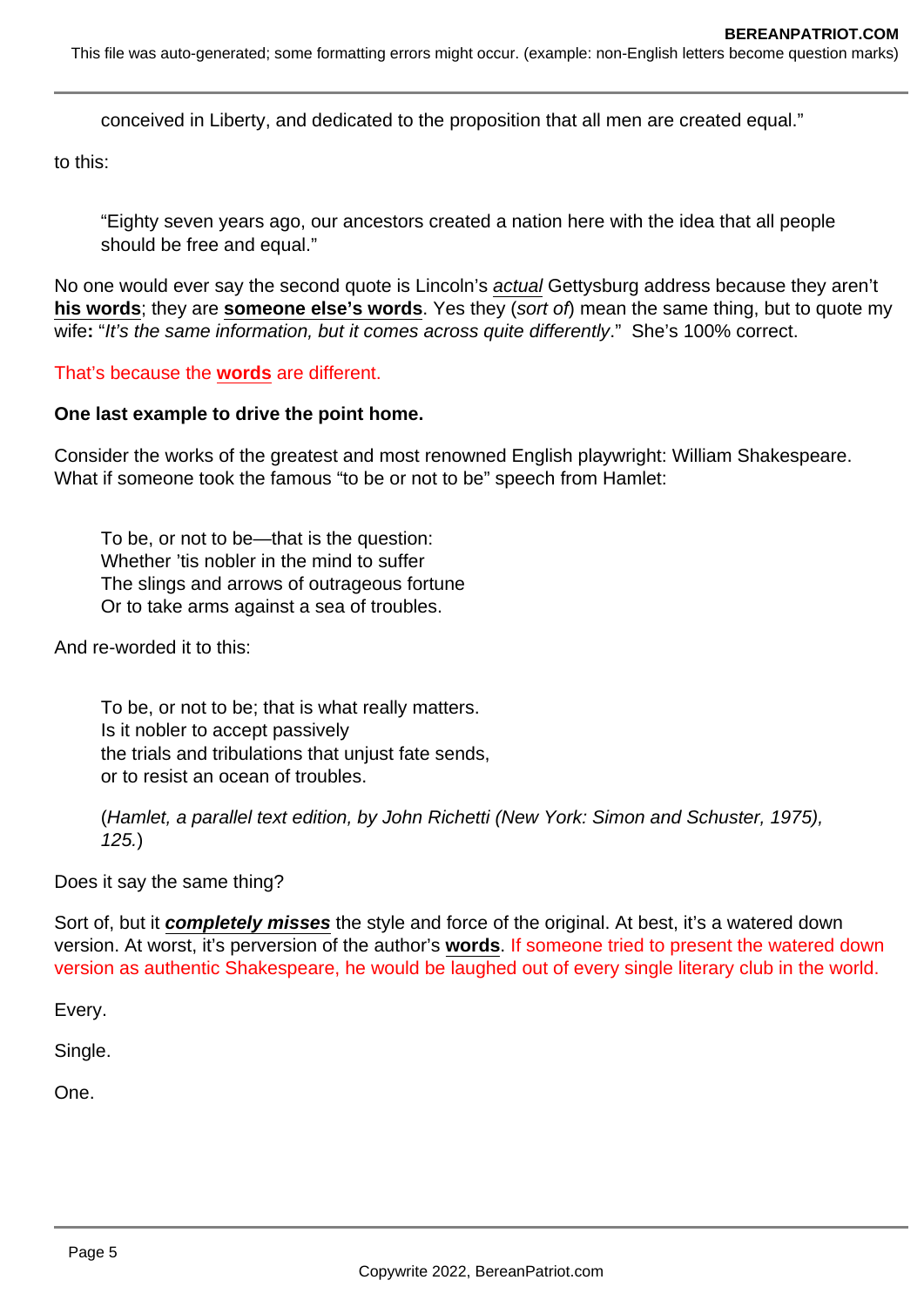> conceived in Liberty, and dedicated to the proposition that all men are created equal."

to this:

> "Eighty seven years ago, our ancestors created a nation here with the idea that all people should be free and equal."

No one would ever say the second quote is Lincoln's *actual* Gettysburg address because they aren't **his words**; they are **someone else's words**. Yes they (*sort of*) mean the same thing, but to quote my wife**:** "*It's the same information, but it comes across quite differently*." She's 100% correct.

That's because the **words** are different.

**One last example to drive the point home.**

Consider the works of the greatest and most renowned English playwright: William Shakespeare. What if someone took the famous "to be or not to be" speech from Hamlet:

> To be, or not to be—that is the question:
> Whether 'tis nobler in the mind to suffer
> The slings and arrows of outrageous fortune
> Or to take arms against a sea of troubles.

And re-worded it to this:

> To be, or not to be; that is what really matters.
> Is it nobler to accept passively
> the trials and tribulations that unjust fate sends,
> or to resist an ocean of troubles.
>
> (*Hamlet, a parallel text edition, by John Richetti (New York: Simon and Schuster, 1975), 125.*)

Does it say the same thing?

Sort of, but it ***completely misses*** the style and force of the original. At best, it's a watered down version. At worst, it's perversion of the author's **words**. If someone tried to present the watered down version as authentic Shakespeare, he would be laughed out of every single literary club in the world.

Every.

Single.

One.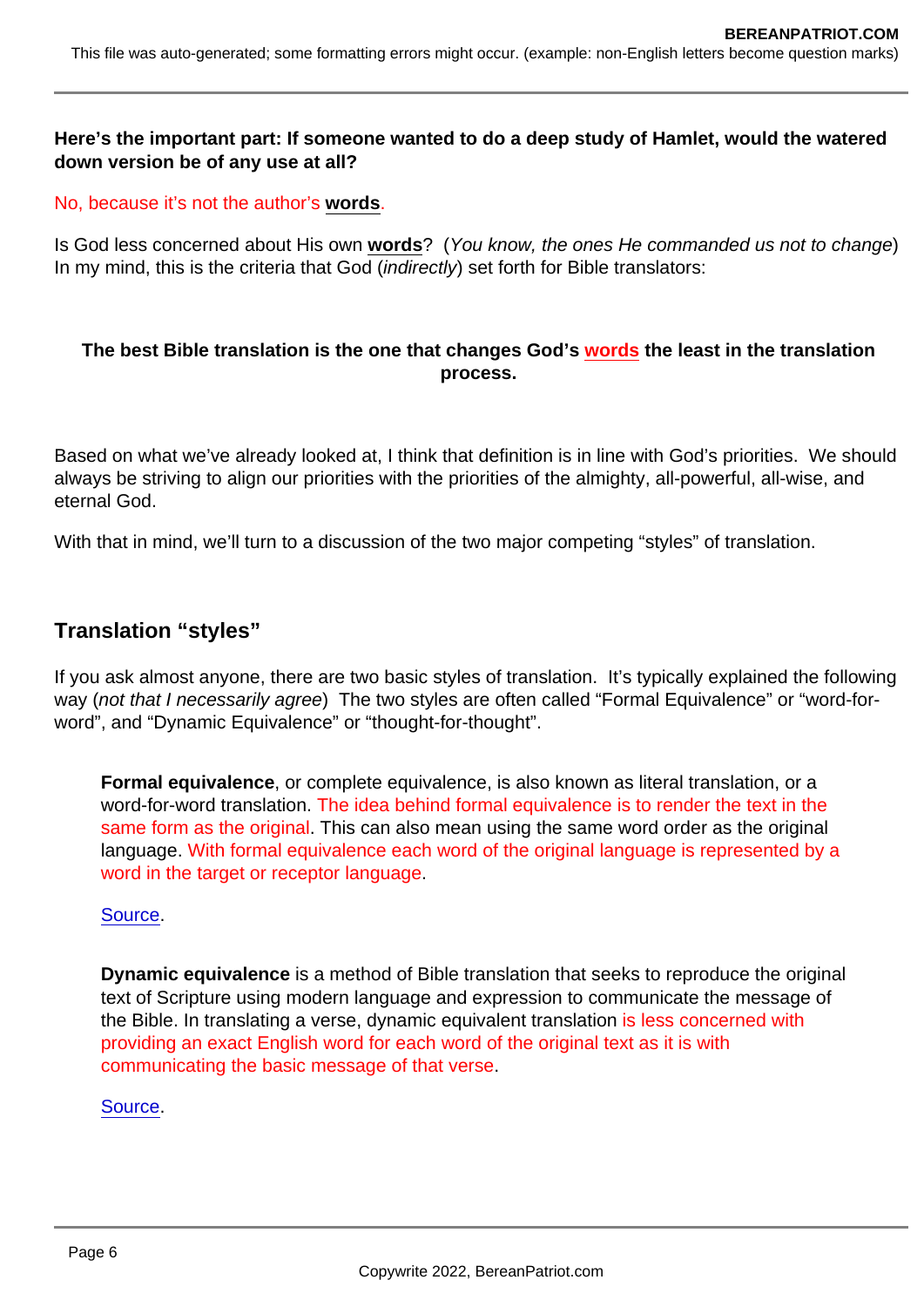**Here's the important part: If someone wanted to do a deep study of Hamlet, would the watered down version be of any use at all?**

No, because it's not the author's **words**.

Is God less concerned about His own **words**? (*You know, the ones He commanded us not to change*) In my mind, this is the criteria that God (*indirectly*) set forth for Bible translators:

**The best Bible translation is the one that changes God's words the least in the translation process.**

Based on what we've already looked at, I think that definition is in line with God's priorities. We should always be striving to align our priorities with the priorities of the almighty, all-powerful, all-wise, and eternal God.

With that in mind, we'll turn to a discussion of the two major competing "styles" of translation.

## Translation "styles"

If you ask almost anyone, there are two basic styles of translation. It's typically explained the following way (*not that I necessarily agree*) The two styles are often called "Formal Equivalence" or "word-for-word", and "Dynamic Equivalence" or "thought-for-thought".

> **Formal equivalence**, or complete equivalence, is also known as literal translation, or a word-for-word translation. The idea behind formal equivalence is to render the text in the same form as the original. This can also mean using the same word order as the original language. With formal equivalence each word of the original language is represented by a word in the target or receptor language.
>
> Source.

> **Dynamic equivalence** is a method of Bible translation that seeks to reproduce the original text of Scripture using modern language and expression to communicate the message of the Bible. In translating a verse, dynamic equivalent translation is less concerned with providing an exact English word for each word of the original text as it is with communicating the basic message of that verse.
>
> Source.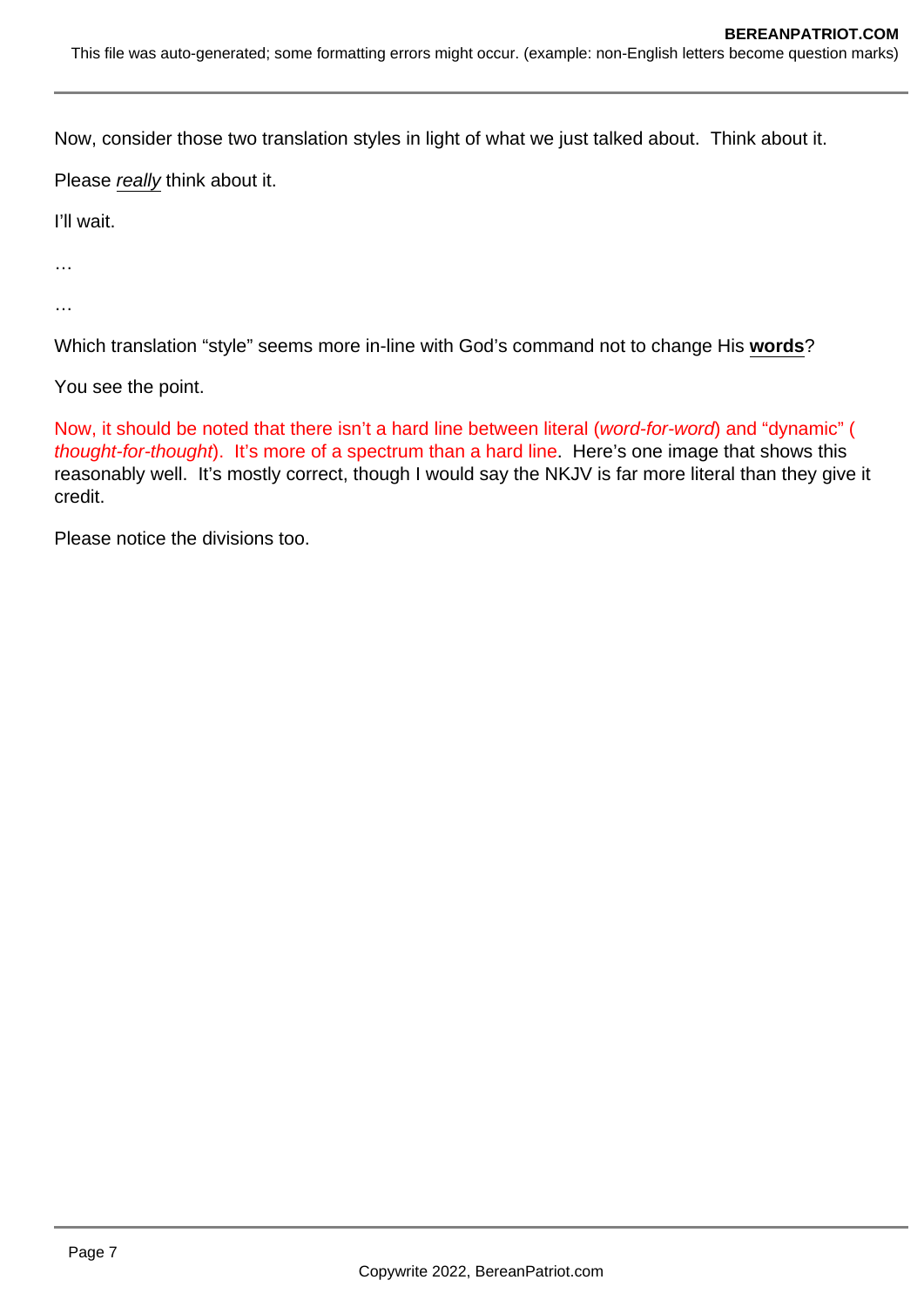Now, consider those two translation styles in light of what we just talked about.  Think about it.

Please *really* think about it.

I'll wait.

…

…

Which translation "style" seems more in-line with God's command not to change His **words**?

You see the point.

Now, it should be noted that there isn't a hard line between literal (*word-for-word*) and "dynamic" (*thought-for-thought*).  It's more of a spectrum than a hard line.  Here's one image that shows this reasonably well.  It's mostly correct, though I would say the NKJV is far more literal than they give it credit.

Please notice the divisions too.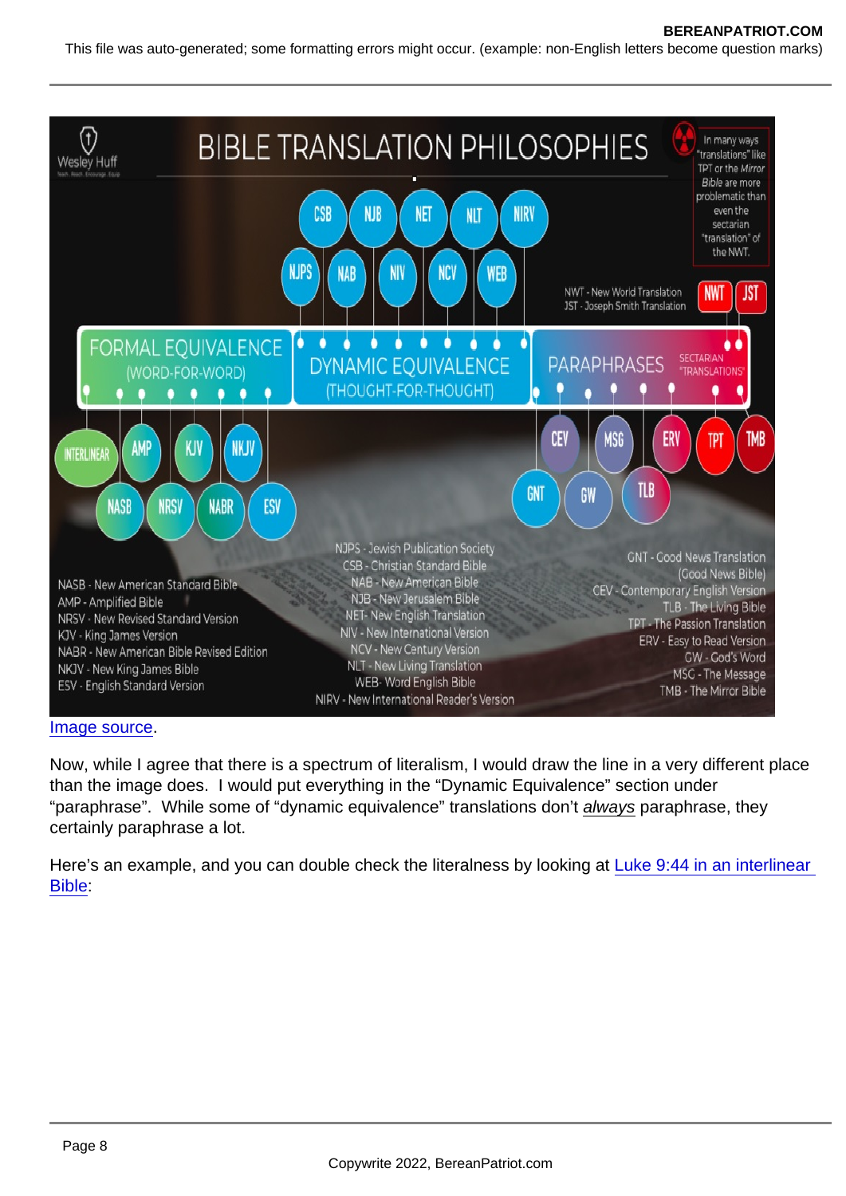Image source.

Now, while I agree that there is a spectrum of literalism, I would draw the line in a very different place than the image does. I would put everything in the "Dynamic Equivalence" section under "paraphrase". While some of "dynamic equivalence" translations don't *always* paraphrase, they certainly paraphrase a lot.

Here's an example, and you can double check the literalness by looking at Luke 9:44 in an interlinear Bible: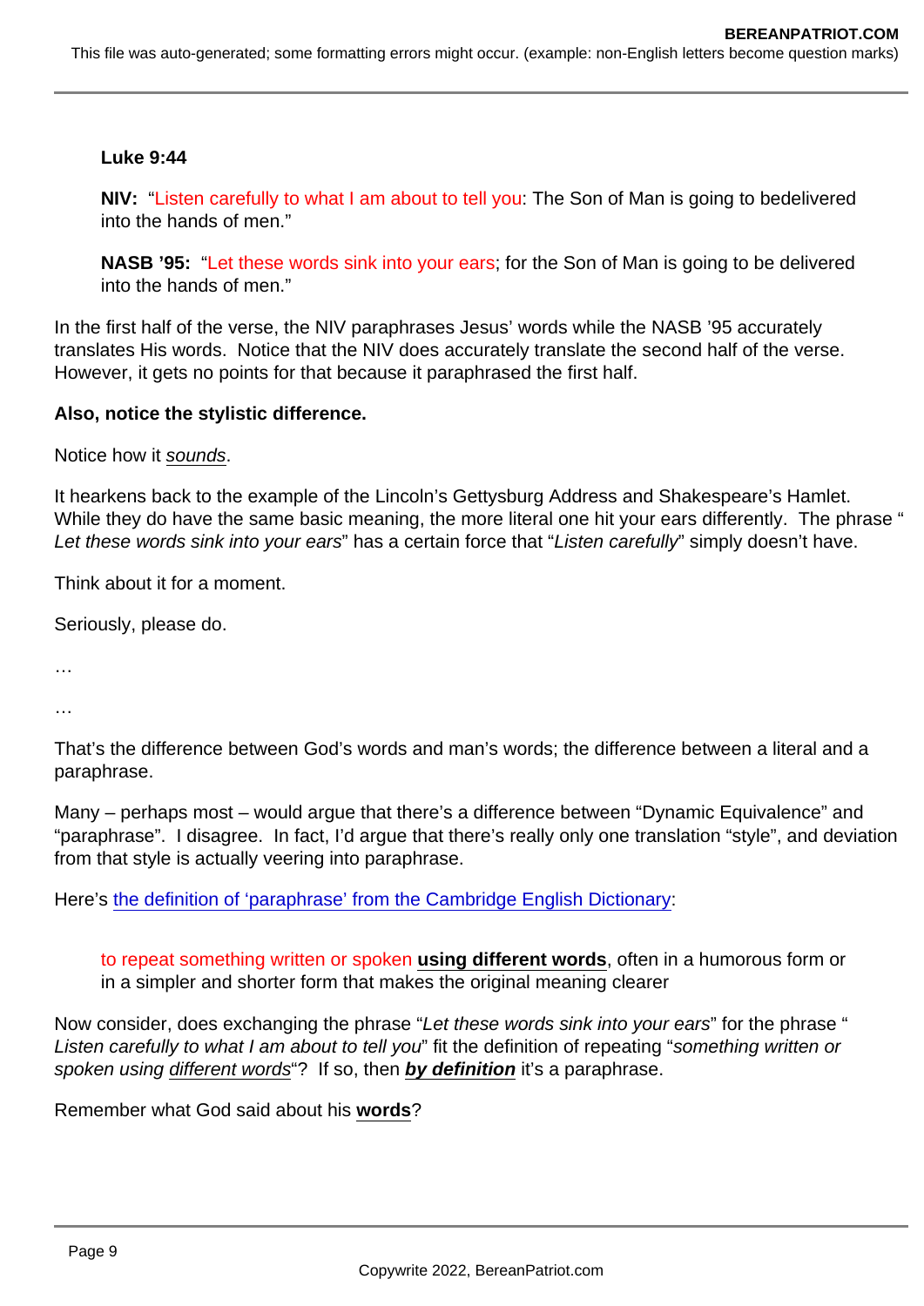**Luke 9:44**

**NIV:** "Listen carefully to what I am about to tell you: The Son of Man is going to bedelivered into the hands of men."

**NASB '95:** "Let these words sink into your ears; for the Son of Man is going to be delivered into the hands of men."

In the first half of the verse, the NIV paraphrases Jesus' words while the NASB '95 accurately translates His words. Notice that the NIV does accurately translate the second half of the verse. However, it gets no points for that because it paraphrased the first half.

**Also, notice the stylistic difference.**

Notice how it *sounds*.

It hearkens back to the example of the Lincoln's Gettysburg Address and Shakespeare's Hamlet. While they do have the same basic meaning, the more literal one hit your ears differently. The phrase "*Let these words sink into your ears*" has a certain force that "*Listen carefully*" simply doesn't have.

Think about it for a moment.

Seriously, please do.

…

…

That's the difference between God's words and man's words; the difference between a literal and a paraphrase.

Many – perhaps most – would argue that there's a difference between "Dynamic Equivalence" and "paraphrase". I disagree. In fact, I'd argue that there's really only one translation "style", and deviation from that style is actually veering into paraphrase.

Here's [the definition of 'paraphrase' from the Cambridge English Dictionary](#):

> to repeat something written or spoken **using different words**, often in a humorous form or in a simpler and shorter form that makes the original meaning clearer

Now consider, does exchanging the phrase "*Let these words sink into your ears*" for the phrase "*Listen carefully to what I am about to tell you*" fit the definition of repeating "*something written or spoken using different words*"? If so, then ***by definition*** it's a paraphrase.

Remember what God said about his **words**?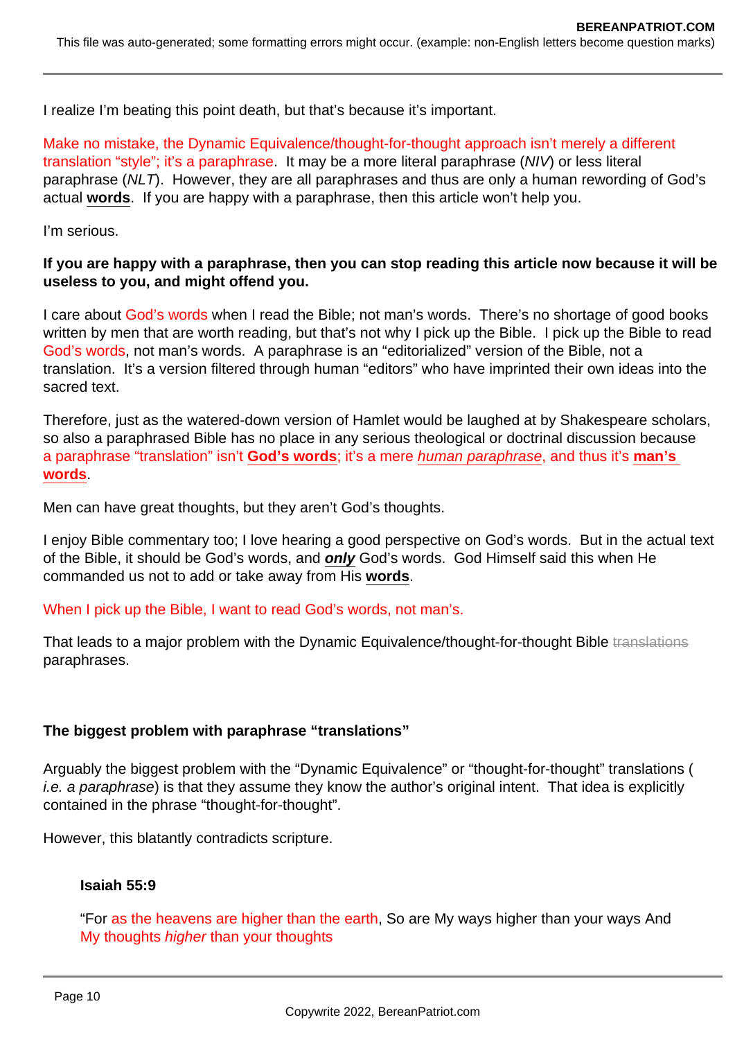I realize I'm beating this point death, but that's because it's important.

Make no mistake, the Dynamic Equivalence/thought-for-thought approach isn't merely a different translation "style"; it's a paraphrase. It may be a more literal paraphrase (*NIV*) or less literal paraphrase (*NLT*). However, they are all paraphrases and thus are only a human rewording of God's actual **words**. If you are happy with a paraphrase, then this article won't help you.

I'm serious.

**If you are happy with a paraphrase, then you can stop reading this article now because it will be useless to you, and might offend you.**

I care about God's words when I read the Bible; not man's words. There's no shortage of good books written by men that are worth reading, but that's not why I pick up the Bible. I pick up the Bible to read God's words, not man's words. A paraphrase is an "editorialized" version of the Bible, not a translation. It's a version filtered through human "editors" who have imprinted their own ideas into the sacred text.

Therefore, just as the watered-down version of Hamlet would be laughed at by Shakespeare scholars, so also a paraphrased Bible has no place in any serious theological or doctrinal discussion because a paraphrase "translation" isn't **God's words**; it's a mere *human paraphrase*, and thus it's **man's words**.

Men can have great thoughts, but they aren't God's thoughts.

I enjoy Bible commentary too; I love hearing a good perspective on God's words. But in the actual text of the Bible, it should be God's words, and ***only*** God's words. God Himself said this when He commanded us not to add or take away from His **words**.

When I pick up the Bible, I want to read God's words, not man's.

That leads to a major problem with the Dynamic Equivalence/thought-for-thought Bible ~~translations~~ paraphrases.

**The biggest problem with paraphrase "translations"**

Arguably the biggest problem with the "Dynamic Equivalence" or "thought-for-thought" translations (*i.e. a paraphrase*) is that they assume they know the author's original intent. That idea is explicitly contained in the phrase "thought-for-thought".

However, this blatantly contradicts scripture.

> **Isaiah 55:9**
>
> "For as the heavens are higher than the earth, So are My ways higher than your ways And My thoughts *higher* than your thoughts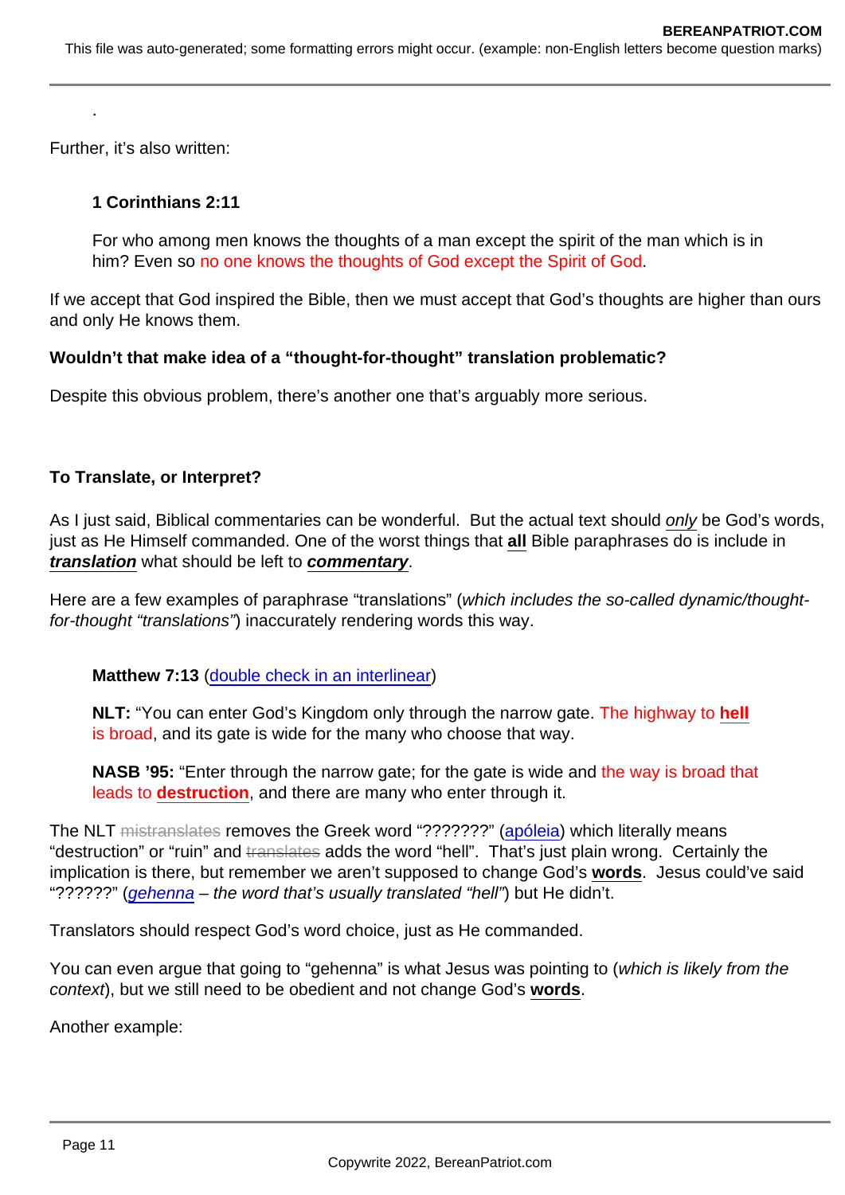.

Further, it's also written:

> **1 Corinthians 2:11**
>
> For who among men knows the thoughts of a man except the spirit of the man which is in him? Even so no one knows the thoughts of God except the Spirit of God.

If we accept that God inspired the Bible, then we must accept that God's thoughts are higher than ours and only He knows them.

**Wouldn't that make idea of a "thought-for-thought" translation problematic?**

Despite this obvious problem, there's another one that's arguably more serious.

**To Translate, or Interpret?**

As I just said, Biblical commentaries can be wonderful. But the actual text should *only* be God's words, just as He Himself commanded. One of the worst things that **all** Bible paraphrases do is include in ***translation*** what should be left to ***commentary***.

Here are a few examples of paraphrase "translations" (*which includes the so-called dynamic/thought-for-thought "translations"*) inaccurately rendering words this way.

> **Matthew 7:13** (double check in an interlinear)
>
> **NLT:** "You can enter God's Kingdom only through the narrow gate. The highway to **hell** is broad, and its gate is wide for the many who choose that way.
>
> **NASB '95:** "Enter through the narrow gate; for the gate is wide and the way is broad that leads to **destruction**, and there are many who enter through it.

The NLT ~~mistranslates~~ removes the Greek word "???????" (apóleia) which literally means "destruction" or "ruin" and ~~translates~~ adds the word "hell". That's just plain wrong. Certainly the implication is there, but remember we aren't supposed to change God's **words**. Jesus could've said "??????" (*gehenna – the word that's usually translated "hell"*) but He didn't.

Translators should respect God's word choice, just as He commanded.

You can even argue that going to "gehenna" is what Jesus was pointing to (*which is likely from the context*), but we still need to be obedient and not change God's **words**.

Another example: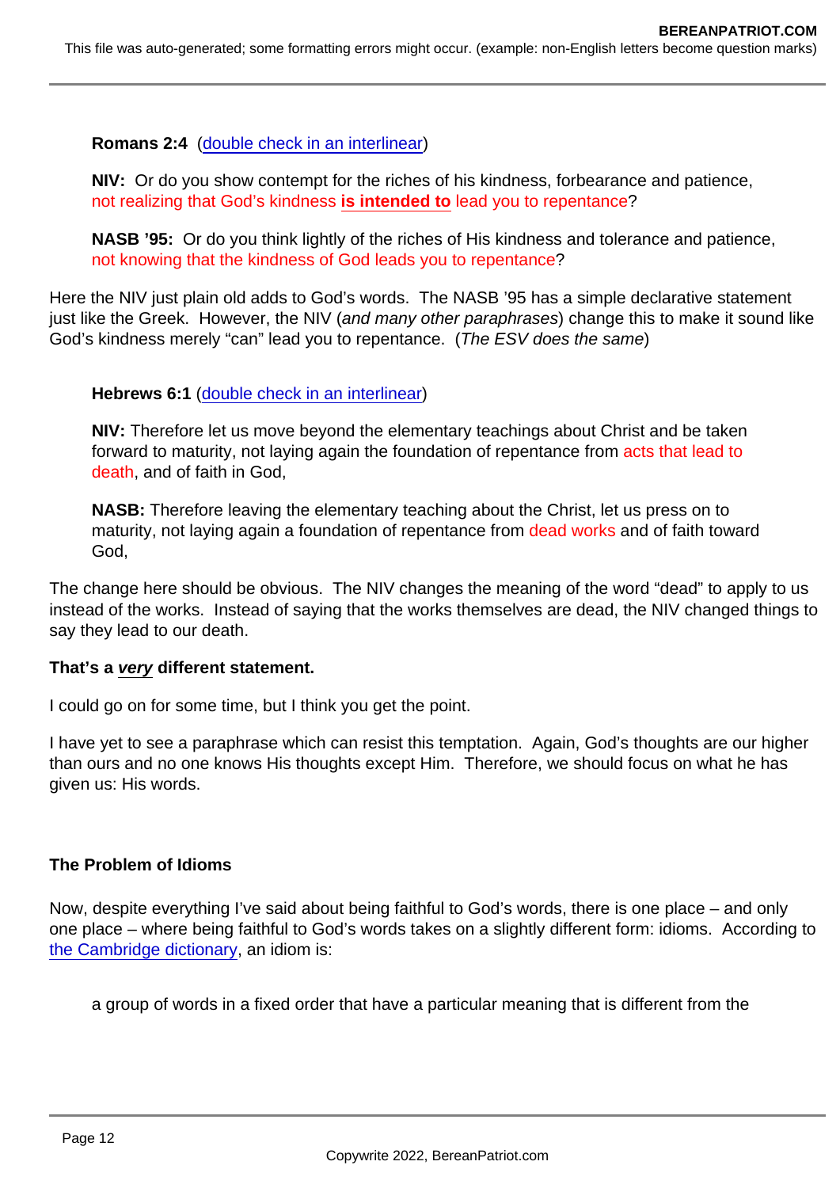**Romans 2:4** (double check in an interlinear)

**NIV:** Or do you show contempt for the riches of his kindness, forbearance and patience, not realizing that God's kindness **is intended to** lead you to repentance?

**NASB '95:** Or do you think lightly of the riches of His kindness and tolerance and patience, not knowing that the kindness of God leads you to repentance?

Here the NIV just plain old adds to God's words. The NASB '95 has a simple declarative statement just like the Greek. However, the NIV (*and many other paraphrases*) change this to make it sound like God's kindness merely "can" lead you to repentance. (*The ESV does the same*)

**Hebrews 6:1** (double check in an interlinear)

**NIV:** Therefore let us move beyond the elementary teachings about Christ and be taken forward to maturity, not laying again the foundation of repentance from acts that lead to death, and of faith in God,

**NASB:** Therefore leaving the elementary teaching about the Christ, let us press on to maturity, not laying again a foundation of repentance from dead works and of faith toward God,

The change here should be obvious. The NIV changes the meaning of the word "dead" to apply to us instead of the works. Instead of saying that the works themselves are dead, the NIV changed things to say they lead to our death.

**That's a *very* different statement.**

I could go on for some time, but I think you get the point.

I have yet to see a paraphrase which can resist this temptation. Again, God's thoughts are our higher than ours and no one knows His thoughts except Him. Therefore, we should focus on what he has given us: His words.

**The Problem of Idioms**

Now, despite everything I've said about being faithful to God's words, there is one place – and only one place – where being faithful to God's words takes on a slightly different form: idioms. According to the Cambridge dictionary, an idiom is:

> a group of words in a fixed order that have a particular meaning that is different from the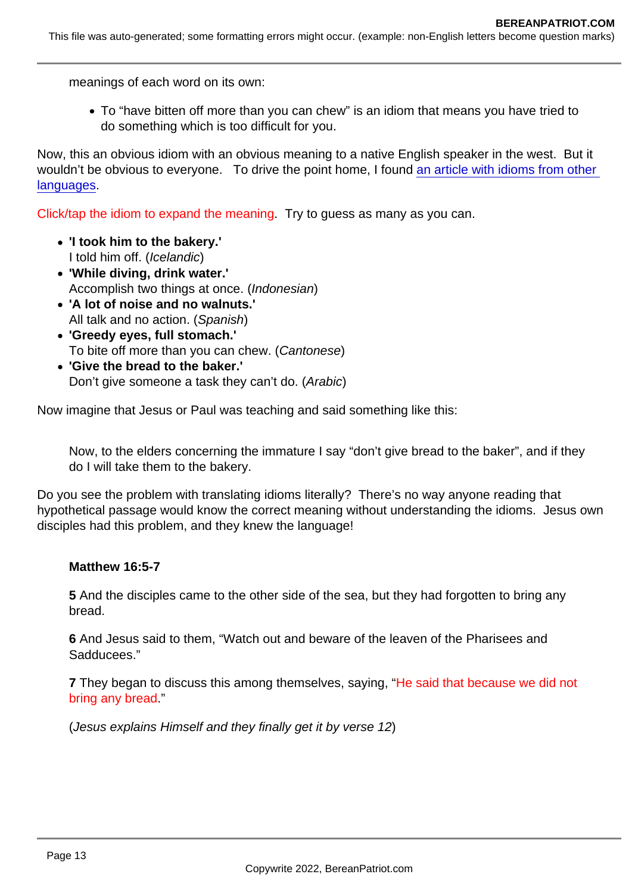meanings of each word on its own:

- To "have bitten off more than you can chew" is an idiom that means you have tried to do something which is too difficult for you.

Now, this an obvious idiom with an obvious meaning to a native English speaker in the west. But it wouldn't be obvious to everyone. To drive the point home, I found [an article with idioms from other languages](#).

Click/tap the idiom to expand the meaning. Try to guess as many as you can.

- **'I took him to the bakery.'**
  I told him off. (*Icelandic*)
- **'While diving, drink water.'**
  Accomplish two things at once. (*Indonesian*)
- **'A lot of noise and no walnuts.'**
  All talk and no action. (*Spanish*)
- **'Greedy eyes, full stomach.'**
  To bite off more than you can chew. (*Cantonese*)
- **'Give the bread to the baker.'**
  Don't give someone a task they can't do. (*Arabic*)

Now imagine that Jesus or Paul was teaching and said something like this:

> Now, to the elders concerning the immature I say "don't give bread to the baker", and if they do I will take them to the bakery.

Do you see the problem with translating idioms literally? There's no way anyone reading that hypothetical passage would know the correct meaning without understanding the idioms. Jesus own disciples had this problem, and they knew the language!

> **Matthew 16:5-7**
>
> **5** And the disciples came to the other side of the sea, but they had forgotten to bring any bread.
>
> **6** And Jesus said to them, "Watch out and beware of the leaven of the Pharisees and Sadducees."
>
> **7** They began to discuss this among themselves, saying, "He said that because we did not bring any bread."
>
> (*Jesus explains Himself and they finally get it by verse 12*)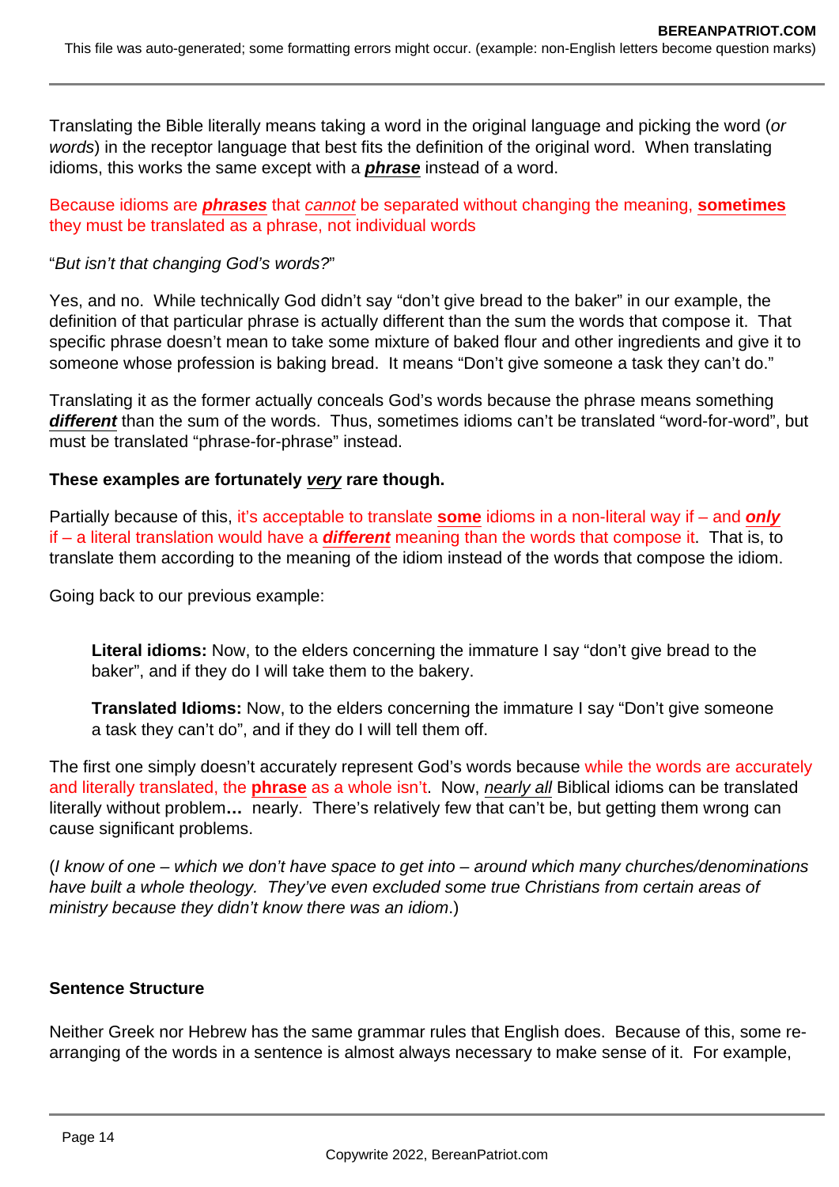Translating the Bible literally means taking a word in the original language and picking the word (*or words*) in the receptor language that best fits the definition of the original word. When translating idioms, this works the same except with a ***phrase*** instead of a word.

Because idioms are ***phrases*** that *cannot* be separated without changing the meaning, **sometimes** they must be translated as a phrase, not individual words

"*But isn't that changing God's words?*"

Yes, and no. While technically God didn't say "don't give bread to the baker" in our example, the definition of that particular phrase is actually different than the sum the words that compose it. That specific phrase doesn't mean to take some mixture of baked flour and other ingredients and give it to someone whose profession is baking bread. It means "Don't give someone a task they can't do."

Translating it as the former actually conceals God's words because the phrase means something ***different*** than the sum of the words. Thus, sometimes idioms can't be translated "word-for-word", but must be translated "phrase-for-phrase" instead.

**These examples are fortunately *very* rare though.**

Partially because of this, it's acceptable to translate **some** idioms in a non-literal way if – and ***only*** if – a literal translation would have a ***different*** meaning than the words that compose it. That is, to translate them according to the meaning of the idiom instead of the words that compose the idiom.

Going back to our previous example:

> **Literal idioms:** Now, to the elders concerning the immature I say "don't give bread to the baker", and if they do I will take them to the bakery.
>
> **Translated Idioms:** Now, to the elders concerning the immature I say "Don't give someone a task they can't do", and if they do I will tell them off.

The first one simply doesn't accurately represent God's words because while the words are accurately and literally translated, the **phrase** as a whole isn't. Now, *nearly all* Biblical idioms can be translated literally without problem**…** nearly. There's relatively few that can't be, but getting them wrong can cause significant problems.

(*I know of one – which we don't have space to get into – around which many churches/denominations have built a whole theology. They've even excluded some true Christians from certain areas of ministry because they didn't know there was an idiom*.)

**Sentence Structure**

Neither Greek nor Hebrew has the same grammar rules that English does. Because of this, some re-arranging of the words in a sentence is almost always necessary to make sense of it. For example,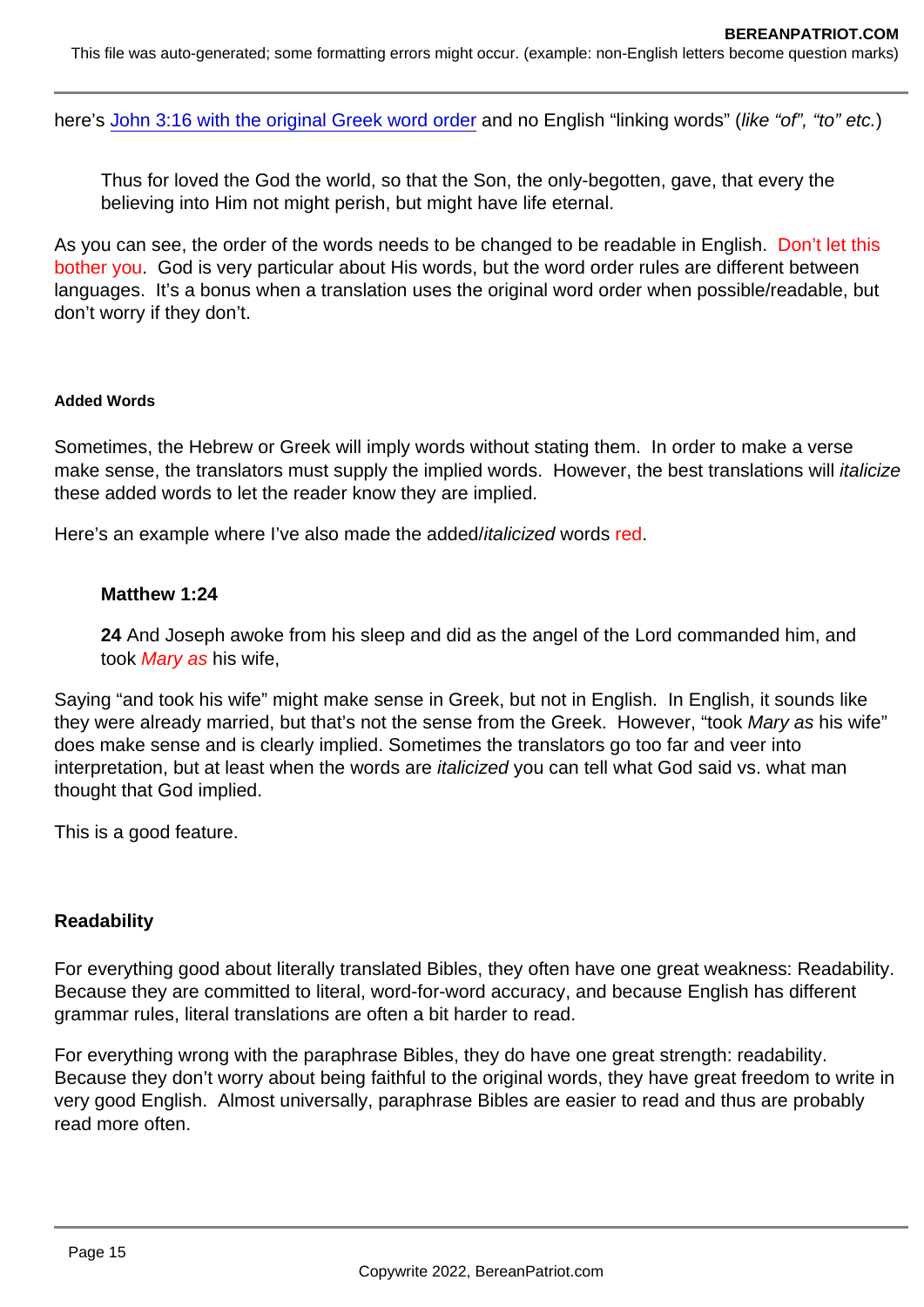here's [John 3:16 with the original Greek word order] and no English "linking words" (*like "of", "to" etc.*)

> Thus for loved the God the world, so that the Son, the only-begotten, gave, that every the believing into Him not might perish, but might have life eternal.

As you can see, the order of the words needs to be changed to be readable in English. Don't let this bother you. God is very particular about His words, but the word order rules are different between languages. It's a bonus when a translation uses the original word order when possible/readable, but don't worry if they don't.

#### Added Words

Sometimes, the Hebrew or Greek will imply words without stating them. In order to make a verse make sense, the translators must supply the implied words. However, the best translations will *italicize* these added words to let the reader know they are implied.

Here's an example where I've also made the added/*italicized* words red.

> **Matthew 1:24**
>
> **24** And Joseph awoke from his sleep and did as the angel of the Lord commanded him, and took *Mary as* his wife,

Saying "and took his wife" might make sense in Greek, but not in English. In English, it sounds like they were already married, but that's not the sense from the Greek. However, "took *Mary as* his wife" does make sense and is clearly implied. Sometimes the translators go too far and veer into interpretation, but at least when the words are *italicized* you can tell what God said vs. what man thought that God implied.

This is a good feature.

### Readability

For everything good about literally translated Bibles, they often have one great weakness: Readability. Because they are committed to literal, word-for-word accuracy, and because English has different grammar rules, literal translations are often a bit harder to read.

For everything wrong with the paraphrase Bibles, they do have one great strength: readability. Because they don't worry about being faithful to the original words, they have great freedom to write in very good English. Almost universally, paraphrase Bibles are easier to read and thus are probably read more often.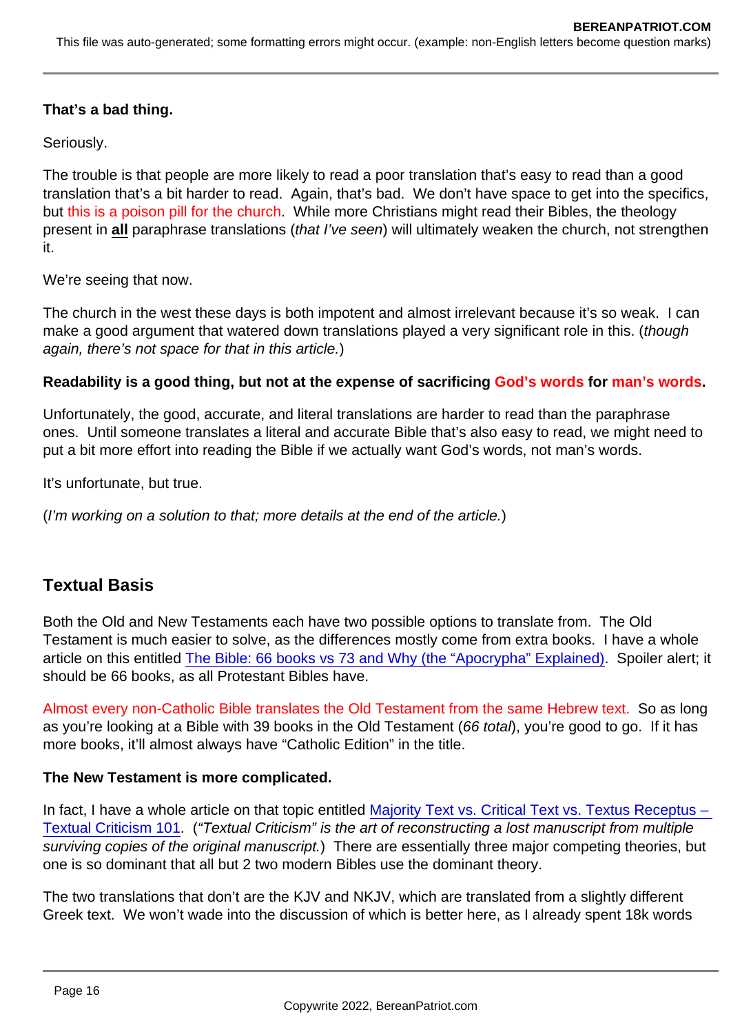**That's a bad thing.**

Seriously.

The trouble is that people are more likely to read a poor translation that's easy to read than a good translation that's a bit harder to read. Again, that's bad. We don't have space to get into the specifics, but this is a poison pill for the church. While more Christians might read their Bibles, the theology present in **all** paraphrase translations (*that I've seen*) will ultimately weaken the church, not strengthen it.

We're seeing that now.

The church in the west these days is both impotent and almost irrelevant because it's so weak. I can make a good argument that watered down translations played a very significant role in this. (*though again, there's not space for that in this article.*)

**Readability is a good thing, but not at the expense of sacrificing God's words for man's words.**

Unfortunately, the good, accurate, and literal translations are harder to read than the paraphrase ones. Until someone translates a literal and accurate Bible that's also easy to read, we might need to put a bit more effort into reading the Bible if we actually want God's words, not man's words.

It's unfortunate, but true.

(*I'm working on a solution to that; more details at the end of the article.*)

## Textual Basis

Both the Old and New Testaments each have two possible options to translate from. The Old Testament is much easier to solve, as the differences mostly come from extra books. I have a whole article on this entitled The Bible: 66 books vs 73 and Why (the "Apocrypha" Explained). Spoiler alert; it should be 66 books, as all Protestant Bibles have.

Almost every non-Catholic Bible translates the Old Testament from the same Hebrew text. So as long as you're looking at a Bible with 39 books in the Old Testament (*66 total*), you're good to go. If it has more books, it'll almost always have "Catholic Edition" in the title.

**The New Testament is more complicated.**

In fact, I have a whole article on that topic entitled Majority Text vs. Critical Text vs. Textus Receptus – Textual Criticism 101. (*"Textual Criticism" is the art of reconstructing a lost manuscript from multiple surviving copies of the original manuscript.*) There are essentially three major competing theories, but one is so dominant that all but 2 two modern Bibles use the dominant theory.

The two translations that don't are the KJV and NKJV, which are translated from a slightly different Greek text. We won't wade into the discussion of which is better here, as I already spent 18k words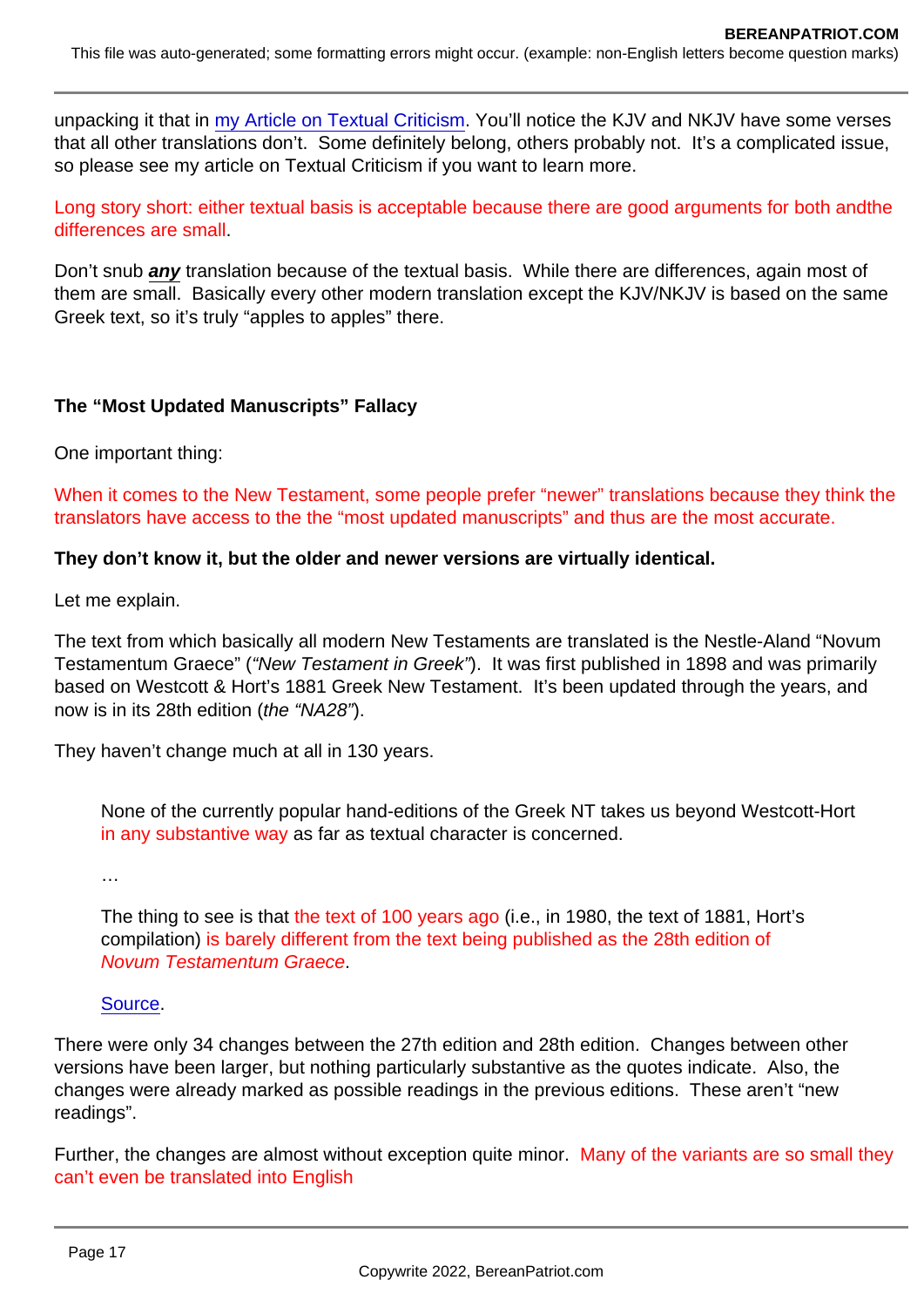unpacking it that in [my Article on Textual Criticism](). You'll notice the KJV and NKJV have some verses that all other translations don't. Some definitely belong, others probably not. It's a complicated issue, so please see my article on Textual Criticism if you want to learn more.

Long story short: either textual basis is acceptable because there are good arguments for both andthe differences are small.

Don't snub ***any*** translation because of the textual basis. While there are differences, again most of them are small. Basically every other modern translation except the KJV/NKJV is based on the same Greek text, so it's truly "apples to apples" there.

**The "Most Updated Manuscripts" Fallacy**

One important thing:

When it comes to the New Testament, some people prefer "newer" translations because they think the translators have access to the the "most updated manuscripts" and thus are the most accurate.

**They don't know it, but the older and newer versions are virtually identical.**

Let me explain.

The text from which basically all modern New Testaments are translated is the Nestle-Aland "Novum Testamentum Graece" (*"New Testament in Greek"*). It was first published in 1898 and was primarily based on Westcott & Hort's 1881 Greek New Testament. It's been updated through the years, and now is in its 28th edition (*the "NA28"*).

They haven't change much at all in 130 years.

> None of the currently popular hand-editions of the Greek NT takes us beyond Westcott-Hort in any substantive way as far as textual character is concerned.
>
> …
>
> The thing to see is that the text of 100 years ago (i.e., in 1980, the text of 1881, Hort's compilation) is barely different from the text being published as the 28th edition of *Novum Testamentum Graece*.
>
> [Source]().

There were only 34 changes between the 27th edition and 28th edition. Changes between other versions have been larger, but nothing particularly substantive as the quotes indicate. Also, the changes were already marked as possible readings in the previous editions. These aren't "new readings".

Further, the changes are almost without exception quite minor. Many of the variants are so small they can't even be translated into English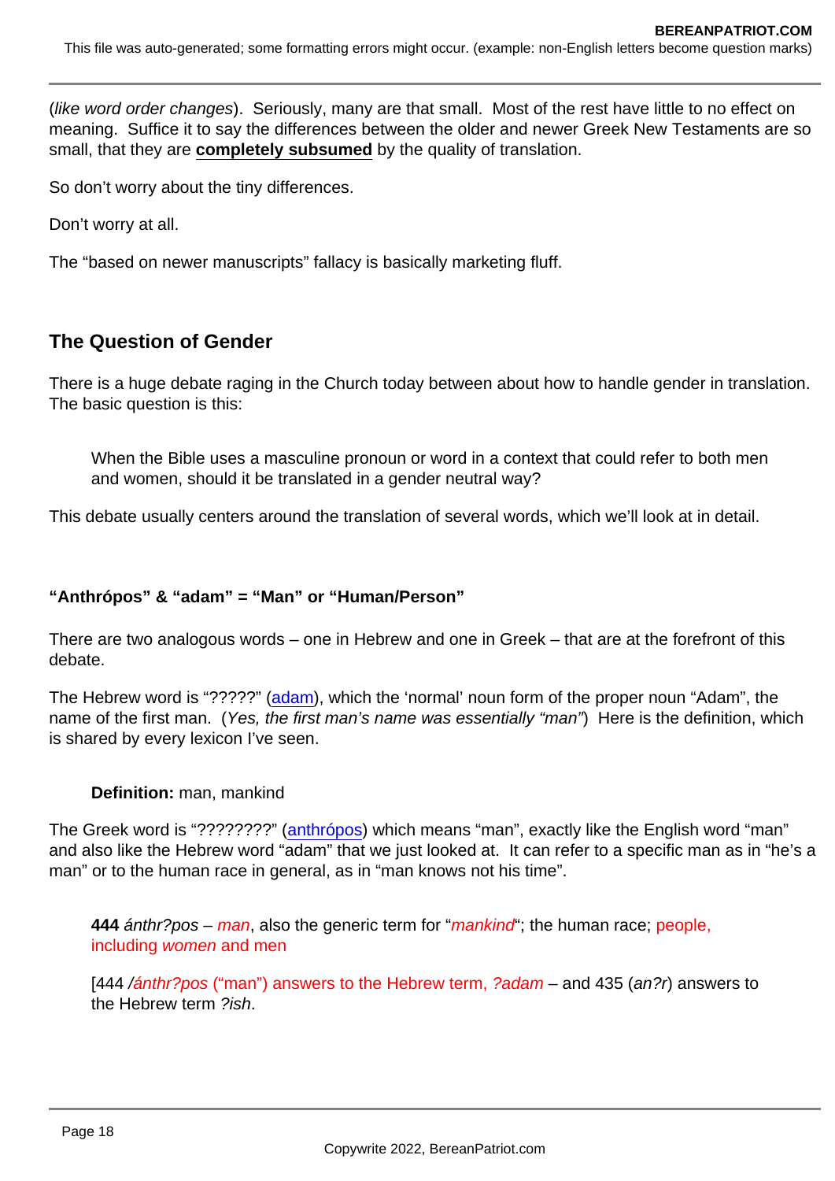(*like word order changes*). Seriously, many are that small. Most of the rest have little to no effect on meaning. Suffice it to say the differences between the older and newer Greek New Testaments are so small, that they are **completely subsumed** by the quality of translation.

So don't worry about the tiny differences.

Don't worry at all.

The "based on newer manuscripts" fallacy is basically marketing fluff.

## The Question of Gender

There is a huge debate raging in the Church today between about how to handle gender in translation. The basic question is this:

> When the Bible uses a masculine pronoun or word in a context that could refer to both men and women, should it be translated in a gender neutral way?

This debate usually centers around the translation of several words, which we'll look at in detail.

### "Anthrópos" & "adam" = "Man" or "Human/Person"

There are two analogous words – one in Hebrew and one in Greek – that are at the forefront of this debate.

The Hebrew word is "?????" (adam), which the 'normal' noun form of the proper noun "Adam", the name of the first man. (*Yes, the first man's name was essentially "man"*) Here is the definition, which is shared by every lexicon I've seen.

> **Definition:** man, mankind

The Greek word is "????????" (anthrópos) which means "man", exactly like the English word "man" and also like the Hebrew word "adam" that we just looked at. It can refer to a specific man as in "he's a man" or to the human race in general, as in "man knows not his time".

> **444** *ánthr?pos* – *man*, also the generic term for "*mankind*"; the human race; people, including *women* and men
>
> [444 /*ánthr?pos* ("man") answers to the Hebrew term, *?adam* – and 435 (*an?r*) answers to the Hebrew term *?ish*.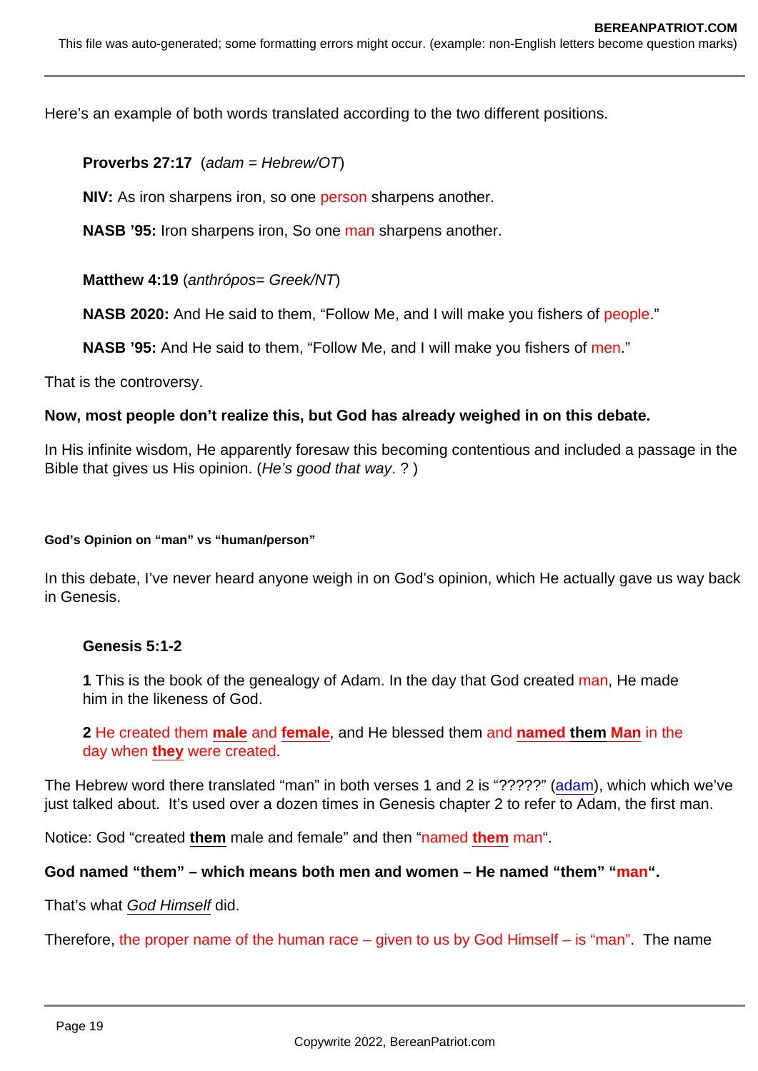Here's an example of both words translated according to the two different positions.

> **Proverbs 27:17** (*adam = Hebrew/OT*)
>
> **NIV:** As iron sharpens iron, so one person sharpens another.
>
> **NASB '95:** Iron sharpens iron, So one man sharpens another.
>
> **Matthew 4:19** (*anthrópos= Greek/NT*)
>
> **NASB 2020:** And He said to them, "Follow Me, and I will make you fishers of people."
>
> **NASB '95:** And He said to them, "Follow Me, and I will make you fishers of men."

That is the controversy.

**Now, most people don't realize this, but God has already weighed in on this debate.**

In His infinite wisdom, He apparently foresaw this becoming contentious and included a passage in the Bible that gives us His opinion. (*He's good that way*. ? )

#### God's Opinion on "man" vs "human/person"

In this debate, I've never heard anyone weigh in on God's opinion, which He actually gave us way back in Genesis.

> **Genesis 5:1-2**
>
> **1** This is the book of the genealogy of Adam. In the day that God created man, He made him in the likeness of God.
>
> **2** He created them **male** and **female**, and He blessed them and **named them Man** in the day when **they** were created.

The Hebrew word there translated "man" in both verses 1 and 2 is "?????" (adam), which which we've just talked about. It's used over a dozen times in Genesis chapter 2 to refer to Adam, the first man.

Notice: God "created **them** male and female" and then "named **them** man".

**God named "them" – which means both men and women – He named "them" "man".**

That's what *God Himself* did.

Therefore, the proper name of the human race – given to us by God Himself – is "man". The name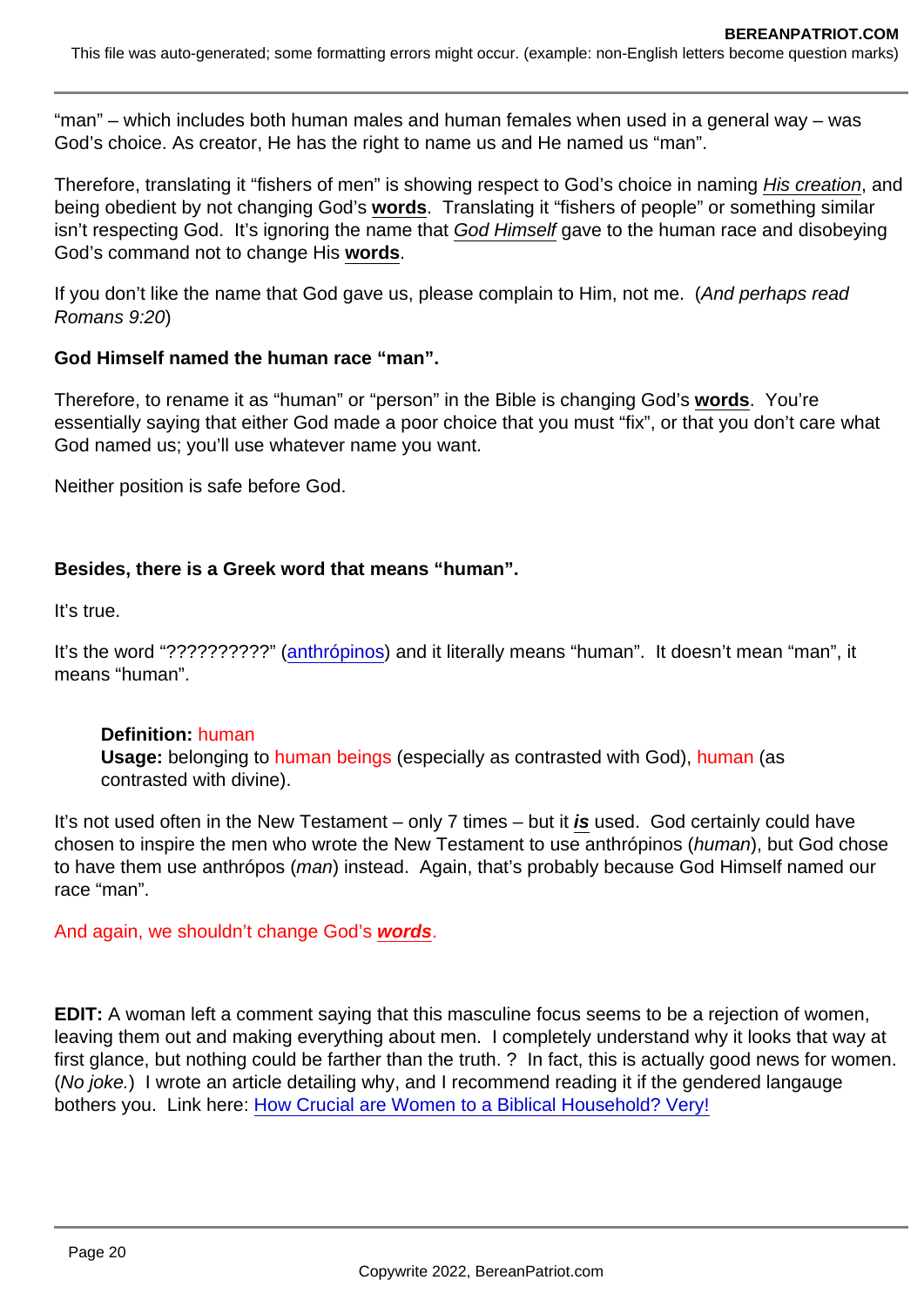"man" – which includes both human males and human females when used in a general way – was God's choice. As creator, He has the right to name us and He named us "man".

Therefore, translating it "fishers of men" is showing respect to God's choice in naming *His creation*, and being obedient by not changing God's **words**. Translating it "fishers of people" or something similar isn't respecting God. It's ignoring the name that *God Himself* gave to the human race and disobeying God's command not to change His **words**.

If you don't like the name that God gave us, please complain to Him, not me. (*And perhaps read Romans 9:20*)

**God Himself named the human race "man".**

Therefore, to rename it as "human" or "person" in the Bible is changing God's **words**. You're essentially saying that either God made a poor choice that you must "fix", or that you don't care what God named us; you'll use whatever name you want.

Neither position is safe before God.

**Besides, there is a Greek word that means "human".**

It's true.

It's the word "??????????" (anthrópinos) and it literally means "human". It doesn't mean "man", it means "human".

> **Definition:** human
> **Usage:** belonging to human beings (especially as contrasted with God), human (as contrasted with divine).

It's not used often in the New Testament – only 7 times – but it ***is*** used. God certainly could have chosen to inspire the men who wrote the New Testament to use anthrópinos (*human*), but God chose to have them use anthrópos (*man*) instead. Again, that's probably because God Himself named our race "man".

And again, we shouldn't change God's ***words***.

**EDIT:** A woman left a comment saying that this masculine focus seems to be a rejection of women, leaving them out and making everything about men. I completely understand why it looks that way at first glance, but nothing could be farther than the truth. ? In fact, this is actually good news for women. (*No joke.*) I wrote an article detailing why, and I recommend reading it if the gendered langauge bothers you. Link here: How Crucial are Women to a Biblical Household? Very!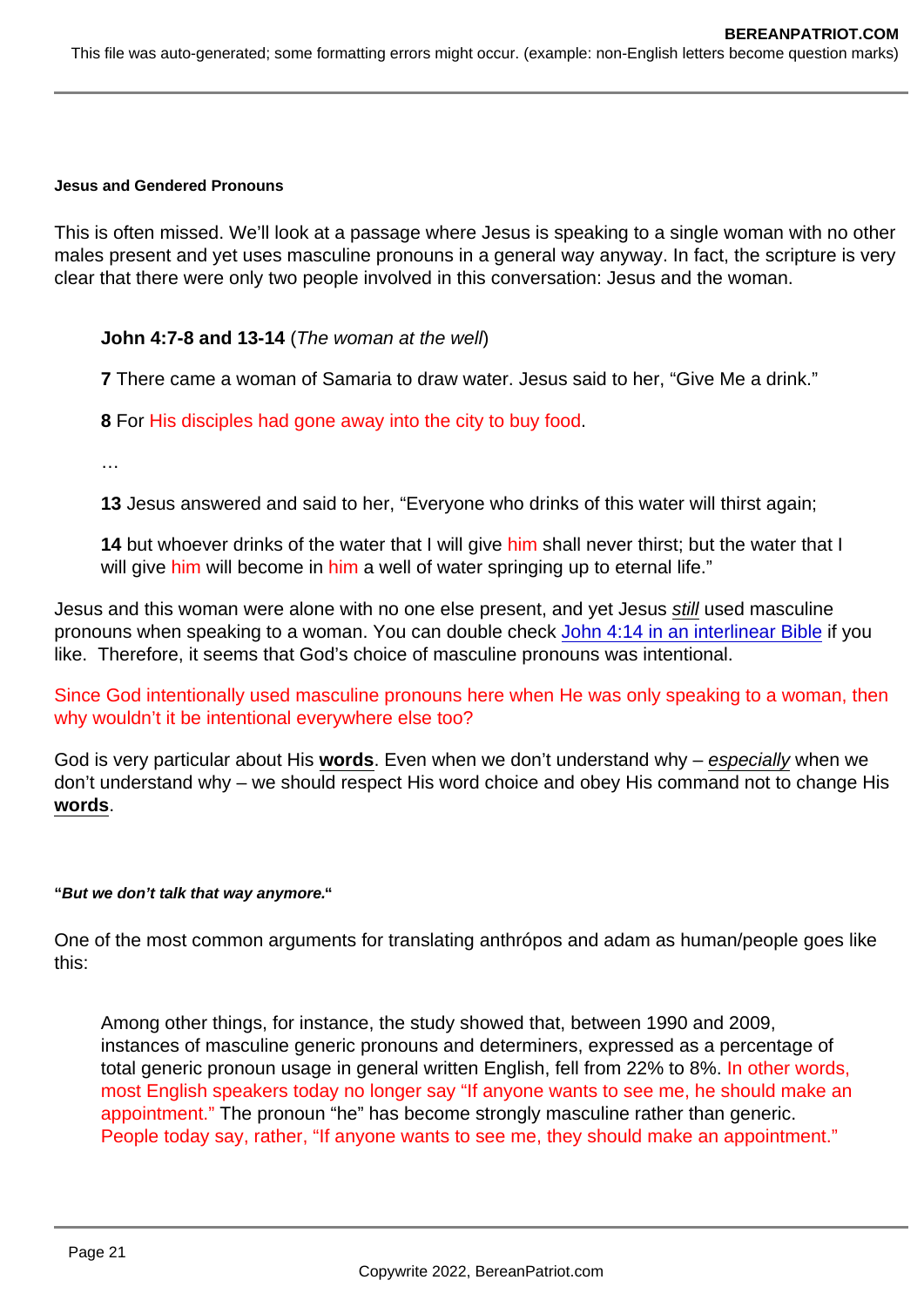**Jesus and Gendered Pronouns**

This is often missed. We'll look at a passage where Jesus is speaking to a single woman with no other males present and yet uses masculine pronouns in a general way anyway. In fact, the scripture is very clear that there were only two people involved in this conversation: Jesus and the woman.

> **John 4:7-8 and 13-14** (*The woman at the well*)
>
> **7** There came a woman of Samaria to draw water. Jesus said to her, "Give Me a drink."
>
> **8** For His disciples had gone away into the city to buy food.
>
> …
>
> **13** Jesus answered and said to her, "Everyone who drinks of this water will thirst again;
>
> **14** but whoever drinks of the water that I will give him shall never thirst; but the water that I will give him will become in him a well of water springing up to eternal life."

Jesus and this woman were alone with no one else present, and yet Jesus *still* used masculine pronouns when speaking to a woman. You can double check John 4:14 in an interlinear Bible if you like. Therefore, it seems that God's choice of masculine pronouns was intentional.

Since God intentionally used masculine pronouns here when He was only speaking to a woman, then why wouldn't it be intentional everywhere else too?

God is very particular about His **words**. Even when we don't understand why – *especially* when we don't understand why – we should respect His word choice and obey His command not to change His **words**.

**"*But we don't talk that way anymore.*"**

One of the most common arguments for translating anthrópos and adam as human/people goes like this:

> Among other things, for instance, the study showed that, between 1990 and 2009, instances of masculine generic pronouns and determiners, expressed as a percentage of total generic pronoun usage in general written English, fell from 22% to 8%. In other words, most English speakers today no longer say "If anyone wants to see me, he should make an appointment." The pronoun "he" has become strongly masculine rather than generic. People today say, rather, "If anyone wants to see me, they should make an appointment."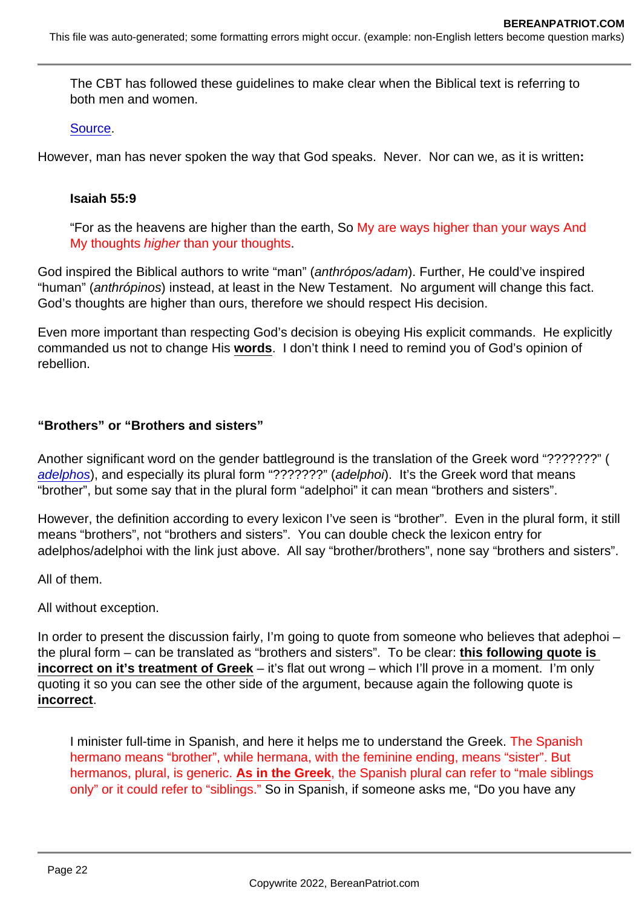> The CBT has followed these guidelines to make clear when the Biblical text is referring to both men and women.
>
> Source.

However, man has never spoken the way that God speaks. Never. Nor can we, as it is written**:**

> **Isaiah 55:9**
>
> "For as the heavens are higher than the earth, So My are ways higher than your ways And My thoughts *higher* than your thoughts.

God inspired the Biblical authors to write "man" (*anthrópos/adam*). Further, He could've inspired "human" (*anthrópinos*) instead, at least in the New Testament. No argument will change this fact. God's thoughts are higher than ours, therefore we should respect His decision.

Even more important than respecting God's decision is obeying His explicit commands. He explicitly commanded us not to change His **words**. I don't think I need to remind you of God's opinion of rebellion.

**"Brothers" or "Brothers and sisters"**

Another significant word on the gender battleground is the translation of the Greek word "???????" (*adelphos*), and especially its plural form "???????" (*adelphoi*). It's the Greek word that means "brother", but some say that in the plural form "adelphoi" it can mean "brothers and sisters".

However, the definition according to every lexicon I've seen is "brother". Even in the plural form, it still means "brothers", not "brothers and sisters". You can double check the lexicon entry for adelphos/adelphoi with the link just above. All say "brother/brothers", none say "brothers and sisters".

All of them.

All without exception.

In order to present the discussion fairly, I'm going to quote from someone who believes that adephoi – the plural form – can be translated as "brothers and sisters". To be clear: **this following quote is incorrect on it's treatment of Greek** – it's flat out wrong – which I'll prove in a moment. I'm only quoting it so you can see the other side of the argument, because again the following quote is **incorrect**.

> I minister full-time in Spanish, and here it helps me to understand the Greek. The Spanish hermano means "brother", while hermana, with the feminine ending, means "sister". But hermanos, plural, is generic. **As in the Greek**, the Spanish plural can refer to "male siblings only" or it could refer to "siblings." So in Spanish, if someone asks me, "Do you have any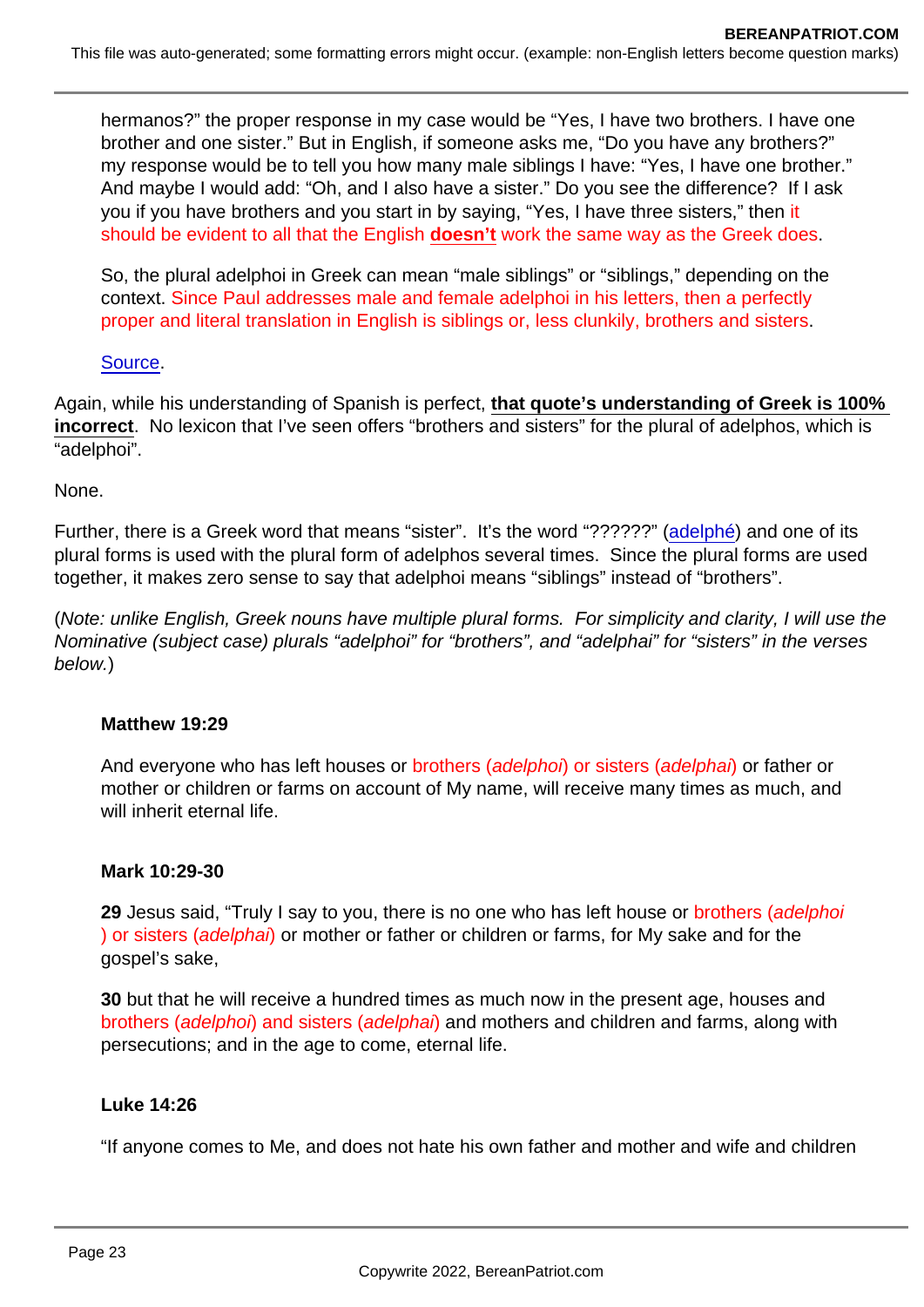> hermanos?" the proper response in my case would be "Yes, I have two brothers. I have one brother and one sister." But in English, if someone asks me, "Do you have any brothers?" my response would be to tell you how many male siblings I have: "Yes, I have one brother." And maybe I would add: "Oh, and I also have a sister." Do you see the difference? If I ask you if you have brothers and you start in by saying, "Yes, I have three sisters," then it should be evident to all that the English **doesn't** work the same way as the Greek does.
>
> So, the plural adelphoi in Greek can mean "male siblings" or "siblings," depending on the context. Since Paul addresses male and female adelphoi in his letters, then a perfectly proper and literal translation in English is siblings or, less clunkily, brothers and sisters.
>
> Source.

Again, while his understanding of Spanish is perfect, **that quote's understanding of Greek is 100% incorrect**. No lexicon that I've seen offers "brothers and sisters" for the plural of adelphos, which is "adelphoi".

None.

Further, there is a Greek word that means "sister". It's the word "??????" (adelphé) and one of its plural forms is used with the plural form of adelphos several times. Since the plural forms are used together, it makes zero sense to say that adelphoi means "siblings" instead of "brothers".

(*Note: unlike English, Greek nouns have multiple plural forms. For simplicity and clarity, I will use the Nominative (subject case) plurals "adelphoi" for "brothers", and "adelphai" for "sisters" in the verses below.*)

> **Matthew 19:29**
>
> And everyone who has left houses or brothers (*adelphoi*) or sisters (*adelphai*) or father or mother or children or farms on account of My name, will receive many times as much, and will inherit eternal life.
>
> **Mark 10:29-30**
>
> **29** Jesus said, "Truly I say to you, there is no one who has left house or brothers (*adelphoi*) or sisters (*adelphai*) or mother or father or children or farms, for My sake and for the gospel's sake,
>
> **30** but that he will receive a hundred times as much now in the present age, houses and brothers (*adelphoi*) and sisters (*adelphai*) and mothers and children and farms, along with persecutions; and in the age to come, eternal life.
>
> **Luke 14:26**
>
> "If anyone comes to Me, and does not hate his own father and mother and wife and children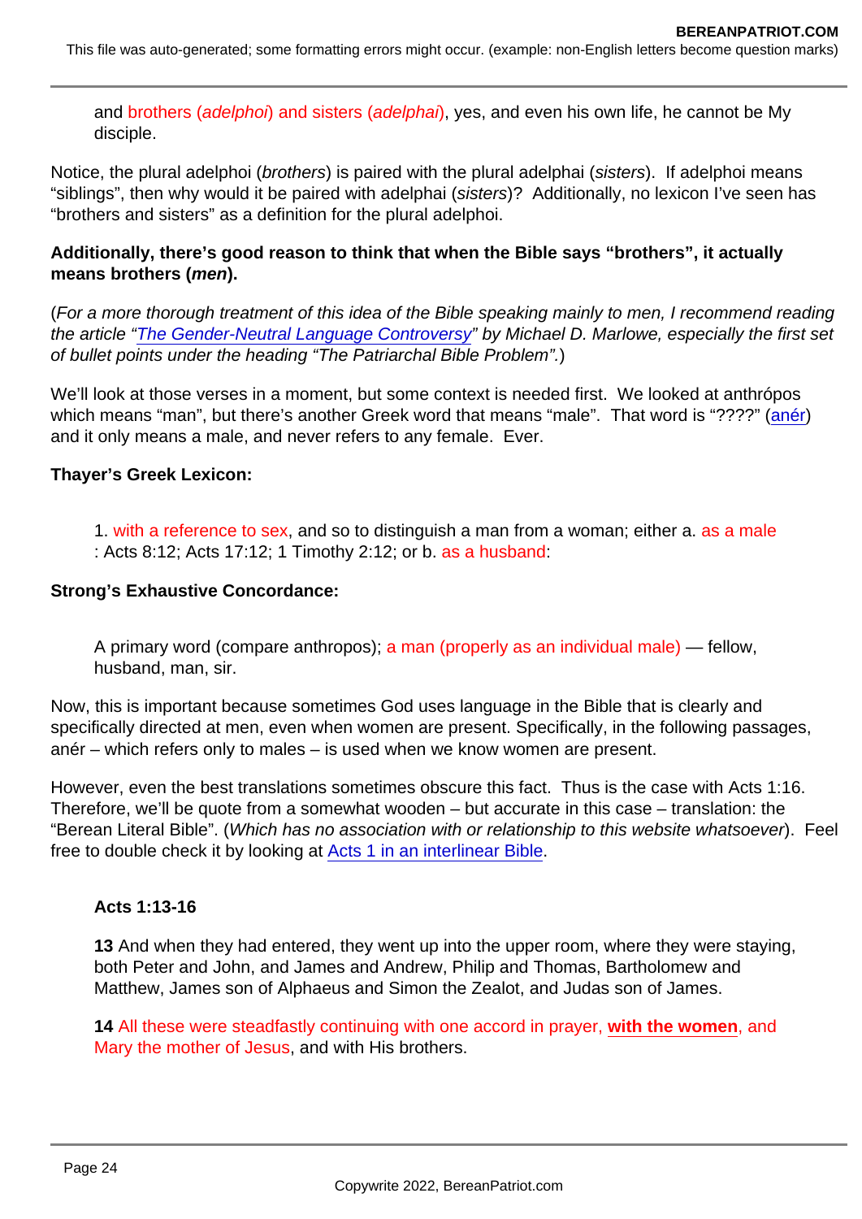> and brothers (*adelphoi*) and sisters (*adelphai*), yes, and even his own life, he cannot be My disciple.

Notice, the plural adelphoi (*brothers*) is paired with the plural adelphai (*sisters*). If adelphoi means "siblings", then why would it be paired with adelphai (*sisters*)? Additionally, no lexicon I've seen has "brothers and sisters" as a definition for the plural adelphoi.

**Additionally, there's good reason to think that when the Bible says "brothers", it actually means brothers (*men*).**

(*For a more thorough treatment of this idea of the Bible speaking mainly to men, I recommend reading the article "The Gender-Neutral Language Controversy" by Michael D. Marlowe, especially the first set of bullet points under the heading "The Patriarchal Bible Problem".*)

We'll look at those verses in a moment, but some context is needed first. We looked at anthrópos which means "man", but there's another Greek word that means "male". That word is "????" (anér) and it only means a male, and never refers to any female. Ever.

**Thayer's Greek Lexicon:**

> 1. with a reference to sex, and so to distinguish a man from a woman; either a. as a male : Acts 8:12; Acts 17:12; 1 Timothy 2:12; or b. as a husband:

**Strong's Exhaustive Concordance:**

> A primary word (compare anthropos); a man (properly as an individual male) — fellow, husband, man, sir.

Now, this is important because sometimes God uses language in the Bible that is clearly and specifically directed at men, even when women are present. Specifically, in the following passages, anér – which refers only to males – is used when we know women are present.

However, even the best translations sometimes obscure this fact. Thus is the case with Acts 1:16. Therefore, we'll be quote from a somewhat wooden – but accurate in this case – translation: the "Berean Literal Bible". (*Which has no association with or relationship to this website whatsoever*). Feel free to double check it by looking at Acts 1 in an interlinear Bible.

> **Acts 1:13-16**
>
> **13** And when they had entered, they went up into the upper room, where they were staying, both Peter and John, and James and Andrew, Philip and Thomas, Bartholomew and Matthew, James son of Alphaeus and Simon the Zealot, and Judas son of James.
>
> **14** All these were steadfastly continuing with one accord in prayer, **with the women**, and Mary the mother of Jesus, and with His brothers.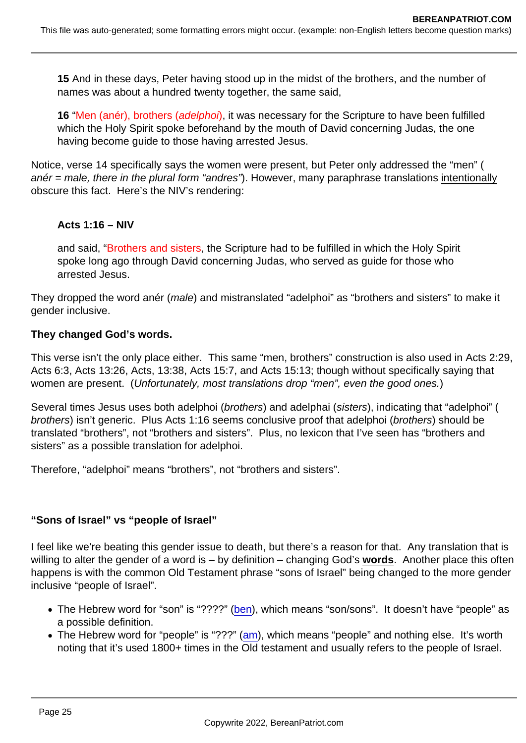**15** And in these days, Peter having stood up in the midst of the brothers, and the number of names was about a hundred twenty together, the same said,

**16** "Men (anér), brothers (*adelphoi*), it was necessary for the Scripture to have been fulfilled which the Holy Spirit spoke beforehand by the mouth of David concerning Judas, the one having become guide to those having arrested Jesus.

Notice, verse 14 specifically says the women were present, but Peter only addressed the "men" ( *anér = male, there in the plural form "andres"*). However, many paraphrase translations intentionally obscure this fact.  Here's the NIV's rendering:

**Acts 1:16 – NIV**

and said, "Brothers and sisters, the Scripture had to be fulfilled in which the Holy Spirit spoke long ago through David concerning Judas, who served as guide for those who arrested Jesus.

They dropped the word anér (*male*) and mistranslated "adelphoi" as "brothers and sisters" to make it gender inclusive.

**They changed God's words.**

This verse isn't the only place either.  This same "men, brothers" construction is also used in Acts 2:29, Acts 6:3, Acts 13:26, Acts, 13:38, Acts 15:7, and Acts 15:13; though without specifically saying that women are present.  (*Unfortunately, most translations drop "men", even the good ones.*)

Several times Jesus uses both adelphoi (*brothers*) and adelphai (*sisters*), indicating that "adelphoi" ( *brothers*) isn't generic.  Plus Acts 1:16 seems conclusive proof that adelphoi (*brothers*) should be translated "brothers", not "brothers and sisters".  Plus, no lexicon that I've seen has "brothers and sisters" as a possible translation for adelphoi.

Therefore, "adelphoi" means "brothers", not "brothers and sisters".

**"Sons of Israel" vs "people of Israel"**

I feel like we're beating this gender issue to death, but there's a reason for that.  Any translation that is willing to alter the gender of a word is – by definition – changing God's **words**.  Another place this often happens is with the common Old Testament phrase "sons of Israel" being changed to the more gender inclusive "people of Israel".

- The Hebrew word for "son" is "????" (ben), which means "son/sons".  It doesn't have "people" as a possible definition.
- The Hebrew word for "people" is "???" (am), which means "people" and nothing else.  It's worth noting that it's used 1800+ times in the Old testament and usually refers to the people of Israel.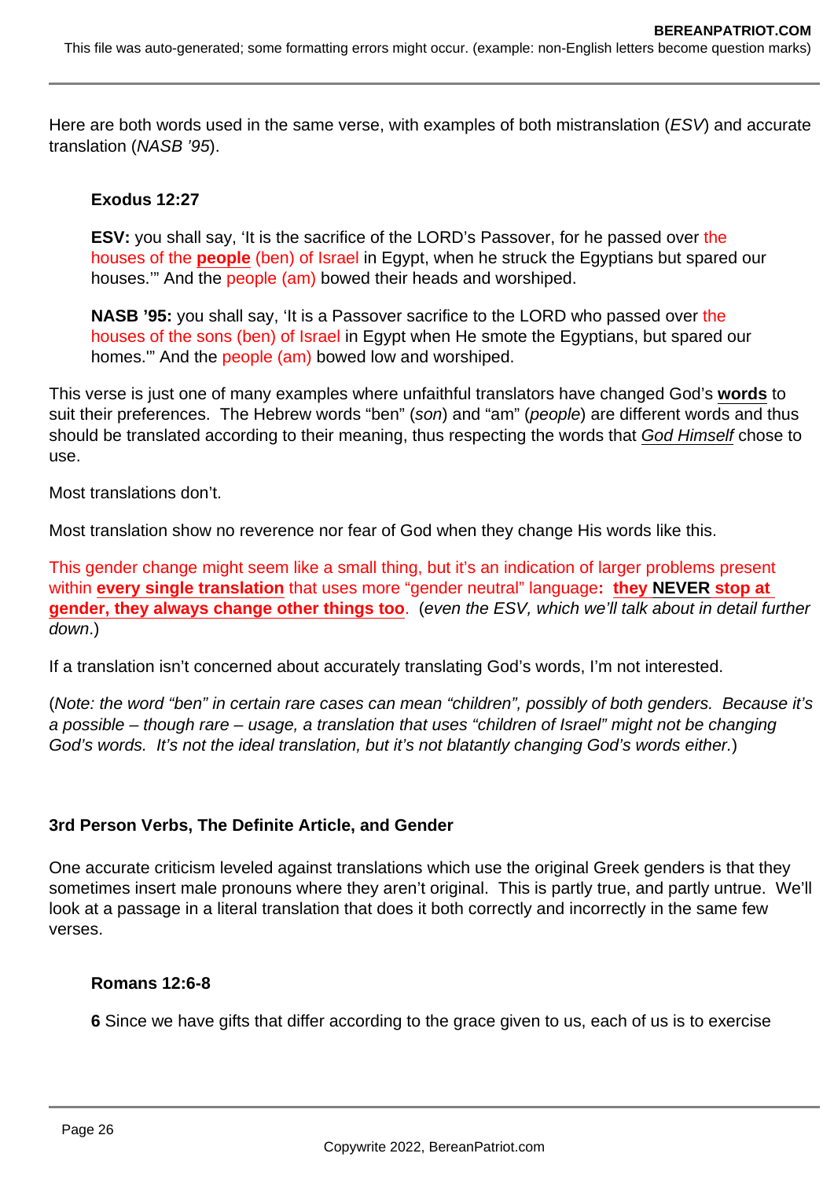Here are both words used in the same verse, with examples of both mistranslation (*ESV*) and accurate translation (*NASB '95*).

> **Exodus 12:27**
>
> **ESV:** you shall say, 'It is the sacrifice of the LORD's Passover, for he passed over the houses of the **people** (ben) of Israel in Egypt, when he struck the Egyptians but spared our houses.'" And the people (am) bowed their heads and worshiped.
>
> **NASB '95:** you shall say, 'It is a Passover sacrifice to the LORD who passed over the houses of the sons (ben) of Israel in Egypt when He smote the Egyptians, but spared our homes.'" And the people (am) bowed low and worshiped.

This verse is just one of many examples where unfaithful translators have changed God's **words** to suit their preferences. The Hebrew words "ben" (*son*) and "am" (*people*) are different words and thus should be translated according to their meaning, thus respecting the words that *God Himself* chose to use.

Most translations don't.

Most translation show no reverence nor fear of God when they change His words like this.

This gender change might seem like a small thing, but it's an indication of larger problems present within **every single translation** that uses more "gender neutral" language**: they NEVER stop at gender, they always change other things too**. (*even the ESV, which we'll talk about in detail further down.*)

If a translation isn't concerned about accurately translating God's words, I'm not interested.

(*Note: the word "ben" in certain rare cases can mean "children", possibly of both genders. Because it's a possible – though rare – usage, a translation that uses "children of Israel" might not be changing God's words. It's not the ideal translation, but it's not blatantly changing God's words either.*)

### 3rd Person Verbs, The Definite Article, and Gender

One accurate criticism leveled against translations which use the original Greek genders is that they sometimes insert male pronouns where they aren't original. This is partly true, and partly untrue. We'll look at a passage in a literal translation that does it both correctly and incorrectly in the same few verses.

> **Romans 12:6-8**
>
> **6** Since we have gifts that differ according to the grace given to us, each of us is to exercise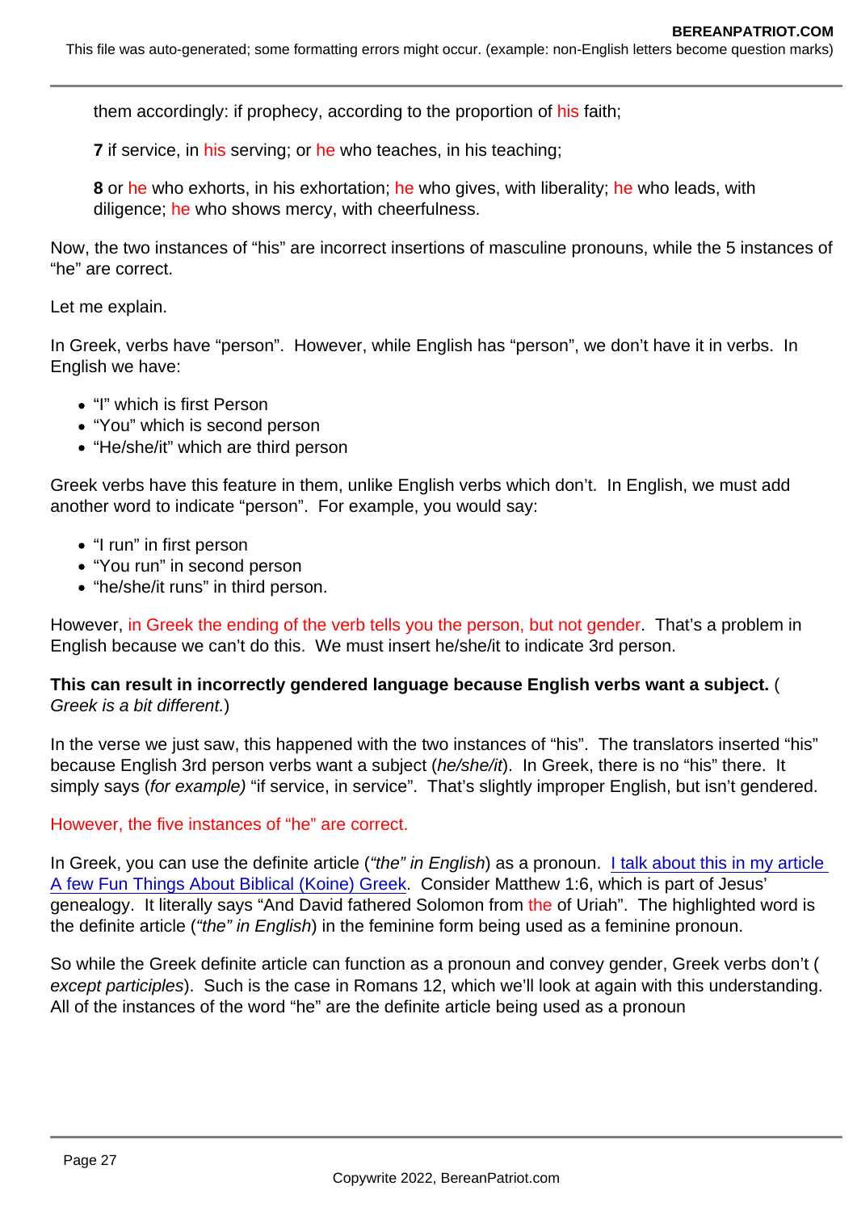them accordingly: if prophecy, according to the proportion of his faith;

**7** if service, in his serving; or he who teaches, in his teaching;

**8** or he who exhorts, in his exhortation; he who gives, with liberality; he who leads, with diligence; he who shows mercy, with cheerfulness.

Now, the two instances of "his" are incorrect insertions of masculine pronouns, while the 5 instances of "he" are correct.

Let me explain.

In Greek, verbs have "person". However, while English has "person", we don't have it in verbs. In English we have:

- "I" which is first Person
- "You" which is second person
- "He/she/it" which are third person

Greek verbs have this feature in them, unlike English verbs which don't. In English, we must add another word to indicate "person". For example, you would say:

- "I run" in first person
- "You run" in second person
- "he/she/it runs" in third person.

However, in Greek the ending of the verb tells you the person, but not gender. That's a problem in English because we can't do this. We must insert he/she/it to indicate 3rd person.

**This can result in incorrectly gendered language because English verbs want a subject.** (*Greek is a bit different.*)

In the verse we just saw, this happened with the two instances of "his". The translators inserted "his" because English 3rd person verbs want a subject (*he/she/it*). In Greek, there is no "his" there. It simply says (*for example)* "if service, in service". That's slightly improper English, but isn't gendered.

However, the five instances of "he" are correct.

In Greek, you can use the definite article (*"the" in English*) as a pronoun. [I talk about this in my article A few Fun Things About Biblical (Koine) Greek](). Consider Matthew 1:6, which is part of Jesus' genealogy. It literally says "And David fathered Solomon from the of Uriah". The highlighted word is the definite article (*"the" in English*) in the feminine form being used as a feminine pronoun.

So while the Greek definite article can function as a pronoun and convey gender, Greek verbs don't (*except participles*). Such is the case in Romans 12, which we'll look at again with this understanding. All of the instances of the word "he" are the definite article being used as a pronoun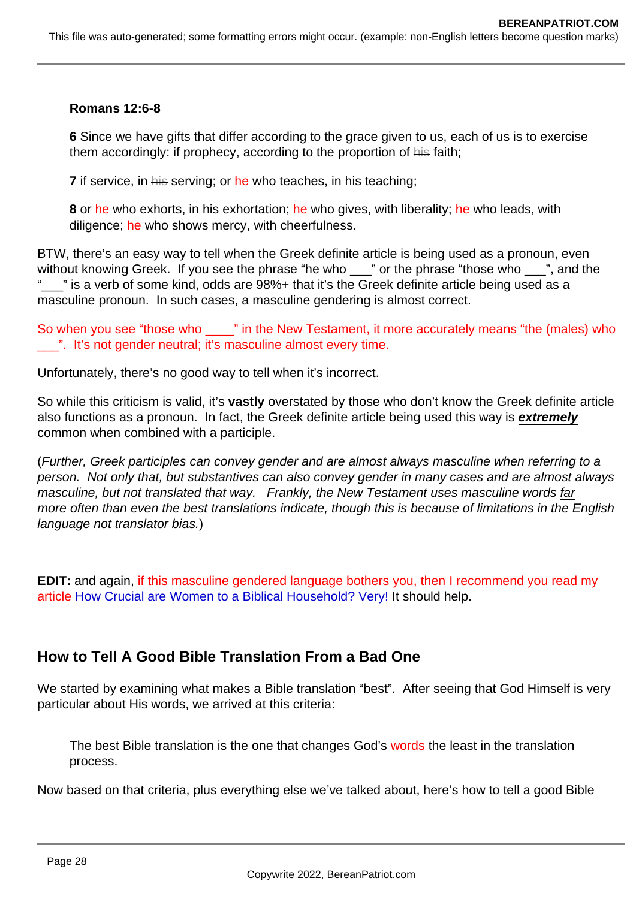**Romans 12:6-8**

> **6** Since we have gifts that differ according to the grace given to us, each of us is to exercise them accordingly: if prophecy, according to the proportion of ~~his~~ faith;
>
> **7** if service, in ~~his~~ serving; or he who teaches, in his teaching;
>
> **8** or he who exhorts, in his exhortation; he who gives, with liberality; he who leads, with diligence; he who shows mercy, with cheerfulness.

BTW, there's an easy way to tell when the Greek definite article is being used as a pronoun, even without knowing Greek. If you see the phrase "he who ___" or the phrase "those who ___", and the "___" is a verb of some kind, odds are 98%+ that it's the Greek definite article being used as a masculine pronoun. In such cases, a masculine gendering is almost correct.

So when you see "those who ____" in the New Testament, it more accurately means "the (males) who ___". It's not gender neutral; it's masculine almost every time.

Unfortunately, there's no good way to tell when it's incorrect.

So while this criticism is valid, it's **vastly** overstated by those who don't know the Greek definite article also functions as a pronoun. In fact, the Greek definite article being used this way is ***extremely*** common when combined with a participle.

(*Further, Greek participles can convey gender and are almost always masculine when referring to a person. Not only that, but substantives can also convey gender in many cases and are almost always masculine, but not translated that way. Frankly, the New Testament uses masculine words far more often than even the best translations indicate, though this is because of limitations in the English language not translator bias.*)

**EDIT:** and again, if this masculine gendered language bothers you, then I recommend you read my article How Crucial are Women to a Biblical Household? Very! It should help.

## How to Tell A Good Bible Translation From a Bad One

We started by examining what makes a Bible translation "best". After seeing that God Himself is very particular about His words, we arrived at this criteria:

> The best Bible translation is the one that changes God's words the least in the translation process.

Now based on that criteria, plus everything else we've talked about, here's how to tell a good Bible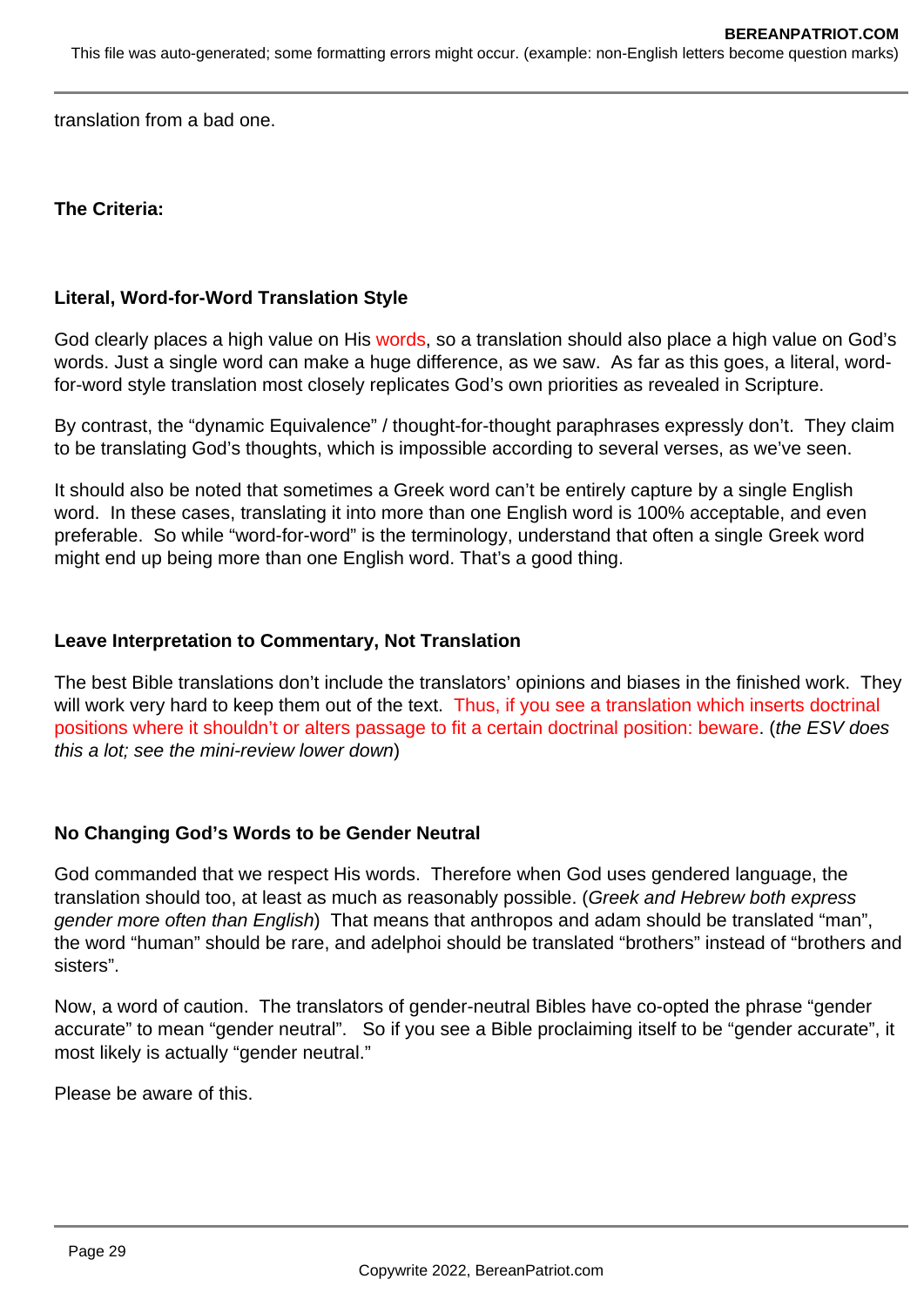translation from a bad one.

**The Criteria:**

**Literal, Word-for-Word Translation Style**

God clearly places a high value on His words, so a translation should also place a high value on God's words. Just a single word can make a huge difference, as we saw. As far as this goes, a literal, word-for-word style translation most closely replicates God's own priorities as revealed in Scripture.

By contrast, the "dynamic Equivalence" / thought-for-thought paraphrases expressly don't. They claim to be translating God's thoughts, which is impossible according to several verses, as we've seen.

It should also be noted that sometimes a Greek word can't be entirely capture by a single English word. In these cases, translating it into more than one English word is 100% acceptable, and even preferable. So while "word-for-word" is the terminology, understand that often a single Greek word might end up being more than one English word. That's a good thing.

**Leave Interpretation to Commentary, Not Translation**

The best Bible translations don't include the translators' opinions and biases in the finished work. They will work very hard to keep them out of the text. Thus, if you see a translation which inserts doctrinal positions where it shouldn't or alters passage to fit a certain doctrinal position: beware. (*the ESV does this a lot; see the mini-review lower down*)

**No Changing God's Words to be Gender Neutral**

God commanded that we respect His words. Therefore when God uses gendered language, the translation should too, at least as much as reasonably possible. (*Greek and Hebrew both express gender more often than English*) That means that anthropos and adam should be translated "man", the word "human" should be rare, and adelphoi should be translated "brothers" instead of "brothers and sisters".

Now, a word of caution. The translators of gender-neutral Bibles have co-opted the phrase "gender accurate" to mean "gender neutral". So if you see a Bible proclaiming itself to be "gender accurate", it most likely is actually "gender neutral."

Please be aware of this.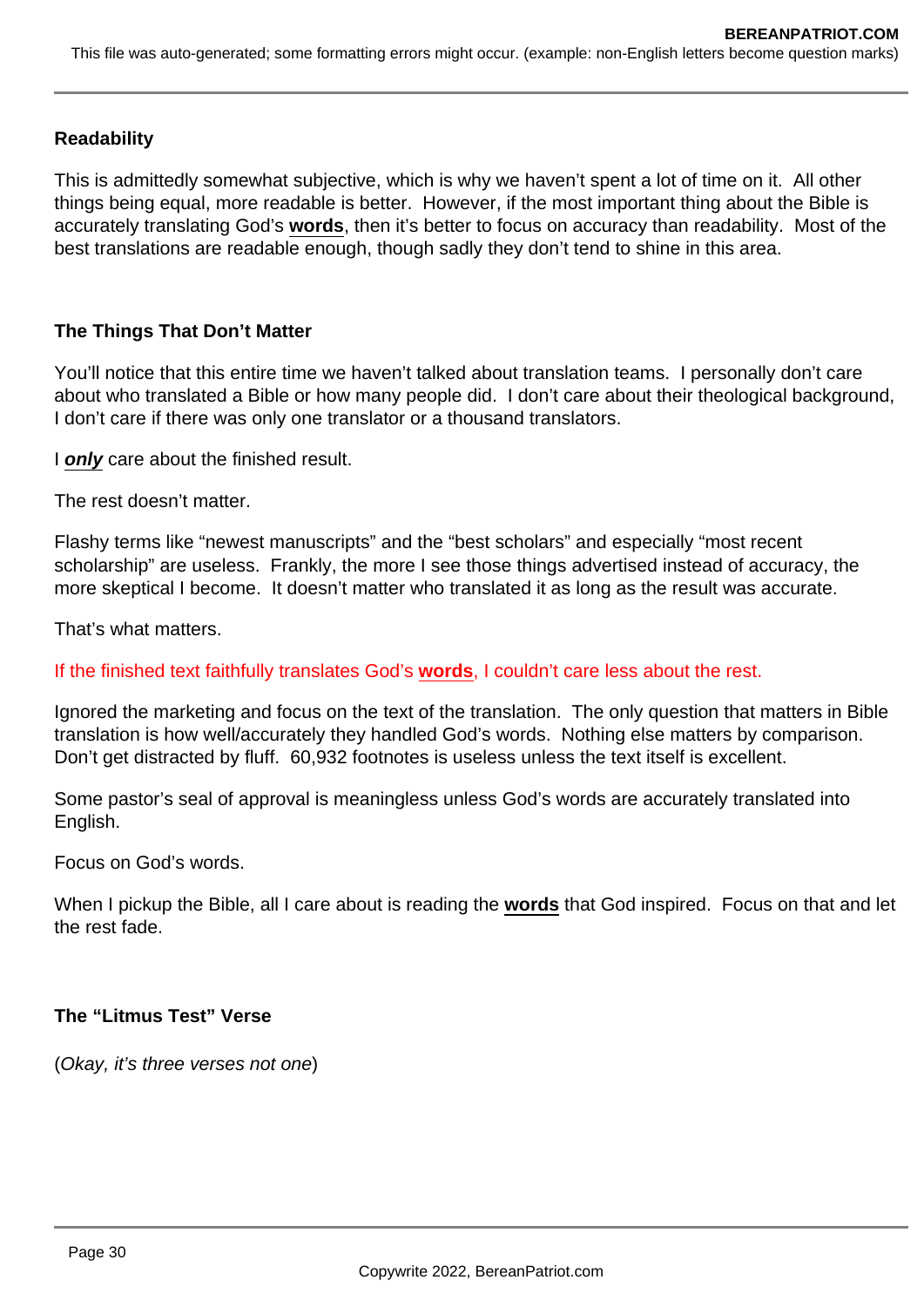**Readability**

This is admittedly somewhat subjective, which is why we haven't spent a lot of time on it. All other things being equal, more readable is better. However, if the most important thing about the Bible is accurately translating God's **words**, then it's better to focus on accuracy than readability. Most of the best translations are readable enough, though sadly they don't tend to shine in this area.

**The Things That Don't Matter**

You'll notice that this entire time we haven't talked about translation teams. I personally don't care about who translated a Bible or how many people did. I don't care about their theological background, I don't care if there was only one translator or a thousand translators.

I ***only*** care about the finished result.

The rest doesn't matter.

Flashy terms like "newest manuscripts" and the "best scholars" and especially "most recent scholarship" are useless. Frankly, the more I see those things advertised instead of accuracy, the more skeptical I become. It doesn't matter who translated it as long as the result was accurate.

That's what matters.

If the finished text faithfully translates God's **words**, I couldn't care less about the rest.

Ignored the marketing and focus on the text of the translation. The only question that matters in Bible translation is how well/accurately they handled God's words. Nothing else matters by comparison. Don't get distracted by fluff. 60,932 footnotes is useless unless the text itself is excellent.

Some pastor's seal of approval is meaningless unless God's words are accurately translated into English.

Focus on God's words.

When I pickup the Bible, all I care about is reading the **words** that God inspired. Focus on that and let the rest fade.

**The "Litmus Test" Verse**

(*Okay, it's three verses not one*)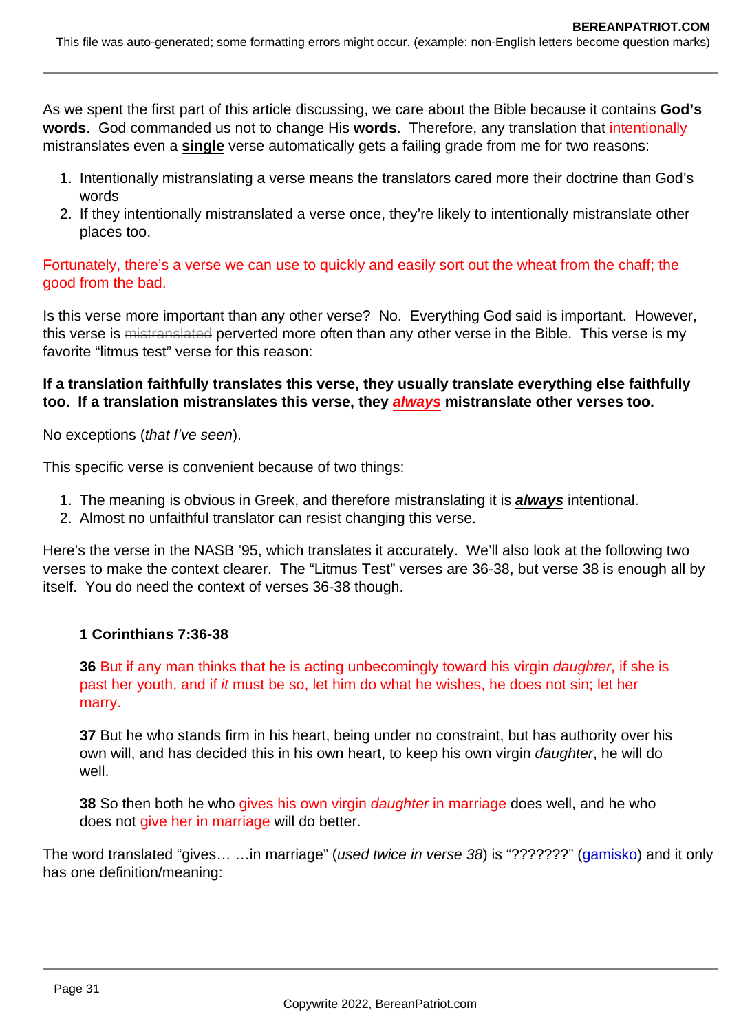As we spent the first part of this article discussing, we care about the Bible because it contains **God's words**. God commanded us not to change His **words**. Therefore, any translation that intentionally mistranslates even a **single** verse automatically gets a failing grade from me for two reasons:

1. Intentionally mistranslating a verse means the translators cared more their doctrine than God's words
2. If they intentionally mistranslated a verse once, they're likely to intentionally mistranslate other places too.

Fortunately, there's a verse we can use to quickly and easily sort out the wheat from the chaff; the good from the bad.

Is this verse more important than any other verse? No. Everything God said is important. However, this verse is ~~mistranslated~~ perverted more often than any other verse in the Bible. This verse is my favorite "litmus test" verse for this reason:

**If a translation faithfully translates this verse, they usually translate everything else faithfully too. If a translation mistranslates this verse, they *always* mistranslate other verses too.**

No exceptions (*that I've seen*).

This specific verse is convenient because of two things:

1. The meaning is obvious in Greek, and therefore mistranslating it is ***always*** intentional.
2. Almost no unfaithful translator can resist changing this verse.

Here's the verse in the NASB '95, which translates it accurately. We'll also look at the following two verses to make the context clearer. The "Litmus Test" verses are 36-38, but verse 38 is enough all by itself. You do need the context of verses 36-38 though.

> **1 Corinthians 7:36-38**
>
> **36** But if any man thinks that he is acting unbecomingly toward his virgin *daughter*, if she is past her youth, and if *it* must be so, let him do what he wishes, he does not sin; let her marry.
>
> **37** But he who stands firm in his heart, being under no constraint, but has authority over his own will, and has decided this in his own heart, to keep his own virgin *daughter*, he will do well.
>
> **38** So then both he who gives his own virgin *daughter* in marriage does well, and he who does not give her in marriage will do better.

The word translated "gives… …in marriage" (*used twice in verse 38*) is "???????" (gamisko) and it only has one definition/meaning: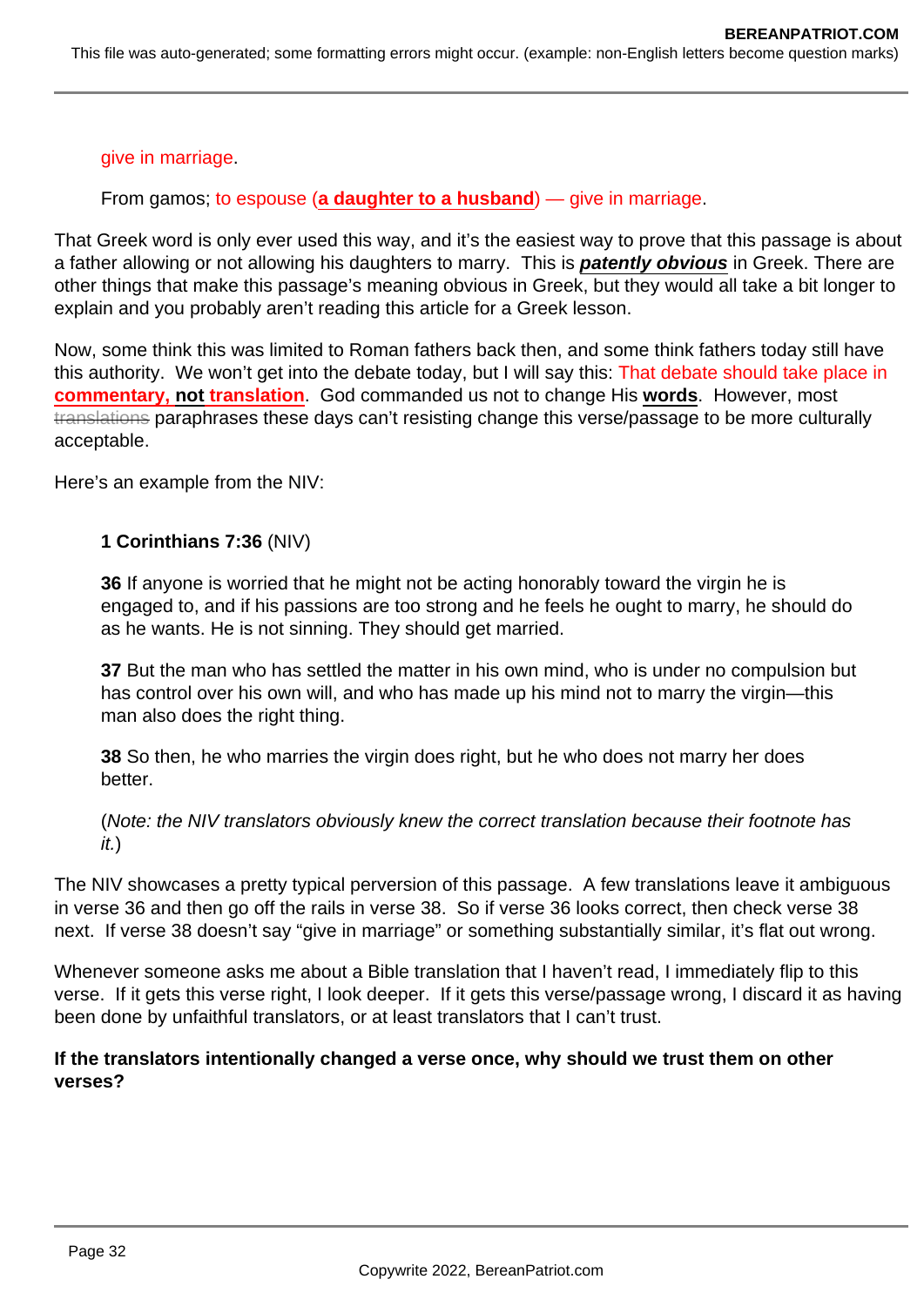> give in marriage.
>
> From gamos; to espouse (**a daughter to a husband**) — give in marriage.

That Greek word is only ever used this way, and it's the easiest way to prove that this passage is about a father allowing or not allowing his daughters to marry. This is ***patently obvious*** in Greek. There are other things that make this passage's meaning obvious in Greek, but they would all take a bit longer to explain and you probably aren't reading this article for a Greek lesson.

Now, some think this was limited to Roman fathers back then, and some think fathers today still have this authority. We won't get into the debate today, but I will say this: That debate should take place in **commentary, not translation**. God commanded us not to change His **words**. However, most ~~translations~~ paraphrases these days can't resisting change this verse/passage to be more culturally acceptable.

Here's an example from the NIV:

> **1 Corinthians 7:36** (NIV)
>
> **36** If anyone is worried that he might not be acting honorably toward the virgin he is engaged to, and if his passions are too strong and he feels he ought to marry, he should do as he wants. He is not sinning. They should get married.
>
> **37** But the man who has settled the matter in his own mind, who is under no compulsion but has control over his own will, and who has made up his mind not to marry the virgin—this man also does the right thing.
>
> **38** So then, he who marries the virgin does right, but he who does not marry her does better.
>
> (*Note: the NIV translators obviously knew the correct translation because their footnote has it.*)

The NIV showcases a pretty typical perversion of this passage. A few translations leave it ambiguous in verse 36 and then go off the rails in verse 38. So if verse 36 looks correct, then check verse 38 next. If verse 38 doesn't say "give in marriage" or something substantially similar, it's flat out wrong.

Whenever someone asks me about a Bible translation that I haven't read, I immediately flip to this verse. If it gets this verse right, I look deeper. If it gets this verse/passage wrong, I discard it as having been done by unfaithful translators, or at least translators that I can't trust.

**If the translators intentionally changed a verse once, why should we trust them on other verses?**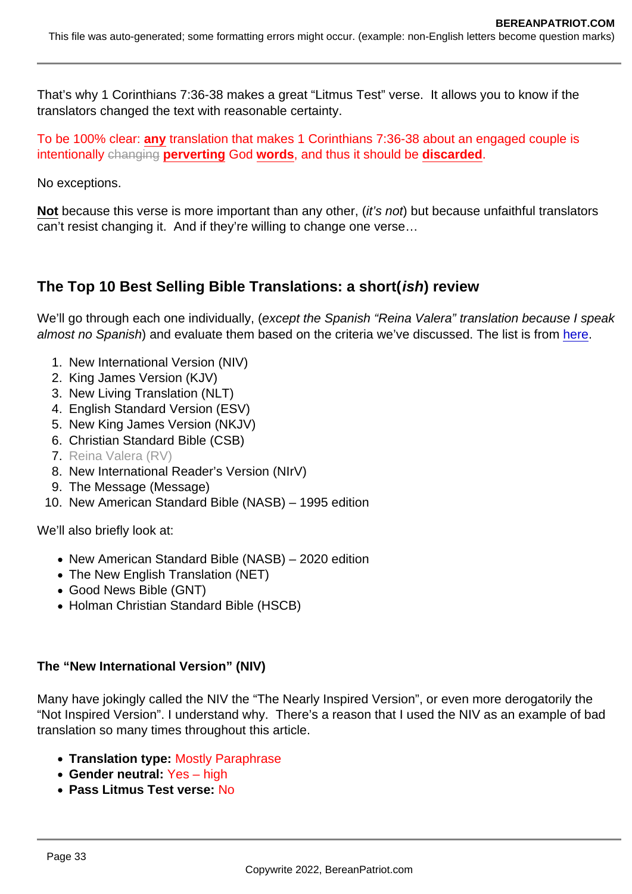That's why 1 Corinthians 7:36-38 makes a great "Litmus Test" verse. It allows you to know if the translators changed the text with reasonable certainty.

To be 100% clear: **any** translation that makes 1 Corinthians 7:36-38 about an engaged couple is intentionally ~~changing~~ **perverting** God **words**, and thus it should be **discarded**.

No exceptions.

**Not** because this verse is more important than any other, (*it's not*) but because unfaithful translators can't resist changing it. And if they're willing to change one verse…

## The Top 10 Best Selling Bible Translations: a short(*ish*) review

We'll go through each one individually, (*except the Spanish "Reina Valera" translation because I speak almost no Spanish*) and evaluate them based on the criteria we've discussed. The list is from here.

1. New International Version (NIV)
2. King James Version (KJV)
3. New Living Translation (NLT)
4. English Standard Version (ESV)
5. New King James Version (NKJV)
6. Christian Standard Bible (CSB)
7. Reina Valera (RV)
8. New International Reader's Version (NIrV)
9. The Message (Message)
10. New American Standard Bible (NASB) – 1995 edition

We'll also briefly look at:

- New American Standard Bible (NASB) – 2020 edition
- The New English Translation (NET)
- Good News Bible (GNT)
- Holman Christian Standard Bible (HSCB)

### The "New International Version" (NIV)

Many have jokingly called the NIV the "The Nearly Inspired Version", or even more derogatorily the "Not Inspired Version". I understand why. There's a reason that I used the NIV as an example of bad translation so many times throughout this article.

- **Translation type:** Mostly Paraphrase
- **Gender neutral:** Yes – high
- **Pass Litmus Test verse:** No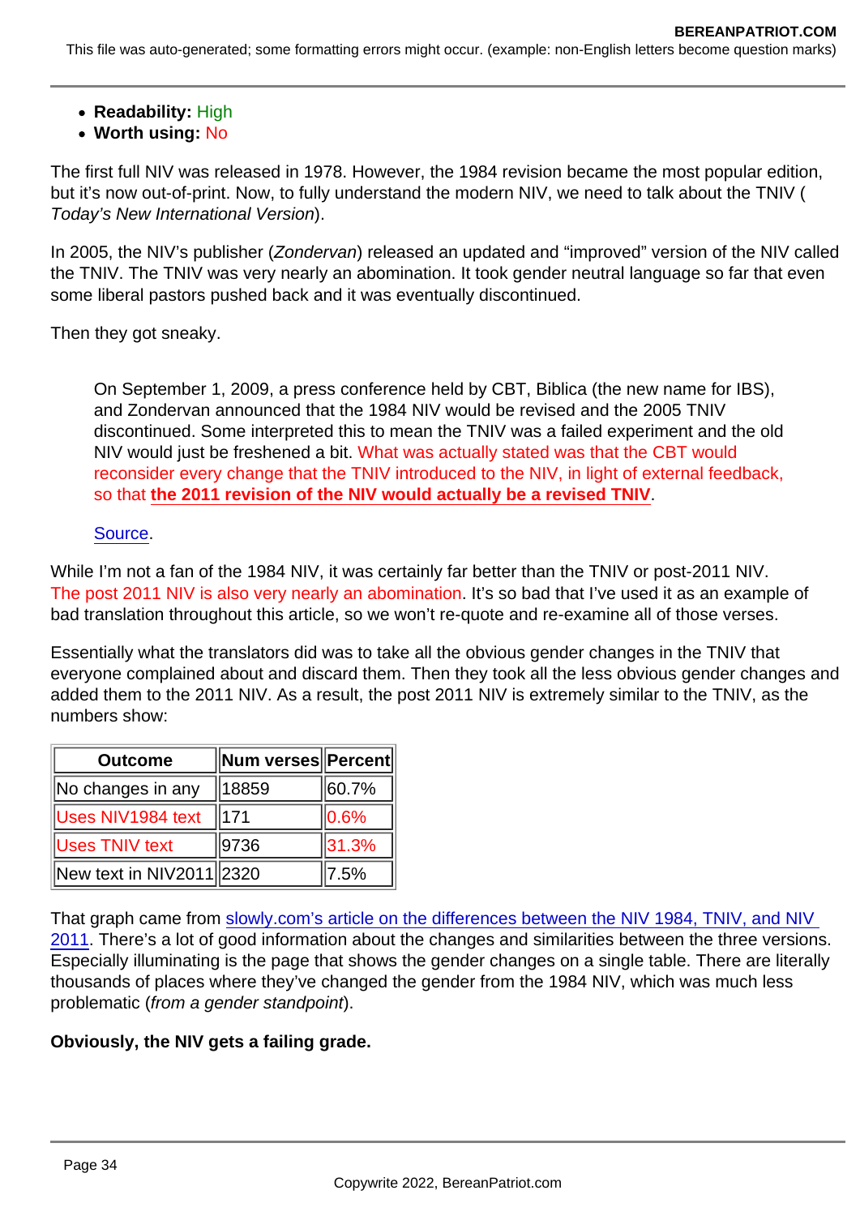- **Readability:** High
- **Worth using:** No

The first full NIV was released in 1978. However, the 1984 revision became the most popular edition, but it's now out-of-print. Now, to fully understand the modern NIV, we need to talk about the TNIV (*Today's New International Version*).

In 2005, the NIV's publisher (*Zondervan*) released an updated and "improved" version of the NIV called the TNIV. The TNIV was very nearly an abomination. It took gender neutral language so far that even some liberal pastors pushed back and it was eventually discontinued.

Then they got sneaky.

> On September 1, 2009, a press conference held by CBT, Biblica (the new name for IBS), and Zondervan announced that the 1984 NIV would be revised and the 2005 TNIV discontinued. Some interpreted this to mean the TNIV was a failed experiment and the old NIV would just be freshened a bit. What was actually stated was that the CBT would reconsider every change that the TNIV introduced to the NIV, in light of external feedback, so that **the 2011 revision of the NIV would actually be a revised TNIV**.
>
> Source.

While I'm not a fan of the 1984 NIV, it was certainly far better than the TNIV or post-2011 NIV. The post 2011 NIV is also very nearly an abomination. It's so bad that I've used it as an example of bad translation throughout this article, so we won't re-quote and re-examine all of those verses.

Essentially what the translators did was to take all the obvious gender changes in the TNIV that everyone complained about and discard them. Then they took all the less obvious gender changes and added them to the 2011 NIV. As a result, the post 2011 NIV is extremely similar to the TNIV, as the numbers show:

| Outcome | Num verses | Percent |
|---|---|---|
| No changes in any | 18859 | 60.7% |
| Uses NIV1984 text | 171 | 0.6% |
| Uses TNIV text | 9736 | 31.3% |
| New text in NIV2011 | 2320 | 7.5% |

That graph came from slowly.com's article on the differences between the NIV 1984, TNIV, and NIV 2011. There's a lot of good information about the changes and similarities between the three versions. Especially illuminating is the page that shows the gender changes on a single table. There are literally thousands of places where they've changed the gender from the 1984 NIV, which was much less problematic (*from a gender standpoint*).

**Obviously, the NIV gets a failing grade.**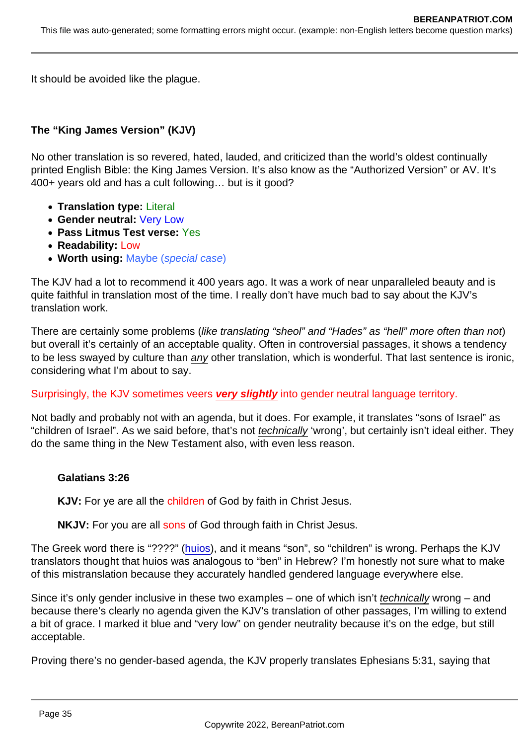It should be avoided like the plague.

**The "King James Version" (KJV)**

No other translation is so revered, hated, lauded, and criticized than the world's oldest continually printed English Bible: the King James Version. It's also know as the "Authorized Version" or AV. It's 400+ years old and has a cult following… but is it good?

- **Translation type:** Literal
- **Gender neutral:** Very Low
- **Pass Litmus Test verse:** Yes
- **Readability:** Low
- **Worth using:** Maybe (*special case*)

The KJV had a lot to recommend it 400 years ago. It was a work of near unparalleled beauty and is quite faithful in translation most of the time. I really don't have much bad to say about the KJV's translation work.

There are certainly some problems (*like translating "sheol" and "Hades" as "hell" more often than not*) but overall it's certainly of an acceptable quality. Often in controversial passages, it shows a tendency to be less swayed by culture than *any* other translation, which is wonderful. That last sentence is ironic, considering what I'm about to say.

Surprisingly, the KJV sometimes veers ***very slightly*** into gender neutral language territory.

Not badly and probably not with an agenda, but it does. For example, it translates "sons of Israel" as "children of Israel". As we said before, that's not *technically* 'wrong', but certainly isn't ideal either. They do the same thing in the New Testament also, with even less reason.

> **Galatians 3:26**
>
> **KJV:** For ye are all the children of God by faith in Christ Jesus.
>
> **NKJV:** For you are all sons of God through faith in Christ Jesus.

The Greek word there is "????" (huios), and it means "son", so "children" is wrong. Perhaps the KJV translators thought that huios was analogous to "ben" in Hebrew? I'm honestly not sure what to make of this mistranslation because they accurately handled gendered language everywhere else.

Since it's only gender inclusive in these two examples – one of which isn't *technically* wrong – and because there's clearly no agenda given the KJV's translation of other passages, I'm willing to extend a bit of grace. I marked it blue and "very low" on gender neutrality because it's on the edge, but still acceptable.

Proving there's no gender-based agenda, the KJV properly translates Ephesians 5:31, saying that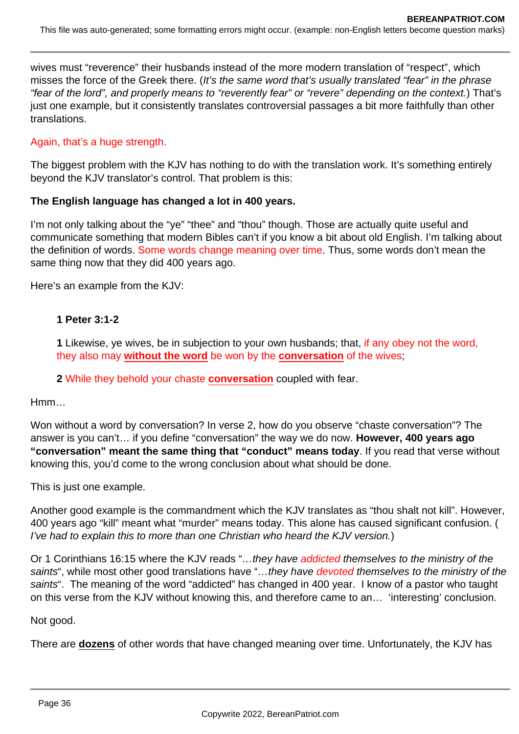wives must "reverence" their husbands instead of the more modern translation of "respect", which misses the force of the Greek there. (*It's the same word that's usually translated "fear" in the phrase "fear of the lord", and properly means to "reverently fear" or "revere" depending on the context.*) That's just one example, but it consistently translates controversial passages a bit more faithfully than other translations.

Again, that's a huge strength.

The biggest problem with the KJV has nothing to do with the translation work. It's something entirely beyond the KJV translator's control. That problem is this:

**The English language has changed a lot in 400 years.**

I'm not only talking about the "ye" "thee" and "thou" though. Those are actually quite useful and communicate something that modern Bibles can't if you know a bit about old English. I'm talking about the definition of words. Some words change meaning over time. Thus, some words don't mean the same thing now that they did 400 years ago.

Here's an example from the KJV:

> **1 Peter 3:1-2**
>
> **1** Likewise, ye wives, be in subjection to your own husbands; that, if any obey not the word, they also may **without the word** be won by the **conversation** of the wives;
>
> **2** While they behold your chaste **conversation** coupled with fear.

Hmm…

Won without a word by conversation? In verse 2, how do you observe "chaste conversation"? The answer is you can't… if you define "conversation" the way we do now. **However, 400 years ago "conversation" meant the same thing that "conduct" means today**. If you read that verse without knowing this, you'd come to the wrong conclusion about what should be done.

This is just one example.

Another good example is the commandment which the KJV translates as "thou shalt not kill". However, 400 years ago "kill" meant what "murder" means today. This alone has caused significant confusion. (*I've had to explain this to more than one Christian who heard the KJV version.*)

Or 1 Corinthians 16:15 where the KJV reads "*…they have addicted themselves to the ministry of the saints*", while most other good translations have "*…they have devoted themselves to the ministry of the saints*". The meaning of the word "addicted" has changed in 400 year. I know of a pastor who taught on this verse from the KJV without knowing this, and therefore came to an… 'interesting' conclusion.

Not good.

There are **dozens** of other words that have changed meaning over time. Unfortunately, the KJV has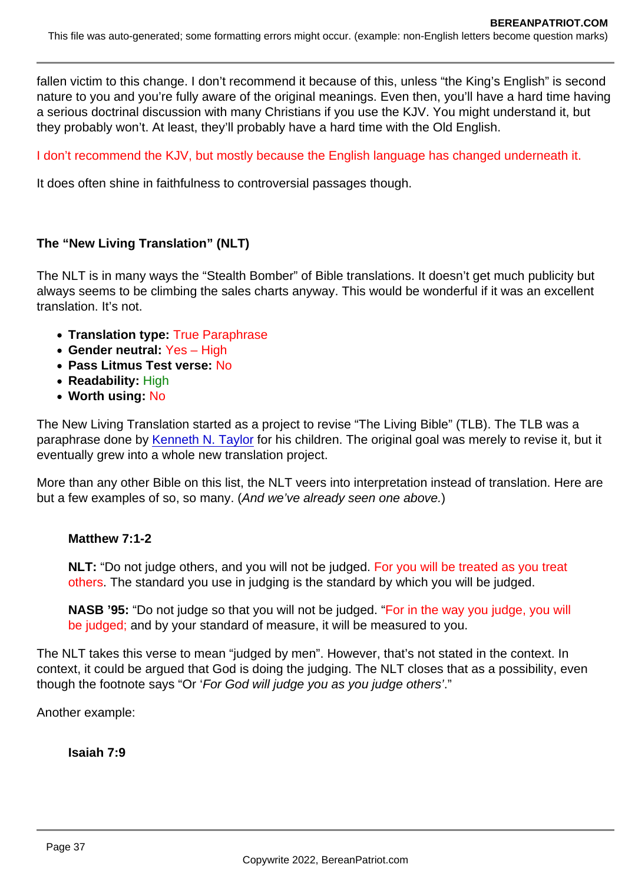fallen victim to this change. I don't recommend it because of this, unless "the King's English" is second nature to you and you're fully aware of the original meanings. Even then, you'll have a hard time having a serious doctrinal discussion with many Christians if you use the KJV. You might understand it, but they probably won't. At least, they'll probably have a hard time with the Old English.

I don't recommend the KJV, but mostly because the English language has changed underneath it.

It does often shine in faithfulness to controversial passages though.

### The "New Living Translation" (NLT)

The NLT is in many ways the "Stealth Bomber" of Bible translations. It doesn't get much publicity but always seems to be climbing the sales charts anyway. This would be wonderful if it was an excellent translation. It's not.

- **Translation type:** True Paraphrase
- **Gender neutral:** Yes – High
- **Pass Litmus Test verse:** No
- **Readability:** High
- **Worth using:** No

The New Living Translation started as a project to revise "The Living Bible" (TLB). The TLB was a paraphrase done by Kenneth N. Taylor for his children. The original goal was merely to revise it, but it eventually grew into a whole new translation project.

More than any other Bible on this list, the NLT veers into interpretation instead of translation. Here are but a few examples of so, so many. (*And we've already seen one above.*)

> **Matthew 7:1-2**
>
> **NLT:** "Do not judge others, and you will not be judged. For you will be treated as you treat others. The standard you use in judging is the standard by which you will be judged.
>
> **NASB '95:** "Do not judge so that you will not be judged. "For in the way you judge, you will be judged; and by your standard of measure, it will be measured to you.

The NLT takes this verse to mean "judged by men". However, that's not stated in the context. In context, it could be argued that God is doing the judging. The NLT closes that as a possibility, even though the footnote says "Or '*For God will judge you as you judge others*'."

Another example:

> **Isaiah 7:9**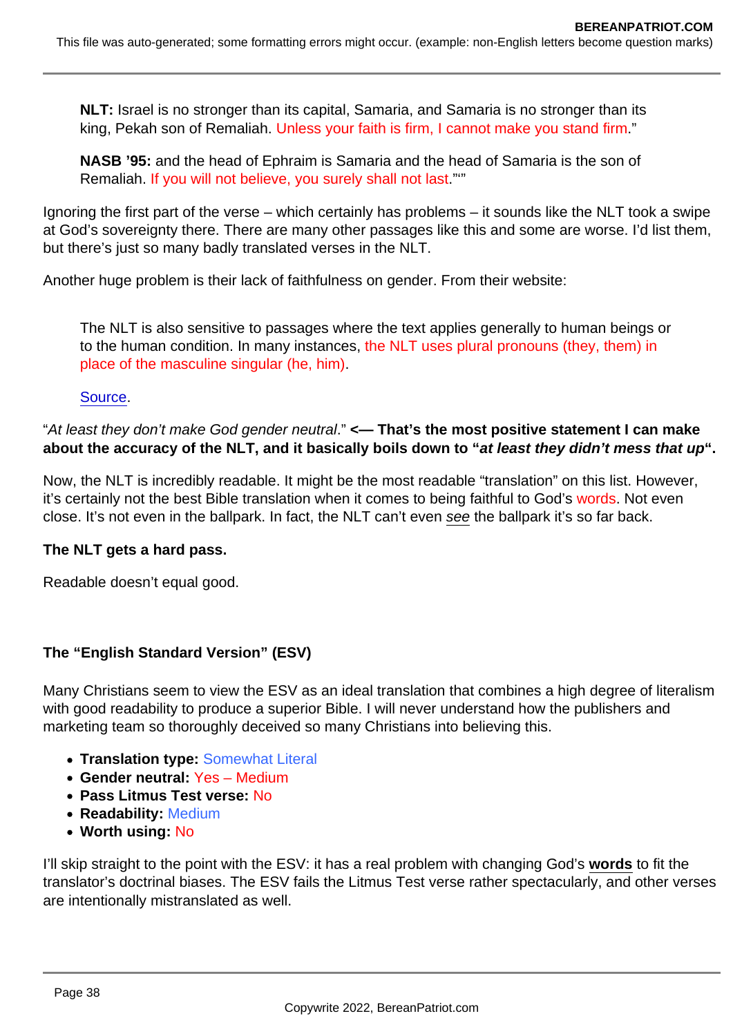> **NLT:** Israel is no stronger than its capital, Samaria, and Samaria is no stronger than its king, Pekah son of Remaliah. Unless your faith is firm, I cannot make you stand firm."

> **NASB '95:** and the head of Ephraim is Samaria and the head of Samaria is the son of Remaliah. If you will not believe, you surely shall not last.""

Ignoring the first part of the verse – which certainly has problems – it sounds like the NLT took a swipe at God's sovereignty there. There are many other passages like this and some are worse. I'd list them, but there's just so many badly translated verses in the NLT.

Another huge problem is their lack of faithfulness on gender. From their website:

> The NLT is also sensitive to passages where the text applies generally to human beings or to the human condition. In many instances, the NLT uses plural pronouns (they, them) in place of the masculine singular (he, him).
>
> Source.

"*At least they don't make God gender neutral*." **<— That's the most positive statement I can make about the accuracy of the NLT, and it basically boils down to "*at least they didn't mess that up*".**

Now, the NLT is incredibly readable. It might be the most readable "translation" on this list. However, it's certainly not the best Bible translation when it comes to being faithful to God's words. Not even close. It's not even in the ballpark. In fact, the NLT can't even *see* the ballpark it's so far back.

**The NLT gets a hard pass.**

Readable doesn't equal good.

**The "English Standard Version" (ESV)**

Many Christians seem to view the ESV as an ideal translation that combines a high degree of literalism with good readability to produce a superior Bible. I will never understand how the publishers and marketing team so thoroughly deceived so many Christians into believing this.

- **Translation type:** Somewhat Literal
- **Gender neutral:** Yes – Medium
- **Pass Litmus Test verse:** No
- **Readability:** Medium
- **Worth using:** No

I'll skip straight to the point with the ESV: it has a real problem with changing God's **words** to fit the translator's doctrinal biases. The ESV fails the Litmus Test verse rather spectacularly, and other verses are intentionally mistranslated as well.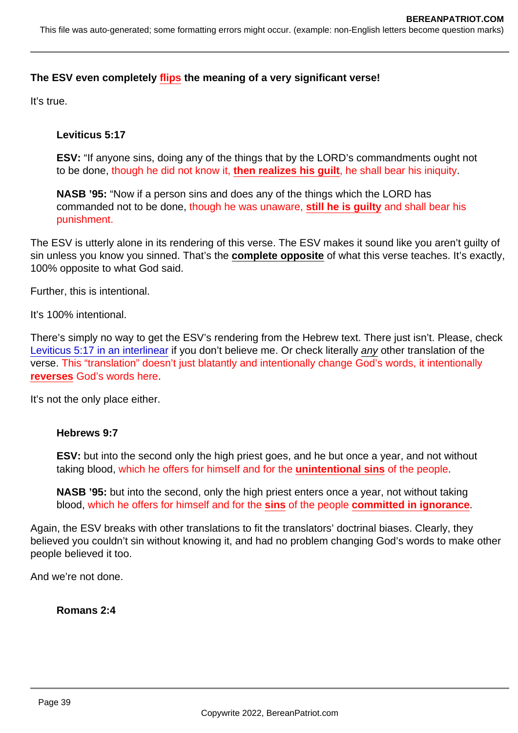**The ESV even completely flips the meaning of a very significant verse!**

It's true.

> **Leviticus 5:17**
>
> **ESV:** "If anyone sins, doing any of the things that by the LORD's commandments ought not to be done, though he did not know it, **then realizes his guilt**, he shall bear his iniquity.
>
> **NASB '95:** "Now if a person sins and does any of the things which the LORD has commanded not to be done, though he was unaware, **still he is guilty** and shall bear his punishment.

The ESV is utterly alone in its rendering of this verse. The ESV makes it sound like you aren't guilty of sin unless you know you sinned. That's the **complete opposite** of what this verse teaches. It's exactly, 100% opposite to what God said.

Further, this is intentional.

It's 100% intentional.

There's simply no way to get the ESV's rendering from the Hebrew text. There just isn't. Please, check Leviticus 5:17 in an interlinear if you don't believe me. Or check literally *any* other translation of the verse. This "translation" doesn't just blatantly and intentionally change God's words, it intentionally **reverses** God's words here.

It's not the only place either.

> **Hebrews 9:7**
>
> **ESV:** but into the second only the high priest goes, and he but once a year, and not without taking blood, which he offers for himself and for the **unintentional sins** of the people.
>
> **NASB '95:** but into the second, only the high priest enters once a year, not without taking blood, which he offers for himself and for the **sins** of the people **committed in ignorance**.

Again, the ESV breaks with other translations to fit the translators' doctrinal biases. Clearly, they believed you couldn't sin without knowing it, and had no problem changing God's words to make other people believed it too.

And we're not done.

> **Romans 2:4**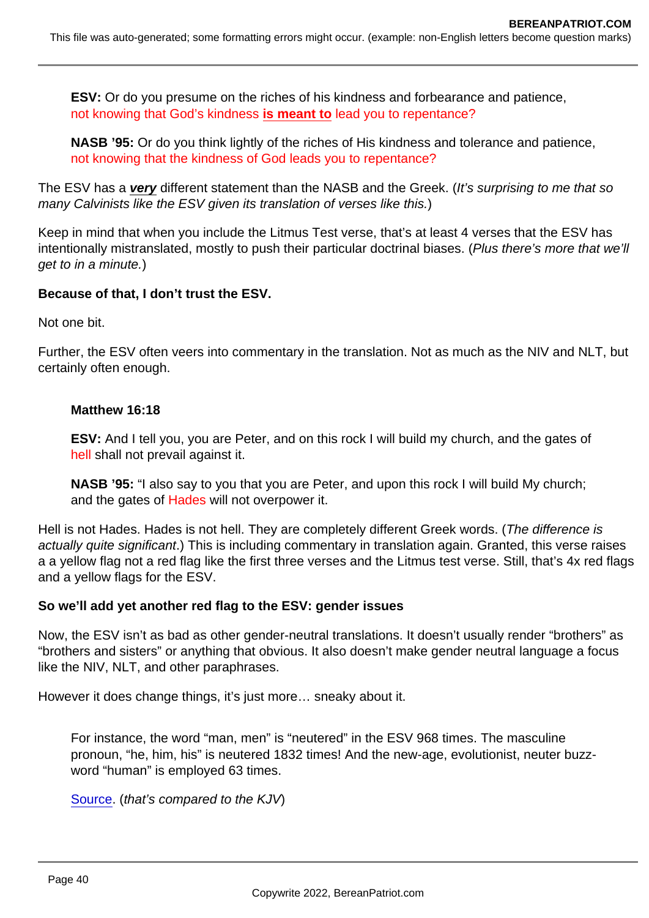> **ESV:** Or do you presume on the riches of his kindness and forbearance and patience, not knowing that God's kindness **is meant to** lead you to repentance?
>
> **NASB '95:** Or do you think lightly of the riches of His kindness and tolerance and patience, not knowing that the kindness of God leads you to repentance?

The ESV has a ***very*** different statement than the NASB and the Greek. (*It's surprising to me that so many Calvinists like the ESV given its translation of verses like this.*)

Keep in mind that when you include the Litmus Test verse, that's at least 4 verses that the ESV has intentionally mistranslated, mostly to push their particular doctrinal biases. (*Plus there's more that we'll get to in a minute.*)

**Because of that, I don't trust the ESV.**

Not one bit.

Further, the ESV often veers into commentary in the translation. Not as much as the NIV and NLT, but certainly often enough.

> **Matthew 16:18**
>
> **ESV:** And I tell you, you are Peter, and on this rock I will build my church, and the gates of hell shall not prevail against it.
>
> **NASB '95:** "I also say to you that you are Peter, and upon this rock I will build My church; and the gates of Hades will not overpower it.

Hell is not Hades. Hades is not hell. They are completely different Greek words. (*The difference is actually quite significant*.) This is including commentary in translation again. Granted, this verse raises a a yellow flag not a red flag like the first three verses and the Litmus test verse. Still, that's 4x red flags and a yellow flags for the ESV.

**So we'll add yet another red flag to the ESV: gender issues**

Now, the ESV isn't as bad as other gender-neutral translations. It doesn't usually render "brothers" as "brothers and sisters" or anything that obvious. It also doesn't make gender neutral language a focus like the NIV, NLT, and other paraphrases.

However it does change things, it's just more… sneaky about it.

> For instance, the word "man, men" is "neutered" in the ESV 968 times. The masculine pronoun, "he, him, his" is neutered 1832 times! And the new-age, evolutionist, neuter buzz-word "human" is employed 63 times.
>
> Source. (*that's compared to the KJV*)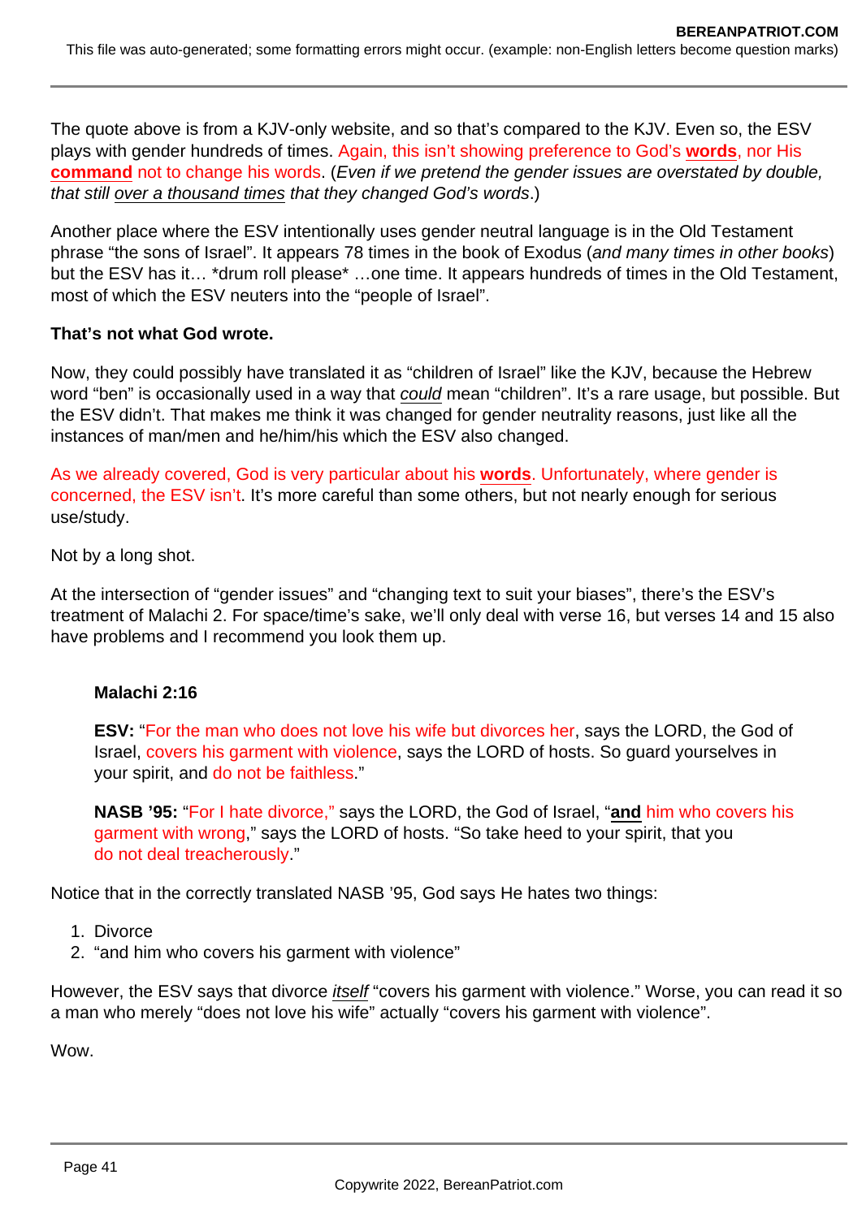The quote above is from a KJV-only website, and so that's compared to the KJV. Even so, the ESV plays with gender hundreds of times. Again, this isn't showing preference to God's **words**, nor His **command** not to change his words. (*Even if we pretend the gender issues are overstated by double, that still over a thousand times that they changed God's words*.)

Another place where the ESV intentionally uses gender neutral language is in the Old Testament phrase "the sons of Israel". It appears 78 times in the book of Exodus (*and many times in other books*) but the ESV has it… *drum roll please* …one time. It appears hundreds of times in the Old Testament, most of which the ESV neuters into the "people of Israel".

**That's not what God wrote.**

Now, they could possibly have translated it as "children of Israel" like the KJV, because the Hebrew word "ben" is occasionally used in a way that *could* mean "children". It's a rare usage, but possible. But the ESV didn't. That makes me think it was changed for gender neutrality reasons, just like all the instances of man/men and he/him/his which the ESV also changed.

As we already covered, God is very particular about his **words**. Unfortunately, where gender is concerned, the ESV isn't. It's more careful than some others, but not nearly enough for serious use/study.

Not by a long shot.

At the intersection of "gender issues" and "changing text to suit your biases", there's the ESV's treatment of Malachi 2. For space/time's sake, we'll only deal with verse 16, but verses 14 and 15 also have problems and I recommend you look them up.

> **Malachi 2:16**
>
> **ESV:** "For the man who does not love his wife but divorces her, says the LORD, the God of Israel, covers his garment with violence, says the LORD of hosts. So guard yourselves in your spirit, and do not be faithless."
>
> **NASB '95:** "For I hate divorce," says the LORD, the God of Israel, "**and** him who covers his garment with wrong," says the LORD of hosts. "So take heed to your spirit, that you do not deal treacherously."

Notice that in the correctly translated NASB '95, God says He hates two things:

1. Divorce
2. "and him who covers his garment with violence"

However, the ESV says that divorce *itself* "covers his garment with violence." Worse, you can read it so a man who merely "does not love his wife" actually "covers his garment with violence".

Wow.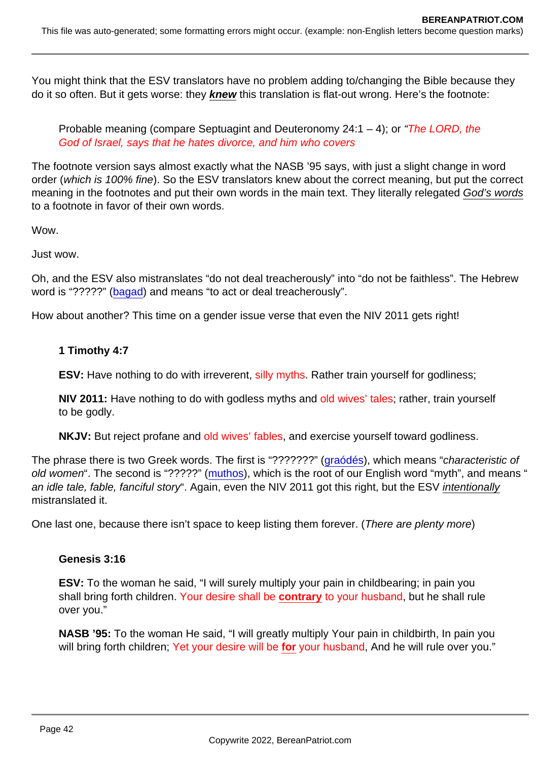You might think that the ESV translators have no problem adding to/changing the Bible because they do it so often. But it gets worse: they ***knew*** this translation is flat-out wrong. Here's the footnote:

> Probable meaning (compare Septuagint and Deuteronomy 24:1 – 4); or *"The LORD, the God of Israel, says that he hates divorce, and him who covers*

The footnote version says almost exactly what the NASB '95 says, with just a slight change in word order (*which is 100% fine*). So the ESV translators knew about the correct meaning, but put the correct meaning in the footnotes and put their own words in the main text. They literally relegated *God's words* to a footnote in favor of their own words.

Wow.

Just wow.

Oh, and the ESV also mistranslates "do not deal treacherously" into "do not be faithless". The Hebrew word is "?????" (bagad) and means "to act or deal treacherously".

How about another? This time on a gender issue verse that even the NIV 2011 gets right!

> **1 Timothy 4:7**
>
> **ESV:** Have nothing to do with irreverent, silly myths. Rather train yourself for godliness;
>
> **NIV 2011:** Have nothing to do with godless myths and old wives' tales; rather, train yourself to be godly.
>
> **NKJV:** But reject profane and old wives' fables, and exercise yourself toward godliness.

The phrase there is two Greek words. The first is "???????" (graódés), which means "*characteristic of old women*". The second is "?????" (muthos), which is the root of our English word "myth", and means "*an idle tale, fable, fanciful story*". Again, even the NIV 2011 got this right, but the ESV *intentionally* mistranslated it.

One last one, because there isn't space to keep listing them forever. (*There are plenty more*)

> **Genesis 3:16**
>
> **ESV:** To the woman he said, "I will surely multiply your pain in childbearing; in pain you shall bring forth children. Your desire shall be **contrary** to your husband, but he shall rule over you."
>
> **NASB '95:** To the woman He said, "I will greatly multiply Your pain in childbirth, In pain you will bring forth children; Yet your desire will be **for** your husband, And he will rule over you."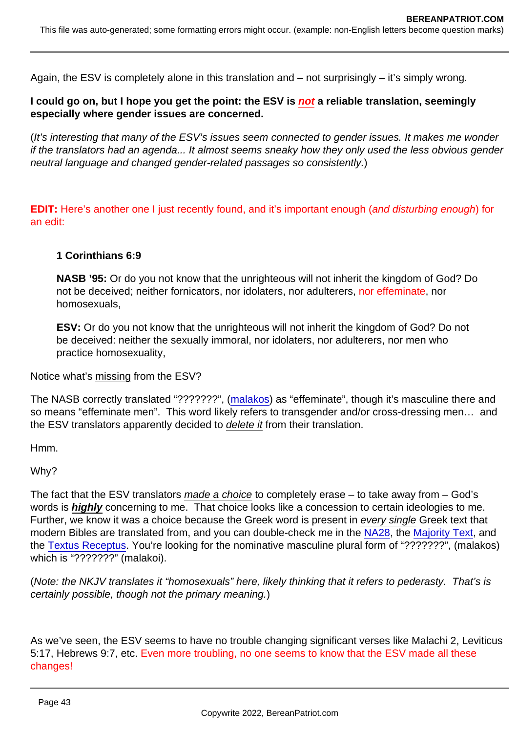Again, the ESV is completely alone in this translation and – not surprisingly – it's simply wrong.

**I could go on, but I hope you get the point: the ESV is *not* a reliable translation, seemingly especially where gender issues are concerned.**

(*It's interesting that many of the ESV's issues seem connected to gender issues. It makes me wonder if the translators had an agenda... It almost seems sneaky how they only used the less obvious gender neutral language and changed gender-related passages so consistently.*)

**EDIT:** Here's another one I just recently found, and it's important enough (*and disturbing enough*) for an edit:

> **1 Corinthians 6:9**
>
> **NASB '95:** Or do you not know that the unrighteous will not inherit the kingdom of God? Do not be deceived; neither fornicators, nor idolaters, nor adulterers, nor effeminate, nor homosexuals,
>
> **ESV:** Or do you not know that the unrighteous will not inherit the kingdom of God? Do not be deceived: neither the sexually immoral, nor idolaters, nor adulterers, nor men who practice homosexuality,

Notice what's missing from the ESV?

The NASB correctly translated "???????", (malakos) as "effeminate", though it's masculine there and so means "effeminate men". This word likely refers to transgender and/or cross-dressing men… and the ESV translators apparently decided to *delete it* from their translation.

Hmm.

Why?

The fact that the ESV translators *made a choice* to completely erase – to take away from – God's words is ***highly*** concerning to me. That choice looks like a concession to certain ideologies to me. Further, we know it was a choice because the Greek word is present in *every single* Greek text that modern Bibles are translated from, and you can double-check me in the NA28, the Majority Text, and the Textus Receptus. You're looking for the nominative masculine plural form of "???????", (malakos) which is "???????" (malakoi).

(*Note: the NKJV translates it "homosexuals" here, likely thinking that it refers to pederasty. That's is certainly possible, though not the primary meaning.*)

As we've seen, the ESV seems to have no trouble changing significant verses like Malachi 2, Leviticus 5:17, Hebrews 9:7, etc. Even more troubling, no one seems to know that the ESV made all these changes!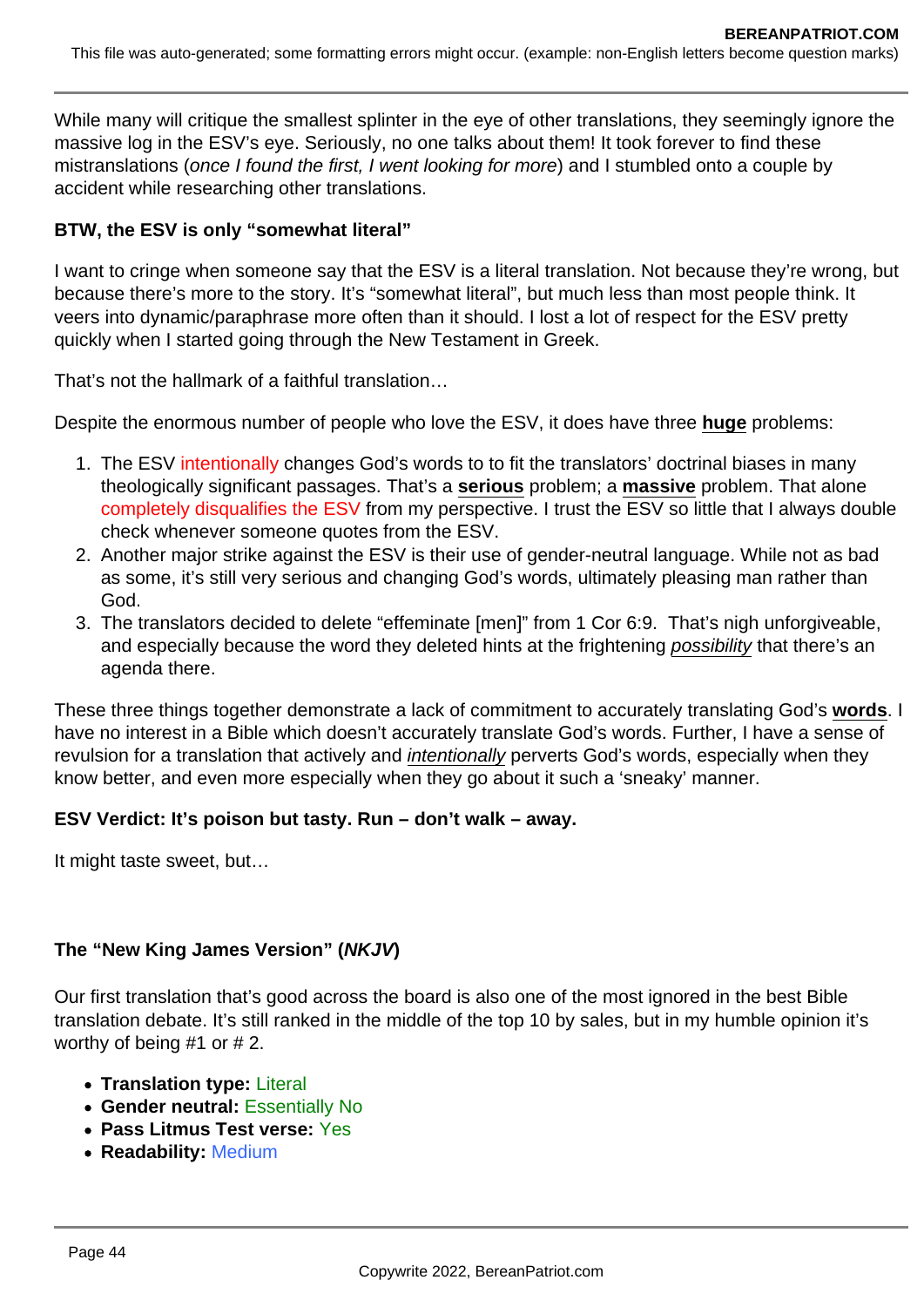While many will critique the smallest splinter in the eye of other translations, they seemingly ignore the massive log in the ESV's eye. Seriously, no one talks about them! It took forever to find these mistranslations (*once I found the first, I went looking for more*) and I stumbled onto a couple by accident while researching other translations.

**BTW, the ESV is only "somewhat literal"**

I want to cringe when someone say that the ESV is a literal translation. Not because they're wrong, but because there's more to the story. It's "somewhat literal", but much less than most people think. It veers into dynamic/paraphrase more often than it should. I lost a lot of respect for the ESV pretty quickly when I started going through the New Testament in Greek.

That's not the hallmark of a faithful translation…

Despite the enormous number of people who love the ESV, it does have three **huge** problems:

1. The ESV intentionally changes God's words to to fit the translators' doctrinal biases in many theologically significant passages. That's a **serious** problem; a **massive** problem. That alone completely disqualifies the ESV from my perspective. I trust the ESV so little that I always double check whenever someone quotes from the ESV.
2. Another major strike against the ESV is their use of gender-neutral language. While not as bad as some, it's still very serious and changing God's words, ultimately pleasing man rather than God.
3. The translators decided to delete "effeminate [men]" from 1 Cor 6:9. That's nigh unforgiveable, and especially because the word they deleted hints at the frightening *possibility* that there's an agenda there.

These three things together demonstrate a lack of commitment to accurately translating God's **words**. I have no interest in a Bible which doesn't accurately translate God's words. Further, I have a sense of revulsion for a translation that actively and *intentionally* perverts God's words, especially when they know better, and even more especially when they go about it such a 'sneaky' manner.

**ESV Verdict: It's poison but tasty. Run – don't walk – away.**

It might taste sweet, but…

**The "New King James Version" (*NKJV*)**

Our first translation that's good across the board is also one of the most ignored in the best Bible translation debate. It's still ranked in the middle of the top 10 by sales, but in my humble opinion it's worthy of being #1 or # 2.

- **Translation type:** Literal
- **Gender neutral:** Essentially No
- **Pass Litmus Test verse:** Yes
- **Readability:** Medium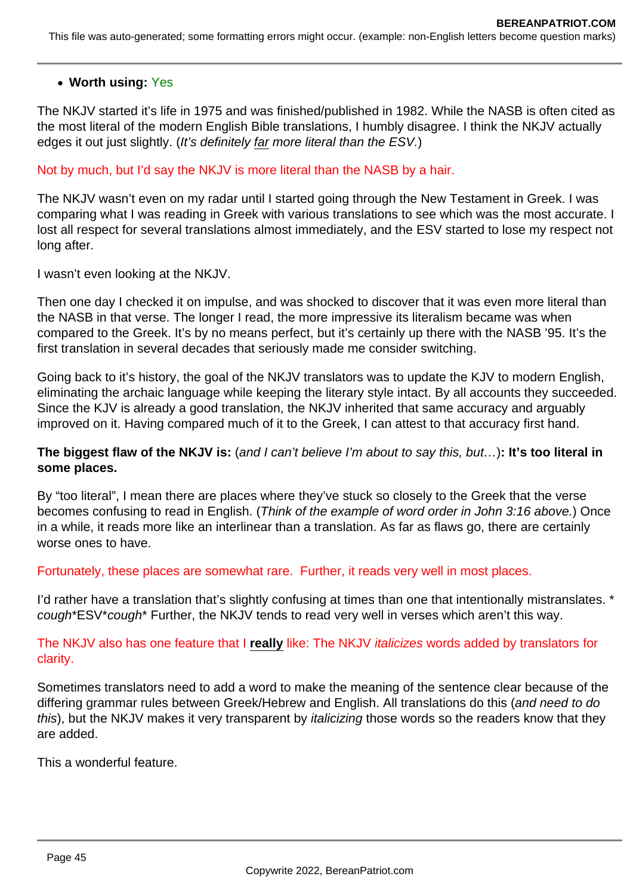- **Worth using:** Yes

The NKJV started it's life in 1975 and was finished/published in 1982. While the NASB is often cited as the most literal of the modern English Bible translations, I humbly disagree. I think the NKJV actually edges it out just slightly. (*It's definitely far more literal than the ESV.*)

Not by much, but I'd say the NKJV is more literal than the NASB by a hair.

The NKJV wasn't even on my radar until I started going through the New Testament in Greek. I was comparing what I was reading in Greek with various translations to see which was the most accurate. I lost all respect for several translations almost immediately, and the ESV started to lose my respect not long after.

I wasn't even looking at the NKJV.

Then one day I checked it on impulse, and was shocked to discover that it was even more literal than the NASB in that verse. The longer I read, the more impressive its literalism became was when compared to the Greek. It's by no means perfect, but it's certainly up there with the NASB '95. It's the first translation in several decades that seriously made me consider switching.

Going back to it's history, the goal of the NKJV translators was to update the KJV to modern English, eliminating the archaic language while keeping the literary style intact. By all accounts they succeeded. Since the KJV is already a good translation, the NKJV inherited that same accuracy and arguably improved on it. Having compared much of it to the Greek, I can attest to that accuracy first hand.

**The biggest flaw of the NKJV is:** (*and I can't believe I'm about to say this, but…*)**: It's too literal in some places.**

By "too literal", I mean there are places where they've stuck so closely to the Greek that the verse becomes confusing to read in English. (*Think of the example of word order in John 3:16 above.*) Once in a while, it reads more like an interlinear than a translation. As far as flaws go, there are certainly worse ones to have.

Fortunately, these places are somewhat rare. Further, it reads very well in most places.

I'd rather have a translation that's slightly confusing at times than one that intentionally mistranslates. **cough*ESV*cough** Further, the NKJV tends to read very well in verses which aren't this way.

The NKJV also has one feature that I **really** like: The NKJV *italicizes* words added by translators for clarity.

Sometimes translators need to add a word to make the meaning of the sentence clear because of the differing grammar rules between Greek/Hebrew and English. All translations do this (*and need to do this*), but the NKJV makes it very transparent by *italicizing* those words so the readers know that they are added.

This a wonderful feature.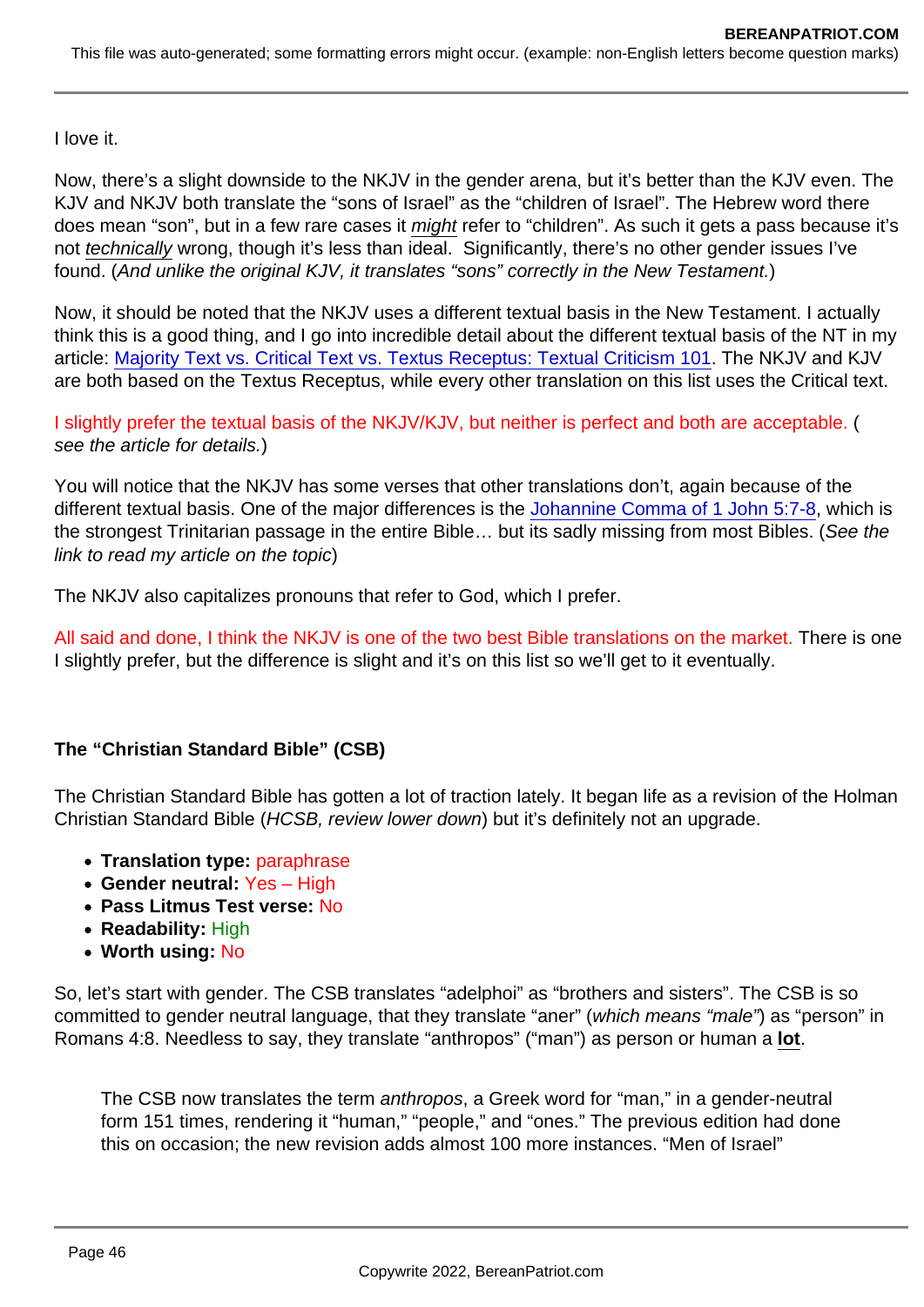I love it.

Now, there's a slight downside to the NKJV in the gender arena, but it's better than the KJV even. The KJV and NKJV both translate the "sons of Israel" as the "children of Israel". The Hebrew word there does mean "son", but in a few rare cases it *might* refer to "children". As such it gets a pass because it's not *technically* wrong, though it's less than ideal. Significantly, there's no other gender issues I've found. (*And unlike the original KJV, it translates "sons" correctly in the New Testament.*)

Now, it should be noted that the NKJV uses a different textual basis in the New Testament. I actually think this is a good thing, and I go into incredible detail about the different textual basis of the NT in my article: Majority Text vs. Critical Text vs. Textus Receptus: Textual Criticism 101. The NKJV and KJV are both based on the Textus Receptus, while every other translation on this list uses the Critical text.

I slightly prefer the textual basis of the NKJV/KJV, but neither is perfect and both are acceptable. (*see the article for details.*)

You will notice that the NKJV has some verses that other translations don't, again because of the different textual basis. One of the major differences is the Johannine Comma of 1 John 5:7-8, which is the strongest Trinitarian passage in the entire Bible… but its sadly missing from most Bibles. (*See the link to read my article on the topic*)

The NKJV also capitalizes pronouns that refer to God, which I prefer.

All said and done, I think the NKJV is one of the two best Bible translations on the market. There is one I slightly prefer, but the difference is slight and it's on this list so we'll get to it eventually.

### The "Christian Standard Bible" (CSB)

The Christian Standard Bible has gotten a lot of traction lately. It began life as a revision of the Holman Christian Standard Bible (*HCSB, review lower down*) but it's definitely not an upgrade.

- **Translation type:** paraphrase
- **Gender neutral:** Yes – High
- **Pass Litmus Test verse:** No
- **Readability:** High
- **Worth using:** No

So, let's start with gender. The CSB translates "adelphoi" as "brothers and sisters". The CSB is so committed to gender neutral language, that they translate "aner" (*which means "male"*) as "person" in Romans 4:8. Needless to say, they translate "anthropos" ("man") as person or human a **lot**.

> The CSB now translates the term *anthropos*, a Greek word for "man," in a gender-neutral form 151 times, rendering it "human," "people," and "ones." The previous edition had done this on occasion; the new revision adds almost 100 more instances. "Men of Israel"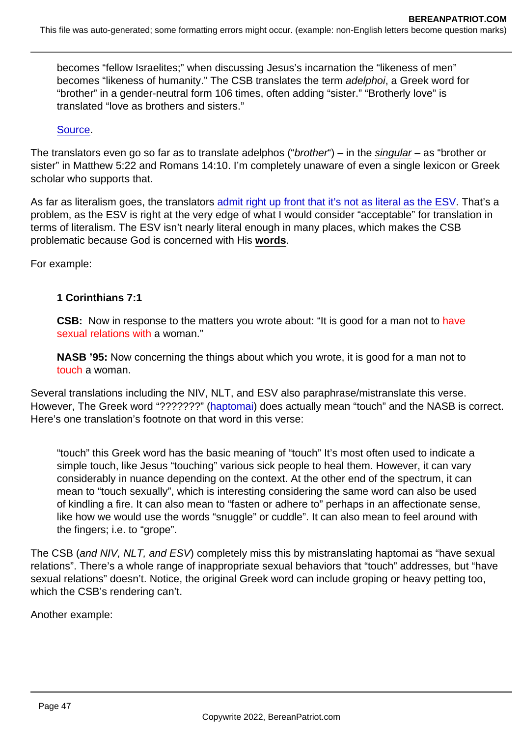> becomes “fellow Israelites;” when discussing Jesus’s incarnation the “likeness of men” becomes “likeness of humanity.” The CSB translates the term *adelphoi*, a Greek word for “brother” in a gender-neutral form 106 times, often adding “sister.” “Brotherly love” is translated “love as brothers and sisters.”
>
> Source.

The translators even go so far as to translate adelphos (“*brother*“) – in the singular – as “brother or sister” in Matthew 5:22 and Romans 14:10. I’m completely unaware of even a single lexicon or Greek scholar who supports that.

As far as literalism goes, the translators admit right up front that it’s not as literal as the ESV. That’s a problem, as the ESV is right at the very edge of what I would consider “acceptable” for translation in terms of literalism. The ESV isn’t nearly literal enough in many places, which makes the CSB problematic because God is concerned with His **words**.

For example:

> **1 Corinthians 7:1**
>
> **CSB:** Now in response to the matters you wrote about: “It is good for a man not to have sexual relations with a woman.”
>
> **NASB ’95:** Now concerning the things about which you wrote, it is good for a man not to touch a woman.

Several translations including the NIV, NLT, and ESV also paraphrase/mistranslate this verse. However, The Greek word “???????” (haptomai) does actually mean “touch” and the NASB is correct. Here’s one translation’s footnote on that word in this verse:

> “touch” this Greek word has the basic meaning of “touch” It’s most often used to indicate a simple touch, like Jesus “touching” various sick people to heal them. However, it can vary considerably in nuance depending on the context. At the other end of the spectrum, it can mean to “touch sexually”, which is interesting considering the same word can also be used of kindling a fire. It can also mean to “fasten or adhere to” perhaps in an affectionate sense, like how we would use the words “snuggle” or cuddle”. It can also mean to feel around with the fingers; i.e. to “grope”.

The CSB (*and NIV, NLT, and ESV*) completely miss this by mistranslating haptomai as “have sexual relations”. There’s a whole range of inappropriate sexual behaviors that “touch” addresses, but “have sexual relations” doesn’t. Notice, the original Greek word can include groping or heavy petting too, which the CSB’s rendering can’t.

Another example: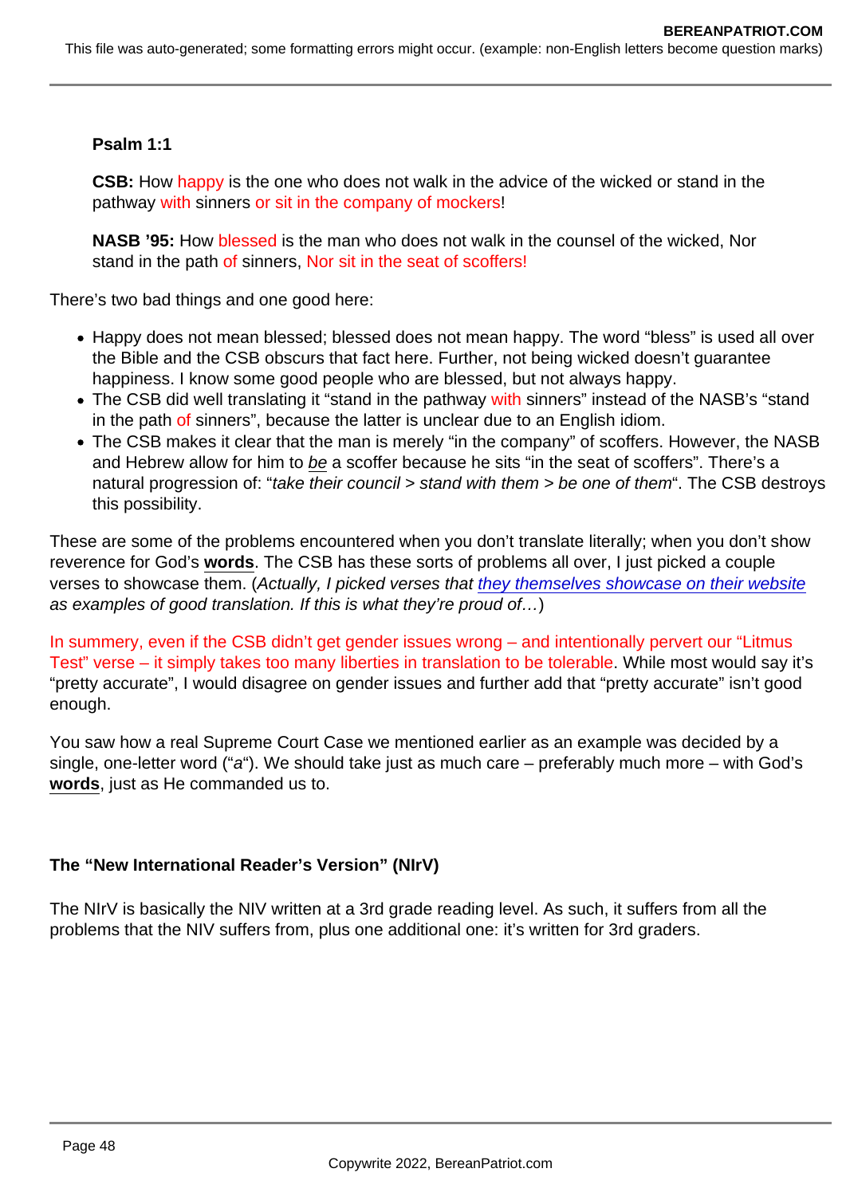**Psalm 1:1**

**CSB:** How happy is the one who does not walk in the advice of the wicked or stand in the pathway with sinners or sit in the company of mockers!

**NASB '95:** How blessed is the man who does not walk in the counsel of the wicked, Nor stand in the path of sinners, Nor sit in the seat of scoffers!

There's two bad things and one good here:

- Happy does not mean blessed; blessed does not mean happy. The word "bless" is used all over the Bible and the CSB obscurs that fact here. Further, not being wicked doesn't guarantee happiness. I know some good people who are blessed, but not always happy.
- The CSB did well translating it "stand in the pathway with sinners" instead of the NASB's "stand in the path of sinners", because the latter is unclear due to an English idiom.
- The CSB makes it clear that the man is merely "in the company" of scoffers. However, the NASB and Hebrew allow for him to _be_ a scoffer because he sits "in the seat of scoffers". There's a natural progression of: "*take their council > stand with them > be one of them*". The CSB destroys this possibility.

These are some of the problems encountered when you don't translate literally; when you don't show reverence for God's **words**. The CSB has these sorts of problems all over, I just picked a couple verses to showcase them. (*Actually, I picked verses that they themselves showcase on their website as examples of good translation. If this is what they're proud of…*)

In summery, even if the CSB didn't get gender issues wrong – and intentionally pervert our "Litmus Test" verse – it simply takes too many liberties in translation to be tolerable. While most would say it's "pretty accurate", I would disagree on gender issues and further add that "pretty accurate" isn't good enough.

You saw how a real Supreme Court Case we mentioned earlier as an example was decided by a single, one-letter word ("*a*"). We should take just as much care – preferably much more – with God's **words**, just as He commanded us to.

### The "New International Reader's Version" (NIrV)

The NIrV is basically the NIV written at a 3rd grade reading level. As such, it suffers from all the problems that the NIV suffers from, plus one additional one: it's written for 3rd graders.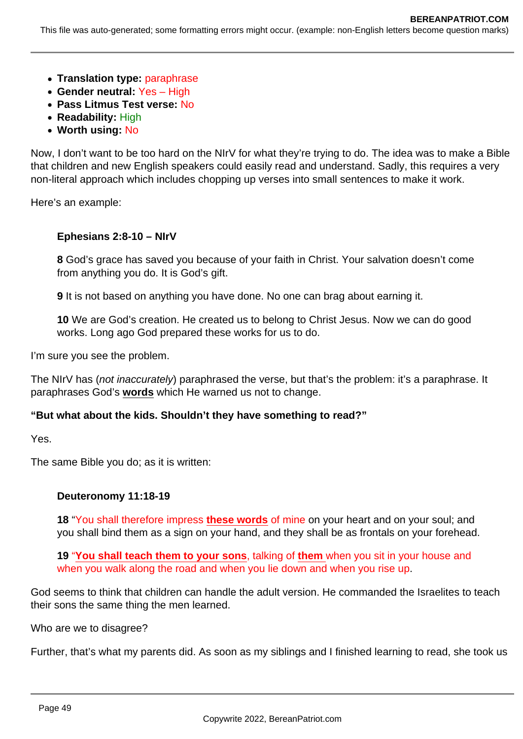- **Translation type:** paraphrase
- **Gender neutral:** Yes – High
- **Pass Litmus Test verse:** No
- **Readability:** High
- **Worth using:** No

Now, I don't want to be too hard on the NIrV for what they're trying to do. The idea was to make a Bible that children and new English speakers could easily read and understand. Sadly, this requires a very non-literal approach which includes chopping up verses into small sentences to make it work.

Here's an example:

> **Ephesians 2:8-10 – NIrV**
>
> **8** God's grace has saved you because of your faith in Christ. Your salvation doesn't come from anything you do. It is God's gift.
>
> **9** It is not based on anything you have done. No one can brag about earning it.
>
> **10** We are God's creation. He created us to belong to Christ Jesus. Now we can do good works. Long ago God prepared these works for us to do.

I'm sure you see the problem.

The NIrV has (*not inaccurately*) paraphrased the verse, but that's the problem: it's a paraphrase. It paraphrases God's **words** which He warned us not to change.

**"But what about the kids. Shouldn't they have something to read?"**

Yes.

The same Bible you do; as it is written:

> **Deuteronomy 11:18-19**
>
> **18** "You shall therefore impress **these words** of mine on your heart and on your soul; and you shall bind them as a sign on your hand, and they shall be as frontals on your forehead.
>
> **19** "**You shall teach them to your sons**, talking of **them** when you sit in your house and when you walk along the road and when you lie down and when you rise up.

God seems to think that children can handle the adult version. He commanded the Israelites to teach their sons the same thing the men learned.

Who are we to disagree?

Further, that's what my parents did. As soon as my siblings and I finished learning to read, she took us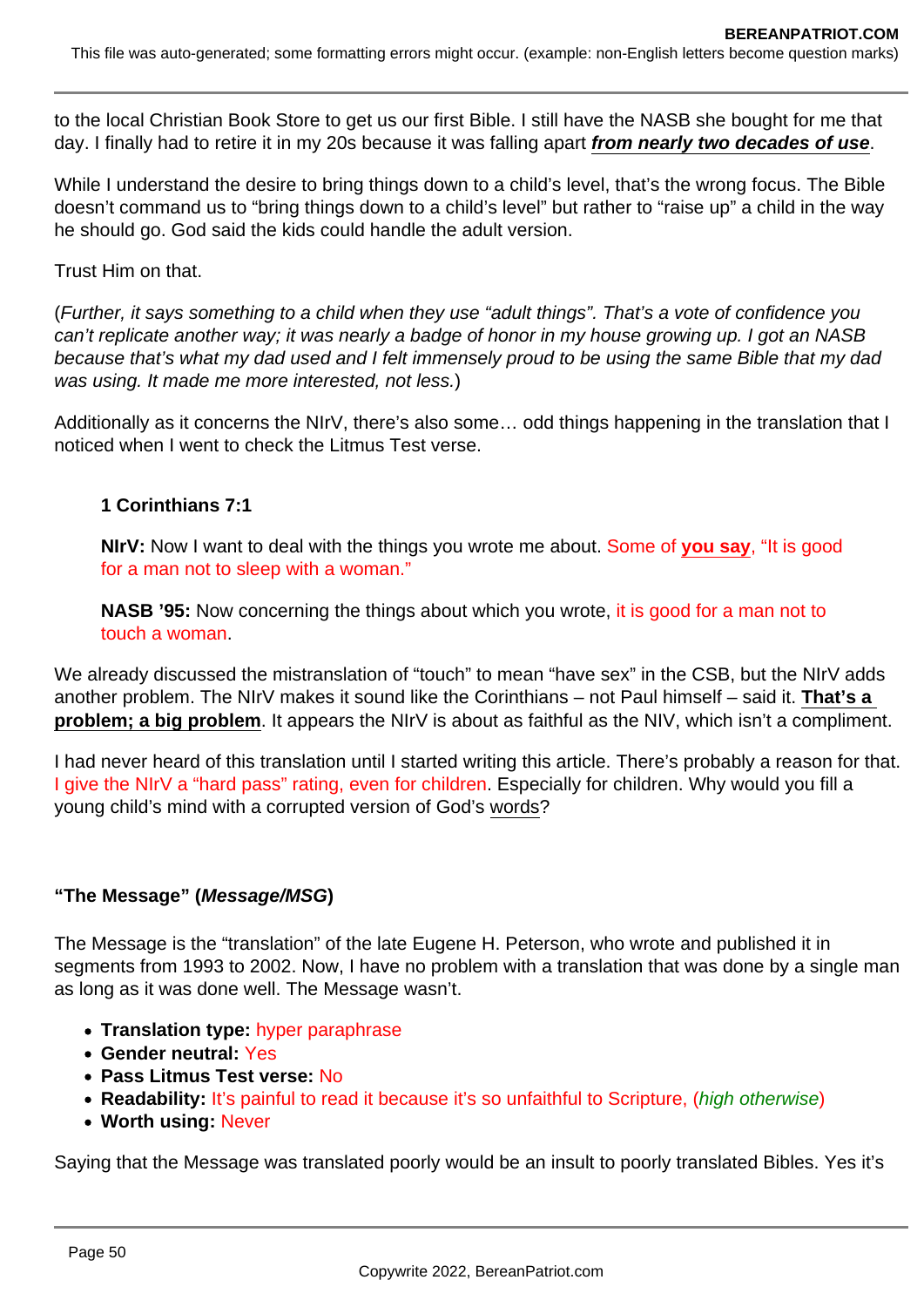to the local Christian Book Store to get us our first Bible. I still have the NASB she bought for me that day. I finally had to retire it in my 20s because it was falling apart ***from nearly two decades of use***.

While I understand the desire to bring things down to a child's level, that's the wrong focus. The Bible doesn't command us to "bring things down to a child's level" but rather to "raise up" a child in the way he should go. God said the kids could handle the adult version.

Trust Him on that.

(*Further, it says something to a child when they use "adult things". That's a vote of confidence you can't replicate another way; it was nearly a badge of honor in my house growing up. I got an NASB because that's what my dad used and I felt immensely proud to be using the same Bible that my dad was using. It made me more interested, not less.*)

Additionally as it concerns the NIrV, there's also some… odd things happening in the translation that I noticed when I went to check the Litmus Test verse.

> **1 Corinthians 7:1**
>
> **NIrV:** Now I want to deal with the things you wrote me about. Some of **you say**, "It is good for a man not to sleep with a woman."
>
> **NASB '95:** Now concerning the things about which you wrote, it is good for a man not to touch a woman.

We already discussed the mistranslation of "touch" to mean "have sex" in the CSB, but the NIrV adds another problem. The NIrV makes it sound like the Corinthians – not Paul himself – said it. **That's a problem; a big problem**. It appears the NIrV is about as faithful as the NIV, which isn't a compliment.

I had never heard of this translation until I started writing this article. There's probably a reason for that. I give the NIrV a "hard pass" rating, even for children. Especially for children. Why would you fill a young child's mind with a corrupted version of God's words?

**"The Message" (*Message/MSG*)**

The Message is the "translation" of the late Eugene H. Peterson, who wrote and published it in segments from 1993 to 2002. Now, I have no problem with a translation that was done by a single man as long as it was done well. The Message wasn't.

- **Translation type:** hyper paraphrase
- **Gender neutral:** Yes
- **Pass Litmus Test verse:** No
- **Readability:** It's painful to read it because it's so unfaithful to Scripture, (*high otherwise*)
- **Worth using:** Never

Saying that the Message was translated poorly would be an insult to poorly translated Bibles. Yes it's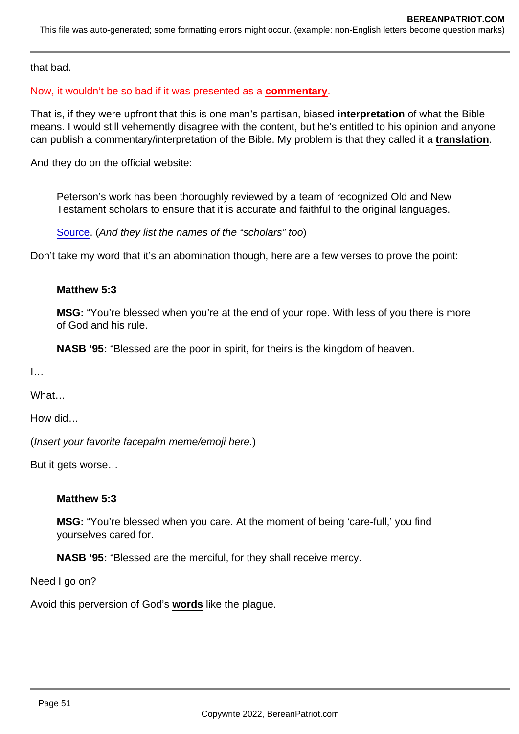that bad.

Now, it wouldn't be so bad if it was presented as a **commentary**.

That is, if they were upfront that this is one man's partisan, biased **interpretation** of what the Bible means. I would still vehemently disagree with the content, but he's entitled to his opinion and anyone can publish a commentary/interpretation of the Bible. My problem is that they called it a **translation**.

And they do on the official website:

> Peterson's work has been thoroughly reviewed by a team of recognized Old and New Testament scholars to ensure that it is accurate and faithful to the original languages.
>
> Source. (*And they list the names of the "scholars" too*)

Don't take my word that it's an abomination though, here are a few verses to prove the point:

> **Matthew 5:3**
>
> **MSG:** "You're blessed when you're at the end of your rope. With less of you there is more of God and his rule.
>
> **NASB '95:** "Blessed are the poor in spirit, for theirs is the kingdom of heaven.

I…

What…

How did…

(*Insert your favorite facepalm meme/emoji here.*)

But it gets worse…

> **Matthew 5:3**
>
> **MSG:** "You're blessed when you care. At the moment of being 'care-full,' you find yourselves cared for.
>
> **NASB '95:** "Blessed are the merciful, for they shall receive mercy.

Need I go on?

Avoid this perversion of God's **words** like the plague.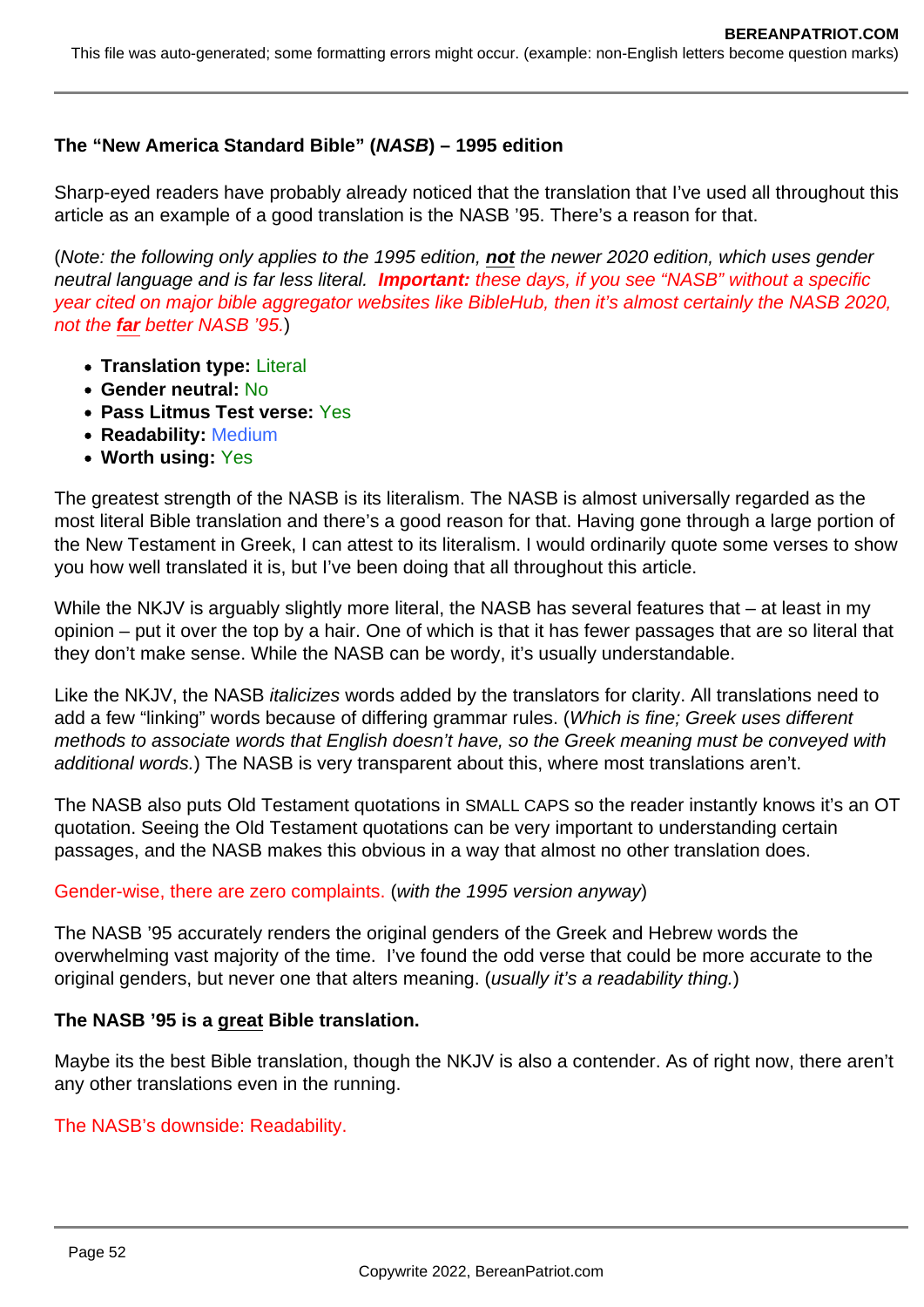**The “New America Standard Bible” (*NASB*) – 1995 edition**

Sharp-eyed readers have probably already noticed that the translation that I’ve used all throughout this article as an example of a good translation is the NASB ’95. There’s a reason for that.

(*Note: the following only applies to the 1995 edition, **not** the newer 2020 edition, which uses gender neutral language and is far less literal.* ***Important:*** *these days, if you see “NASB” without a specific year cited on major bible aggregator websites like BibleHub, then it’s almost certainly the NASB 2020, not the **far** better NASB ’95.*)

- **Translation type:** Literal
- **Gender neutral:** No
- **Pass Litmus Test verse:** Yes
- **Readability:** Medium
- **Worth using:** Yes

The greatest strength of the NASB is its literalism. The NASB is almost universally regarded as the most literal Bible translation and there’s a good reason for that. Having gone through a large portion of the New Testament in Greek, I can attest to its literalism. I would ordinarily quote some verses to show you how well translated it is, but I’ve been doing that all throughout this article.

While the NKJV is arguably slightly more literal, the NASB has several features that – at least in my opinion – put it over the top by a hair. One of which is that it has fewer passages that are so literal that they don’t make sense. While the NASB can be wordy, it’s usually understandable.

Like the NKJV, the NASB *italicizes* words added by the translators for clarity. All translations need to add a few “linking” words because of differing grammar rules. (*Which is fine; Greek uses different methods to associate words that English doesn’t have, so the Greek meaning must be conveyed with additional words.*) The NASB is very transparent about this, where most translations aren’t.

The NASB also puts Old Testament quotations in SMALL CAPS so the reader instantly knows it’s an OT quotation. Seeing the Old Testament quotations can be very important to understanding certain passages, and the NASB makes this obvious in a way that almost no other translation does.

Gender-wise, there are zero complaints. (*with the 1995 version anyway*)

The NASB ’95 accurately renders the original genders of the Greek and Hebrew words the overwhelming vast majority of the time. I’ve found the odd verse that could be more accurate to the original genders, but never one that alters meaning. (*usually it’s a readability thing.*)

**The NASB ’95 is a great Bible translation.**

Maybe its the best Bible translation, though the NKJV is also a contender. As of right now, there aren’t any other translations even in the running.

The NASB’s downside: Readability.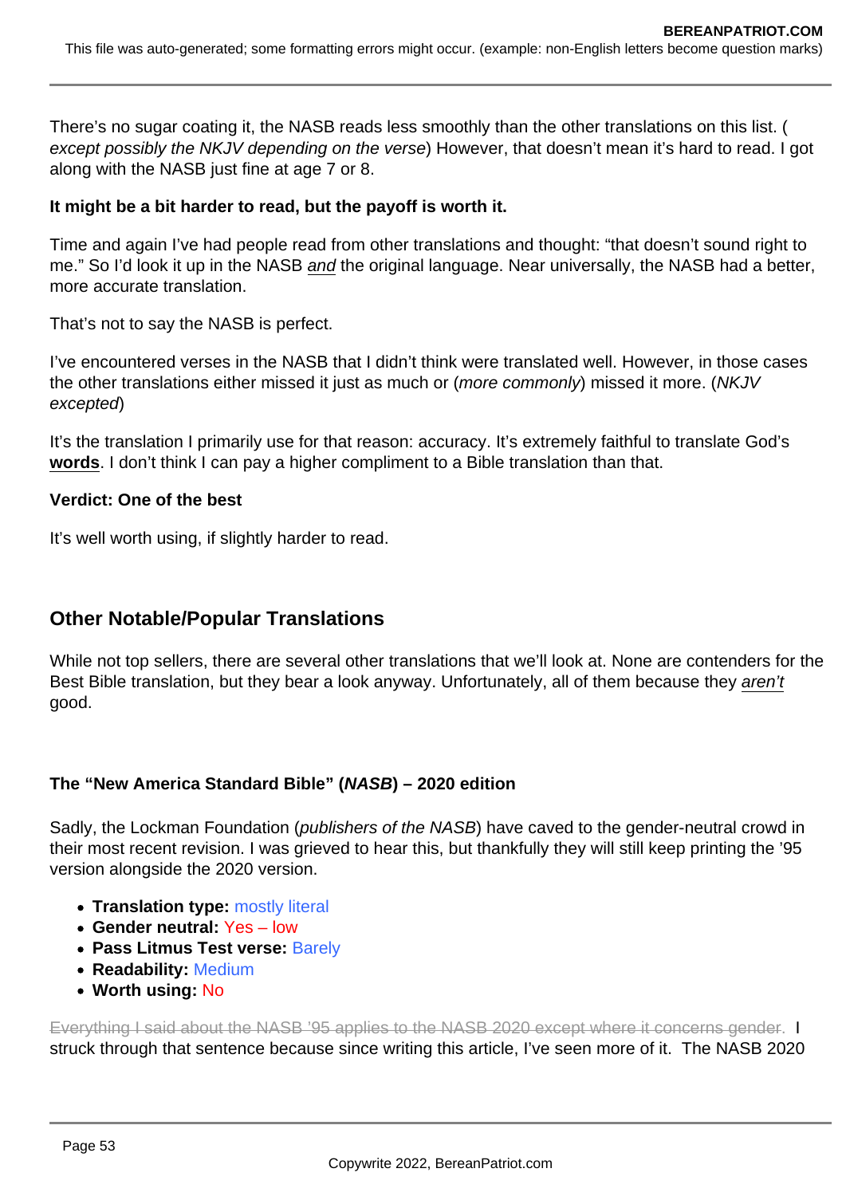There's no sugar coating it, the NASB reads less smoothly than the other translations on this list. (*except possibly the NKJV depending on the verse*) However, that doesn't mean it's hard to read. I got along with the NASB just fine at age 7 or 8.

**It might be a bit harder to read, but the payoff is worth it.**

Time and again I've had people read from other translations and thought: "that doesn't sound right to me." So I'd look it up in the NASB *and* the original language. Near universally, the NASB had a better, more accurate translation.

That's not to say the NASB is perfect.

I've encountered verses in the NASB that I didn't think were translated well. However, in those cases the other translations either missed it just as much or (*more commonly*) missed it more. (*NKJV excepted*)

It's the translation I primarily use for that reason: accuracy. It's extremely faithful to translate God's **words**. I don't think I can pay a higher compliment to a Bible translation than that.

**Verdict: One of the best**

It's well worth using, if slightly harder to read.

## Other Notable/Popular Translations

While not top sellers, there are several other translations that we'll look at. None are contenders for the Best Bible translation, but they bear a look anyway. Unfortunately, all of them because they *aren't* good.

### The "New America Standard Bible" (*NASB*) – 2020 edition

Sadly, the Lockman Foundation (*publishers of the NASB*) have caved to the gender-neutral crowd in their most recent revision. I was grieved to hear this, but thankfully they will still keep printing the '95 version alongside the 2020 version.

- **Translation type:** mostly literal
- **Gender neutral:** Yes – low
- **Pass Litmus Test verse:** Barely
- **Readability:** Medium
- **Worth using:** No

~~Everything I said about the NASB '95 applies to the NASB 2020 except where it concerns gender.~~ I struck through that sentence because since writing this article, I've seen more of it. The NASB 2020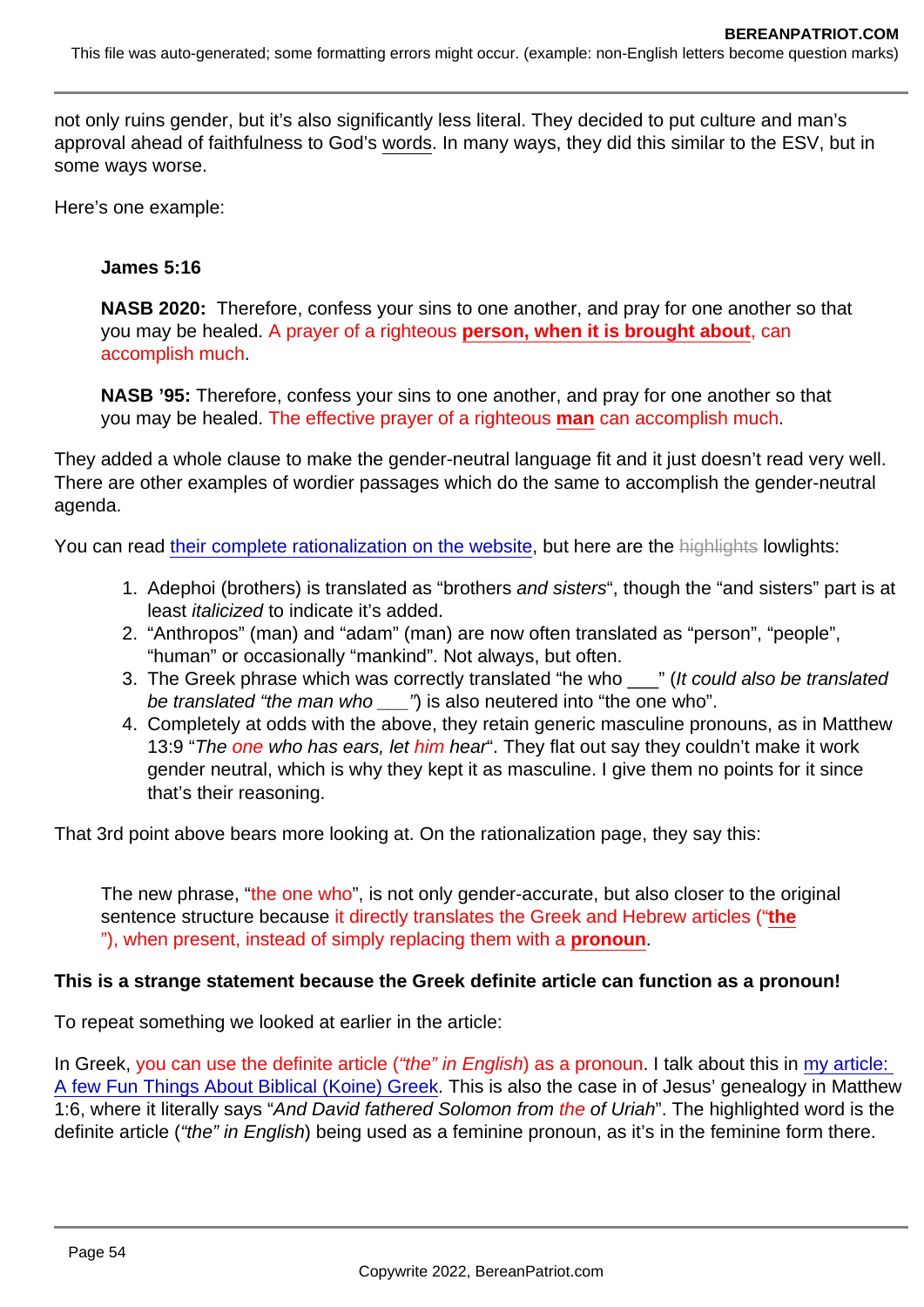not only ruins gender, but it's also significantly less literal. They decided to put culture and man's approval ahead of faithfulness to God's words. In many ways, they did this similar to the ESV, but in some ways worse.

Here's one example:

> **James 5:16**
>
> **NASB 2020:** Therefore, confess your sins to one another, and pray for one another so that you may be healed. A prayer of a righteous **person, when it is brought about**, can accomplish much.
>
> **NASB '95:** Therefore, confess your sins to one another, and pray for one another so that you may be healed. The effective prayer of a righteous **man** can accomplish much.

They added a whole clause to make the gender-neutral language fit and it just doesn't read very well. There are other examples of wordier passages which do the same to accomplish the gender-neutral agenda.

You can read their complete rationalization on the website, but here are the ~~highlights~~ lowlights:

1. Adephoi (brothers) is translated as "brothers *and sisters*", though the "and sisters" part is at least *italicized* to indicate it's added.
2. "Anthropos" (man) and "adam" (man) are now often translated as "person", "people", "human" or occasionally "mankind". Not always, but often.
3. The Greek phrase which was correctly translated "he who ___" (*It could also be translated be translated "the man who ___"*) is also neutered into "the one who".
4. Completely at odds with the above, they retain generic masculine pronouns, as in Matthew 13:9 "*The one who has ears, let him hear*". They flat out say they couldn't make it work gender neutral, which is why they kept it as masculine. I give them no points for it since that's their reasoning.

That 3rd point above bears more looking at. On the rationalization page, they say this:

> The new phrase, "the one who", is not only gender-accurate, but also closer to the original sentence structure because it directly translates the Greek and Hebrew articles ("**the**"), when present, instead of simply replacing them with a **pronoun**.

**This is a strange statement because the Greek definite article can function as a pronoun!**

To repeat something we looked at earlier in the article:

In Greek, you can use the definite article (*"the" in English*) as a pronoun. I talk about this in my article: A few Fun Things About Biblical (Koine) Greek. This is also the case in of Jesus' genealogy in Matthew 1:6, where it literally says "*And David fathered Solomon from the of Uriah*". The highlighted word is the definite article (*"the" in English*) being used as a feminine pronoun, as it's in the feminine form there.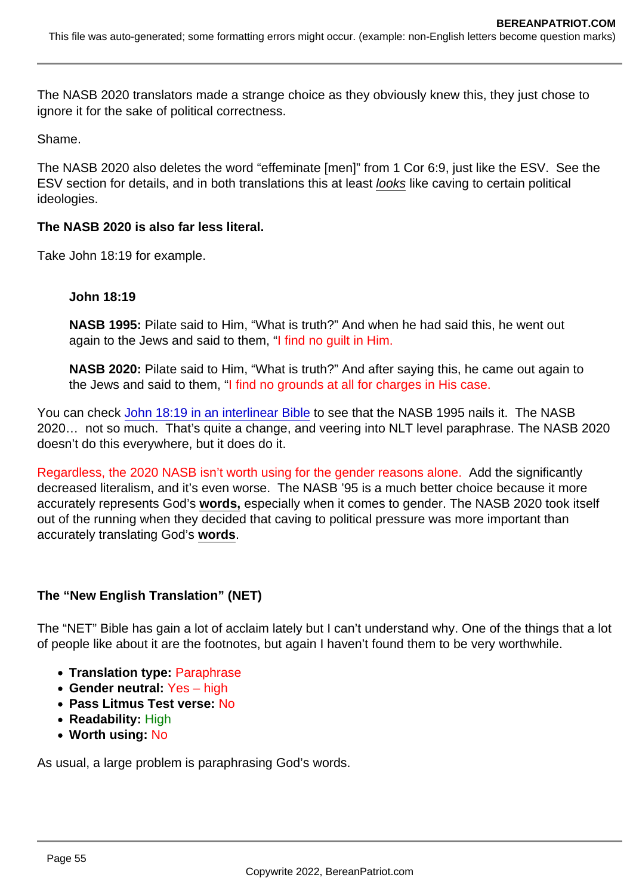The NASB 2020 translators made a strange choice as they obviously knew this, they just chose to ignore it for the sake of political correctness.

Shame.

The NASB 2020 also deletes the word "effeminate [men]" from 1 Cor 6:9, just like the ESV. See the ESV section for details, and in both translations this at least *looks* like caving to certain political ideologies.

**The NASB 2020 is also far less literal.**

Take John 18:19 for example.

> **John 18:19**
>
> **NASB 1995:** Pilate said to Him, "What is truth?" And when he had said this, he went out again to the Jews and said to them, "I find no guilt in Him.
>
> **NASB 2020:** Pilate said to Him, "What is truth?" And after saying this, he came out again to the Jews and said to them, "I find no grounds at all for charges in His case.

You can check John 18:19 in an interlinear Bible to see that the NASB 1995 nails it. The NASB 2020… not so much. That's quite a change, and veering into NLT level paraphrase. The NASB 2020 doesn't do this everywhere, but it does do it.

Regardless, the 2020 NASB isn't worth using for the gender reasons alone. Add the significantly decreased literalism, and it's even worse. The NASB '95 is a much better choice because it more accurately represents God's **words,** especially when it comes to gender. The NASB 2020 took itself out of the running when they decided that caving to political pressure was more important than accurately translating God's **words**.

**The "New English Translation" (NET)**

The "NET" Bible has gain a lot of acclaim lately but I can't understand why. One of the things that a lot of people like about it are the footnotes, but again I haven't found them to be very worthwhile.

- **Translation type:** Paraphrase
- **Gender neutral:** Yes – high
- **Pass Litmus Test verse:** No
- **Readability:** High
- **Worth using:** No

As usual, a large problem is paraphrasing God's words.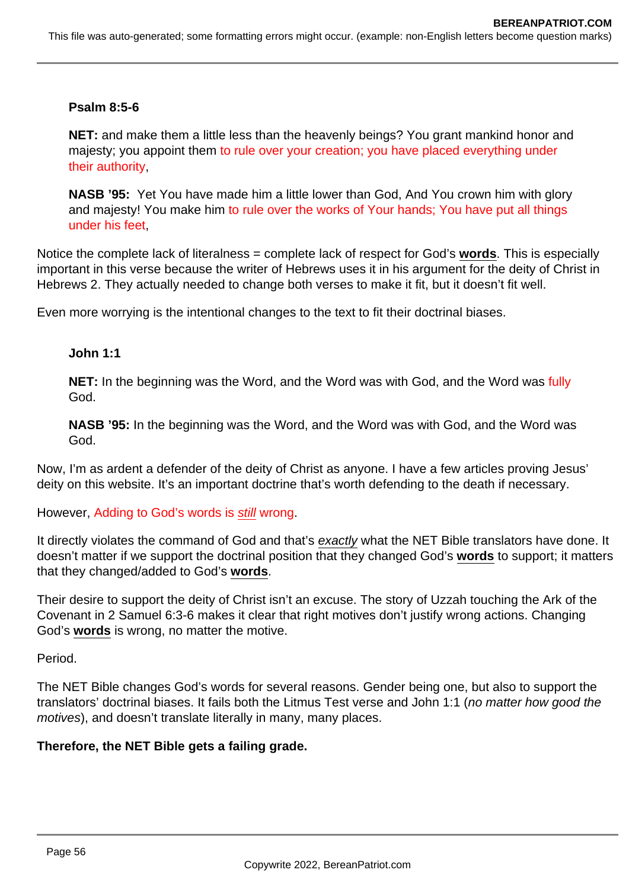> **Psalm 8:5-6**
>
> **NET:** and make them a little less than the heavenly beings? You grant mankind honor and majesty; you appoint them to rule over your creation; you have placed everything under their authority,
>
> **NASB ’95:** Yet You have made him a little lower than God, And You crown him with glory and majesty! You make him to rule over the works of Your hands; You have put all things under his feet,

Notice the complete lack of literalness = complete lack of respect for God’s **words**. This is especially important in this verse because the writer of Hebrews uses it in his argument for the deity of Christ in Hebrews 2. They actually needed to change both verses to make it fit, but it doesn’t fit well.

Even more worrying is the intentional changes to the text to fit their doctrinal biases.

> **John 1:1**
>
> **NET:** In the beginning was the Word, and the Word was with God, and the Word was fully God.
>
> **NASB ’95:** In the beginning was the Word, and the Word was with God, and the Word was God.

Now, I’m as ardent a defender of the deity of Christ as anyone. I have a few articles proving Jesus’ deity on this website. It’s an important doctrine that’s worth defending to the death if necessary.

However, Adding to God’s words is *still* wrong.

It directly violates the command of God and that’s *exactly* what the NET Bible translators have done. It doesn’t matter if we support the doctrinal position that they changed God’s **words** to support; it matters that they changed/added to God’s **words**.

Their desire to support the deity of Christ isn’t an excuse. The story of Uzzah touching the Ark of the Covenant in 2 Samuel 6:3-6 makes it clear that right motives don’t justify wrong actions. Changing God’s **words** is wrong, no matter the motive.

Period.

The NET Bible changes God’s words for several reasons. Gender being one, but also to support the translators’ doctrinal biases. It fails both the Litmus Test verse and John 1:1 (*no matter how good the motives*), and doesn’t translate literally in many, many places.

**Therefore, the NET Bible gets a failing grade.**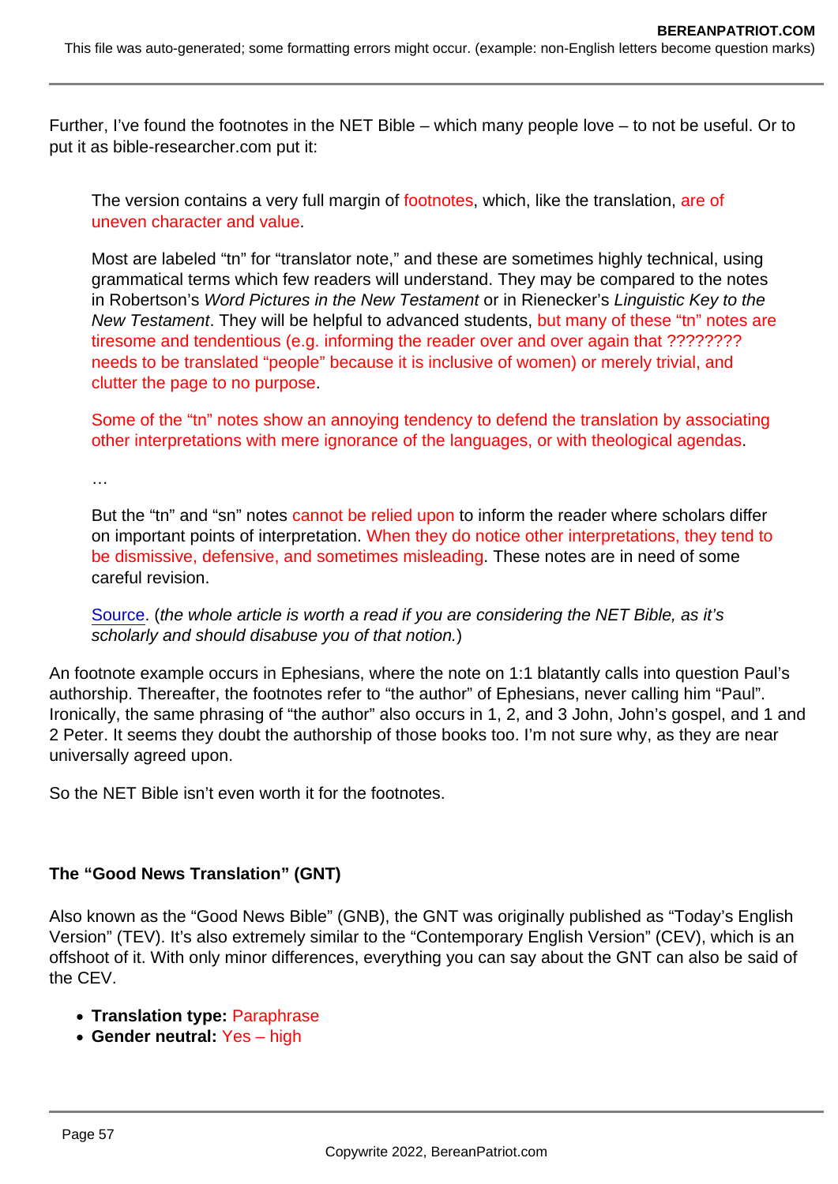Further, I've found the footnotes in the NET Bible – which many people love – to not be useful. Or to put it as bible-researcher.com put it:

> The version contains a very full margin of footnotes, which, like the translation, are of uneven character and value.
>
> Most are labeled "tn" for "translator note," and these are sometimes highly technical, using grammatical terms which few readers will understand. They may be compared to the notes in Robertson's *Word Pictures in the New Testament* or in Rienecker's *Linguistic Key to the New Testament*. They will be helpful to advanced students, but many of these "tn" notes are tiresome and tendentious (e.g. informing the reader over and over again that ???????? needs to be translated "people" because it is inclusive of women) or merely trivial, and clutter the page to no purpose.
>
> Some of the "tn" notes show an annoying tendency to defend the translation by associating other interpretations with mere ignorance of the languages, or with theological agendas.
>
> …
>
> But the "tn" and "sn" notes cannot be relied upon to inform the reader where scholars differ on important points of interpretation. When they do notice other interpretations, they tend to be dismissive, defensive, and sometimes misleading. These notes are in need of some careful revision.
>
> Source. (*the whole article is worth a read if you are considering the NET Bible, as it's scholarly and should disabuse you of that notion.*)

An footnote example occurs in Ephesians, where the note on 1:1 blatantly calls into question Paul's authorship. Thereafter, the footnotes refer to "the author" of Ephesians, never calling him "Paul". Ironically, the same phrasing of "the author" also occurs in 1, 2, and 3 John, John's gospel, and 1 and 2 Peter. It seems they doubt the authorship of those books too. I'm not sure why, as they are near universally agreed upon.

So the NET Bible isn't even worth it for the footnotes.

**The "Good News Translation" (GNT)**

Also known as the "Good News Bible" (GNB), the GNT was originally published as "Today's English Version" (TEV). It's also extremely similar to the "Contemporary English Version" (CEV), which is an offshoot of it. With only minor differences, everything you can say about the GNT can also be said of the CEV.

- **Translation type:** Paraphrase
- **Gender neutral:** Yes – high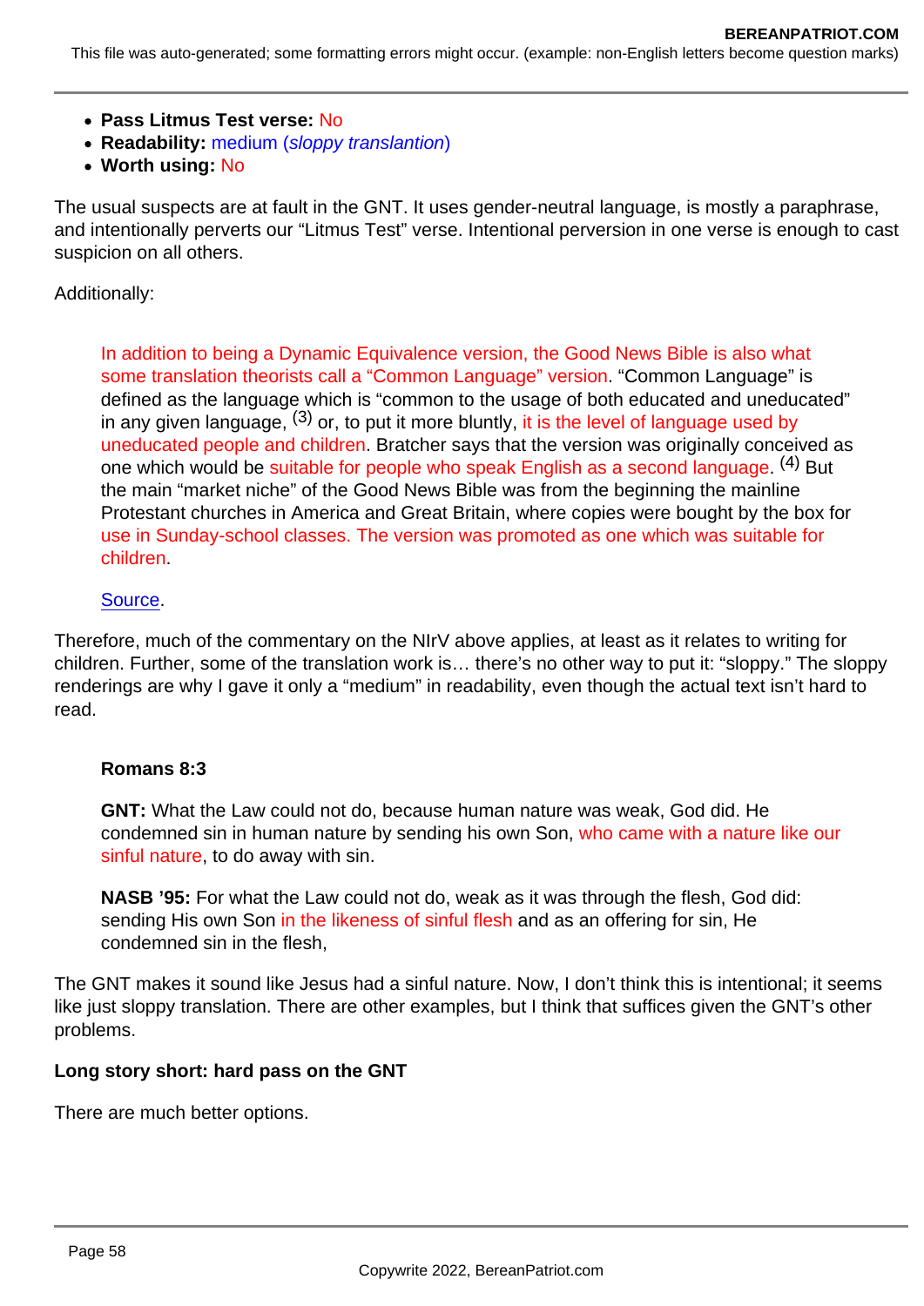- **Pass Litmus Test verse:** No
- **Readability:** medium (*sloppy translantion*)
- **Worth using:** No

The usual suspects are at fault in the GNT. It uses gender-neutral language, is mostly a paraphrase, and intentionally perverts our "Litmus Test" verse. Intentional perversion in one verse is enough to cast suspicion on all others.

Additionally:

> In addition to being a Dynamic Equivalence version, the Good News Bible is also what some translation theorists call a "Common Language" version. "Common Language" is defined as the language which is "common to the usage of both educated and uneducated" in any given language, [(3)] or, to put it more bluntly, it is the level of language used by uneducated people and children. Bratcher says that the version was originally conceived as one which would be suitable for people who speak English as a second language. [(4)] But the main "market niche" of the Good News Bible was from the beginning the mainline Protestant churches in America and Great Britain, where copies were bought by the box for use in Sunday-school classes. The version was promoted as one which was suitable for children.
>
> Source.

Therefore, much of the commentary on the NIrV above applies, at least as it relates to writing for children. Further, some of the translation work is… there's no other way to put it: "sloppy." The sloppy renderings are why I gave it only a "medium" in readability, even though the actual text isn't hard to read.

> **Romans 8:3**
>
> **GNT:** What the Law could not do, because human nature was weak, God did. He condemned sin in human nature by sending his own Son, who came with a nature like our sinful nature, to do away with sin.
>
> **NASB '95:** For what the Law could not do, weak as it was through the flesh, God did: sending His own Son in the likeness of sinful flesh and as an offering for sin, He condemned sin in the flesh,

The GNT makes it sound like Jesus had a sinful nature. Now, I don't think this is intentional; it seems like just sloppy translation. There are other examples, but I think that suffices given the GNT's other problems.

**Long story short: hard pass on the GNT**

There are much better options.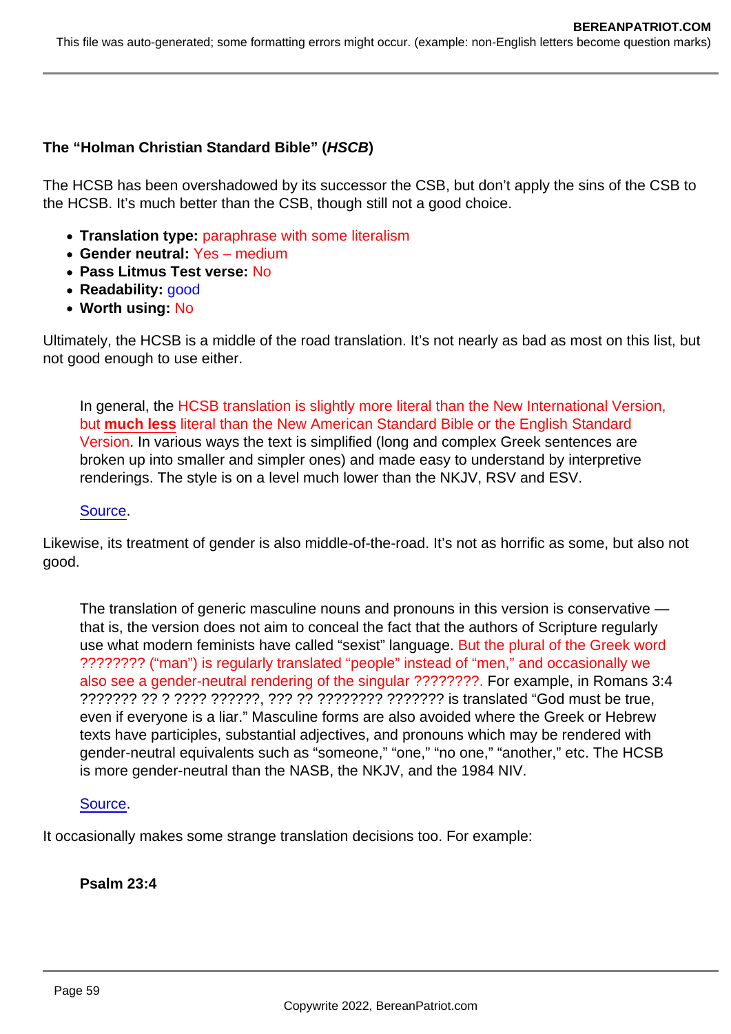**The "Holman Christian Standard Bible" (*HSCB*)**

The HCSB has been overshadowed by its successor the CSB, but don't apply the sins of the CSB to the HCSB. It's much better than the CSB, though still not a good choice.

- **Translation type:** paraphrase with some literalism
- **Gender neutral:** Yes – medium
- **Pass Litmus Test verse:** No
- **Readability:** good
- **Worth using:** No

Ultimately, the HCSB is a middle of the road translation. It's not nearly as bad as most on this list, but not good enough to use either.

> In general, the HCSB translation is slightly more literal than the New International Version, but **much less** literal than the New American Standard Bible or the English Standard Version. In various ways the text is simplified (long and complex Greek sentences are broken up into smaller and simpler ones) and made easy to understand by interpretive renderings. The style is on a level much lower than the NKJV, RSV and ESV.
>
> Source.

Likewise, its treatment of gender is also middle-of-the-road. It's not as horrific as some, but also not good.

> The translation of generic masculine nouns and pronouns in this version is conservative — that is, the version does not aim to conceal the fact that the authors of Scripture regularly use what modern feminists have called "sexist" language. But the plural of the Greek word ???????? ("man") is regularly translated "people" instead of "men," and occasionally we also see a gender-neutral rendering of the singular ????????. For example, in Romans 3:4 ??????? ?? ? ???? ??????, ??? ?? ???????? ??????? is translated "God must be true, even if everyone is a liar." Masculine forms are also avoided where the Greek or Hebrew texts have participles, substantial adjectives, and pronouns which may be rendered with gender-neutral equivalents such as "someone," "one," "no one," "another," etc. The HCSB is more gender-neutral than the NASB, the NKJV, and the 1984 NIV.
>
> Source.

It occasionally makes some strange translation decisions too. For example:

> **Psalm 23:4**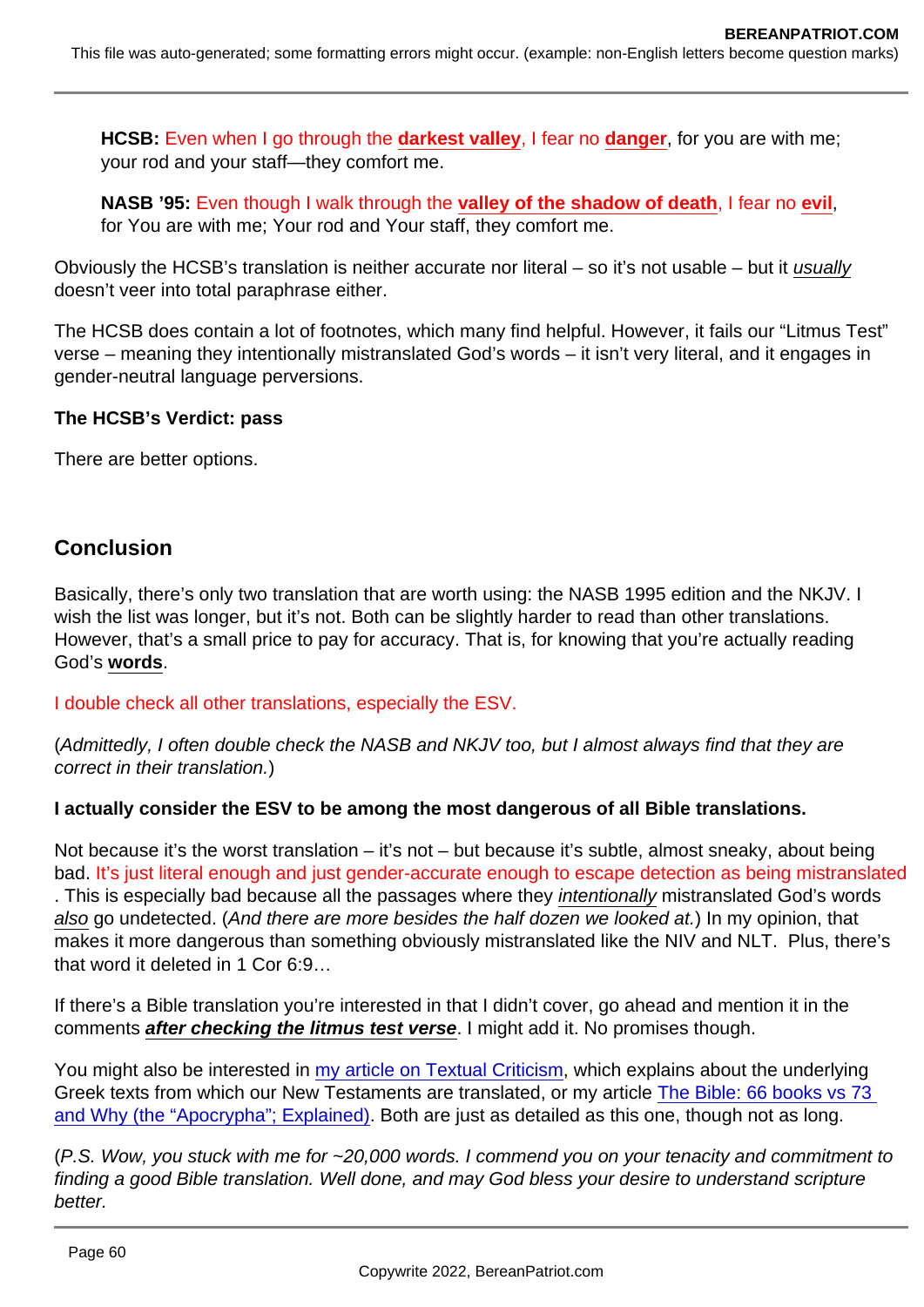**HCSB:** Even when I go through the **darkest valley**, I fear no **danger**, for you are with me; your rod and your staff—they comfort me.

**NASB '95:** Even though I walk through the **valley of the shadow of death**, I fear no **evil**, for You are with me; Your rod and Your staff, they comfort me.

Obviously the HCSB's translation is neither accurate nor literal – so it's not usable – but it *usually* doesn't veer into total paraphrase either.

The HCSB does contain a lot of footnotes, which many find helpful. However, it fails our "Litmus Test" verse – meaning they intentionally mistranslated God's words – it isn't very literal, and it engages in gender-neutral language perversions.

**The HCSB's Verdict: pass**

There are better options.

## Conclusion

Basically, there's only two translation that are worth using: the NASB 1995 edition and the NKJV. I wish the list was longer, but it's not. Both can be slightly harder to read than other translations. However, that's a small price to pay for accuracy. That is, for knowing that you're actually reading God's **words**.

I double check all other translations, especially the ESV.

(*Admittedly, I often double check the NASB and NKJV too, but I almost always find that they are correct in their translation.*)

**I actually consider the ESV to be among the most dangerous of all Bible translations.**

Not because it's the worst translation – it's not – but because it's subtle, almost sneaky, about being bad. It's just literal enough and just gender-accurate enough to escape detection as being mistranslated. This is especially bad because all the passages where they *intentionally* mistranslated God's words *also* go undetected. (*And there are more besides the half dozen we looked at.*) In my opinion, that makes it more dangerous than something obviously mistranslated like the NIV and NLT. Plus, there's that word it deleted in 1 Cor 6:9…

If there's a Bible translation you're interested in that I didn't cover, go ahead and mention it in the comments ***after checking the litmus test verse***. I might add it. No promises though.

You might also be interested in [my article on Textual Criticism](), which explains about the underlying Greek texts from which our New Testaments are translated, or my article [The Bible: 66 books vs 73 and Why (the "Apocrypha"; Explained)](). Both are just as detailed as this one, though not as long.

(*P.S. Wow, you stuck with me for ~20,000 words. I commend you on your tenacity and commitment to finding a good Bible translation. Well done, and may God bless your desire to understand scripture better.*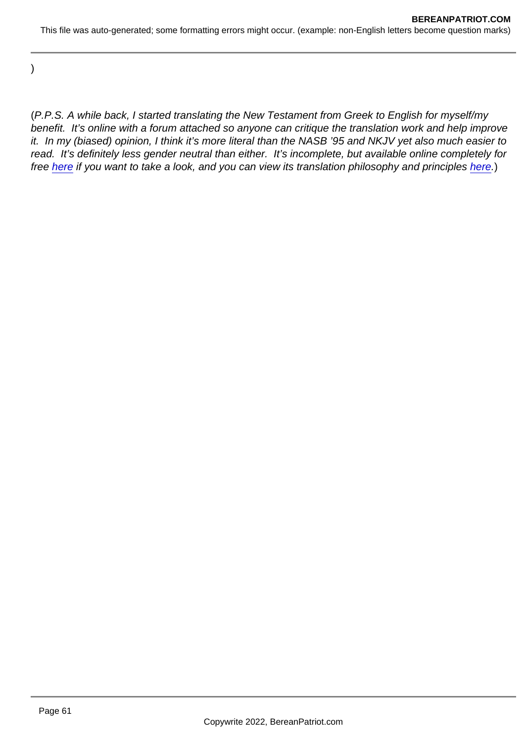)

(*P.P.S. A while back, I started translating the New Testament from Greek to English for myself/my benefit. It's online with a forum attached so anyone can critique the translation work and help improve it. In my (biased) opinion, I think it's more literal than the NASB '95 and NKJV yet also much easier to read. It's definitely less gender neutral than either. It's incomplete, but available online completely for free here if you want to take a look, and you can view its translation philosophy and principles here.*)